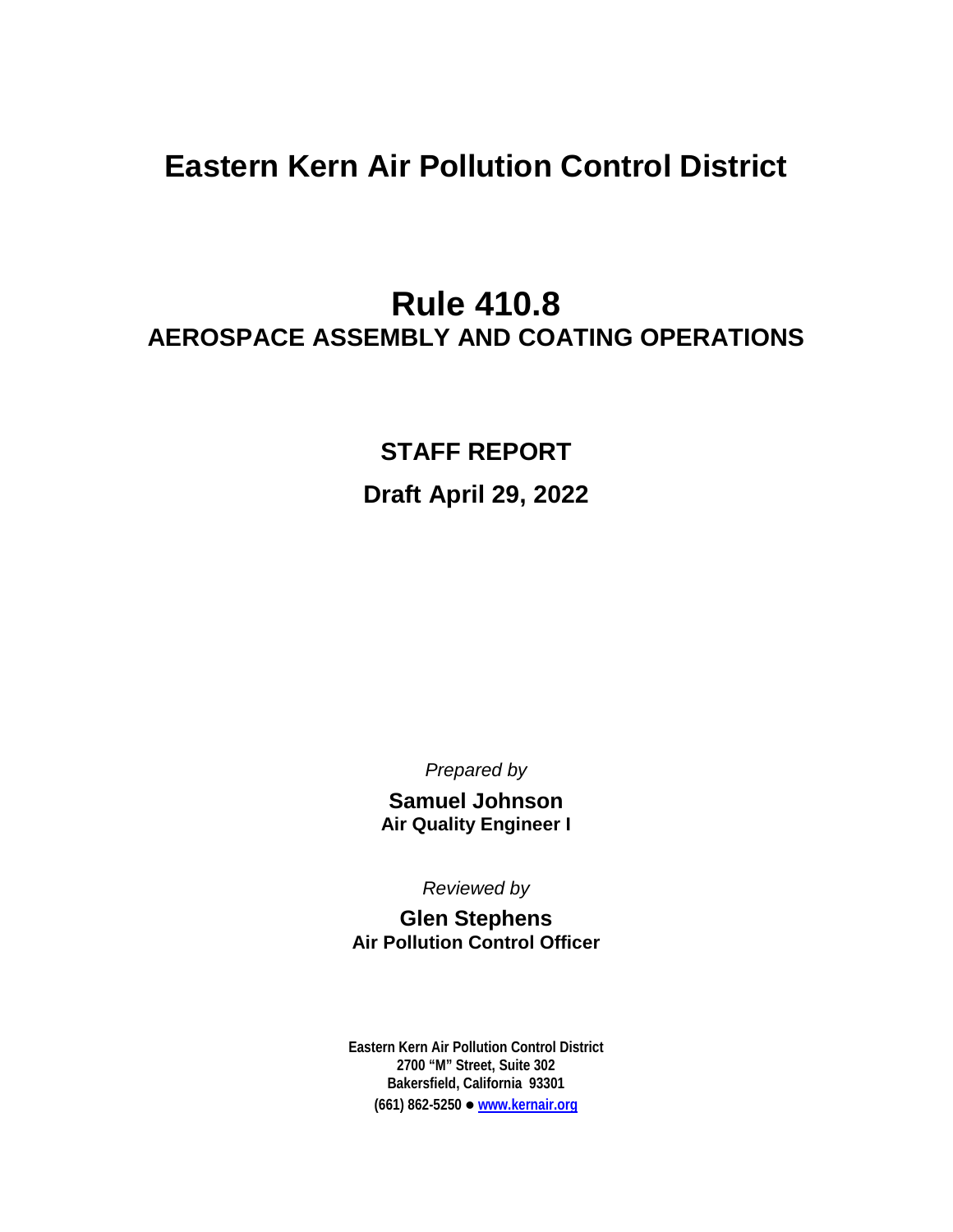# Eastern Kern Air Pollution Control District

# Rule 410.8
## AEROSPACE ASSEMBLY AND COATING OPERATIONS

## STAFF REPORT

## Draft April 29, 2022

*Prepared by*

**Samuel Johnson**
**Air Quality Engineer I**

*Reviewed by*

**Glen Stephens**
**Air Pollution Control Officer**

**Eastern Kern Air Pollution Control District**
**2700 "M" Street, Suite 302**
**Bakersfield, California 93301**
**(661) 862-5250 ● www.kernair.org**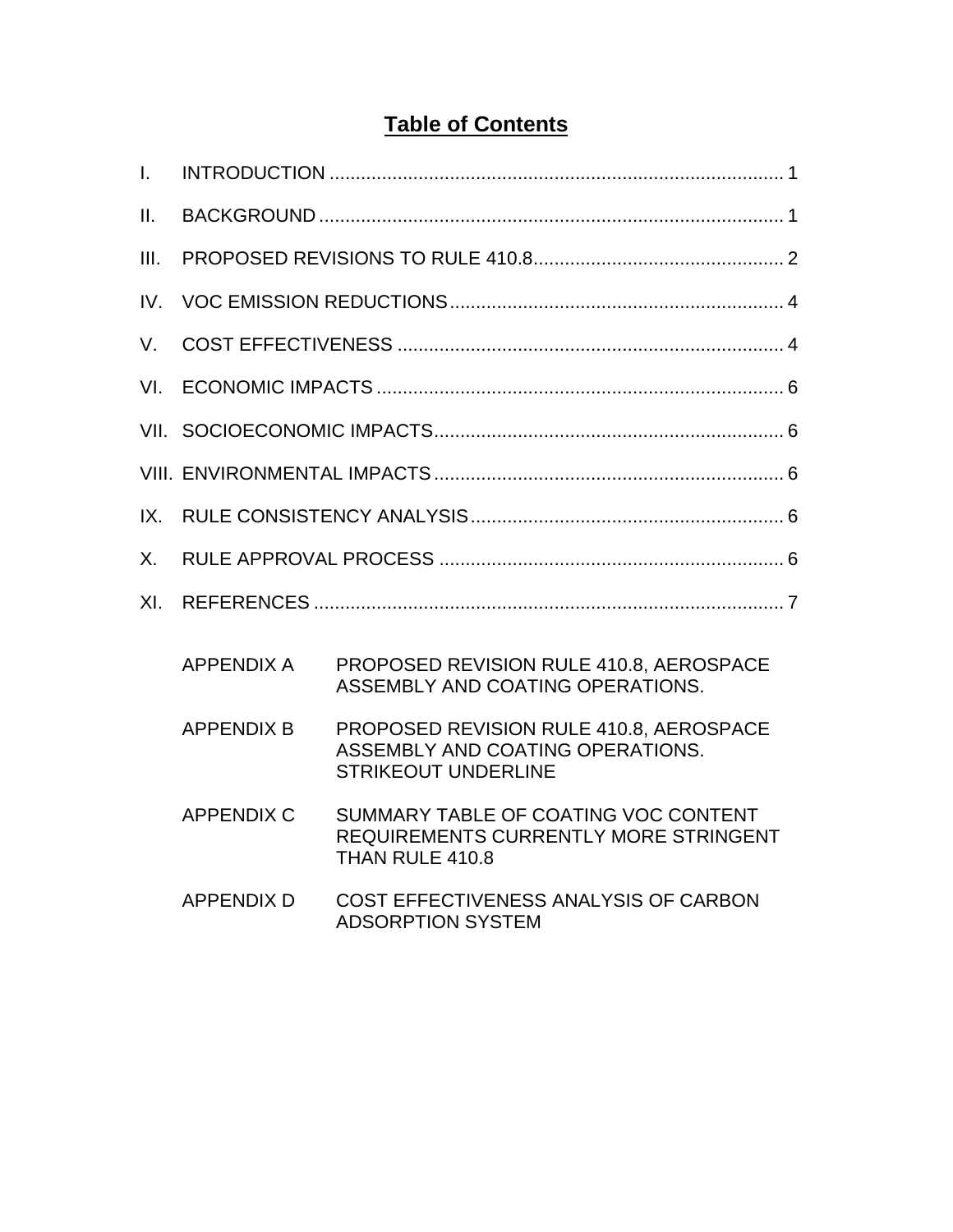# Table of Contents

I. INTRODUCTION ........................................................................................ 1

II. BACKGROUND ........................................................................................ 1

III. PROPOSED REVISIONS TO RULE 410.8................................................ 2

IV. VOC EMISSION REDUCTIONS ............................................................... 4

V. COST EFFECTIVENESS ......................................................................... 4

VI. ECONOMIC IMPACTS ............................................................................. 6

VII. SOCIOECONOMIC IMPACTS.................................................................. 6

VIII. ENVIRONMENTAL IMPACTS .................................................................. 6

IX. RULE CONSISTENCY ANALYSIS ........................................................... 6

X. RULE APPROVAL PROCESS ................................................................. 6

XI. REFERENCES ......................................................................................... 7

APPENDIX A PROPOSED REVISION RULE 410.8, AEROSPACE ASSEMBLY AND COATING OPERATIONS.

APPENDIX B PROPOSED REVISION RULE 410.8, AEROSPACE ASSEMBLY AND COATING OPERATIONS. STRIKEOUT UNDERLINE

APPENDIX C SUMMARY TABLE OF COATING VOC CONTENT REQUIREMENTS CURRENTLY MORE STRINGENT THAN RULE 410.8

APPENDIX D COST EFFECTIVENESS ANALYSIS OF CARBON ADSORPTION SYSTEM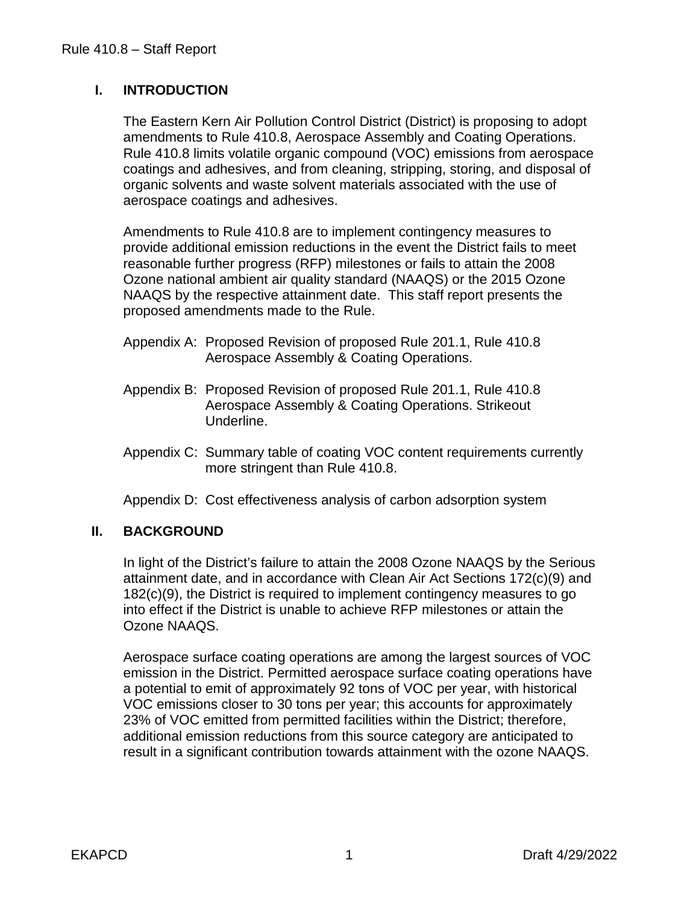## I. INTRODUCTION

The Eastern Kern Air Pollution Control District (District) is proposing to adopt amendments to Rule 410.8, Aerospace Assembly and Coating Operations. Rule 410.8 limits volatile organic compound (VOC) emissions from aerospace coatings and adhesives, and from cleaning, stripping, storing, and disposal of organic solvents and waste solvent materials associated with the use of aerospace coatings and adhesives.

Amendments to Rule 410.8 are to implement contingency measures to provide additional emission reductions in the event the District fails to meet reasonable further progress (RFP) milestones or fails to attain the 2008 Ozone national ambient air quality standard (NAAQS) or the 2015 Ozone NAAQS by the respective attainment date. This staff report presents the proposed amendments made to the Rule.

Appendix A: Proposed Revision of proposed Rule 201.1, Rule 410.8 Aerospace Assembly & Coating Operations.

Appendix B: Proposed Revision of proposed Rule 201.1, Rule 410.8 Aerospace Assembly & Coating Operations. Strikeout Underline.

Appendix C: Summary table of coating VOC content requirements currently more stringent than Rule 410.8.

Appendix D: Cost effectiveness analysis of carbon adsorption system

## II. BACKGROUND

In light of the District's failure to attain the 2008 Ozone NAAQS by the Serious attainment date, and in accordance with Clean Air Act Sections 172(c)(9) and 182(c)(9), the District is required to implement contingency measures to go into effect if the District is unable to achieve RFP milestones or attain the Ozone NAAQS.

Aerospace surface coating operations are among the largest sources of VOC emission in the District. Permitted aerospace surface coating operations have a potential to emit of approximately 92 tons of VOC per year, with historical VOC emissions closer to 30 tons per year; this accounts for approximately 23% of VOC emitted from permitted facilities within the District; therefore, additional emission reductions from this source category are anticipated to result in a significant contribution towards attainment with the ozone NAAQS.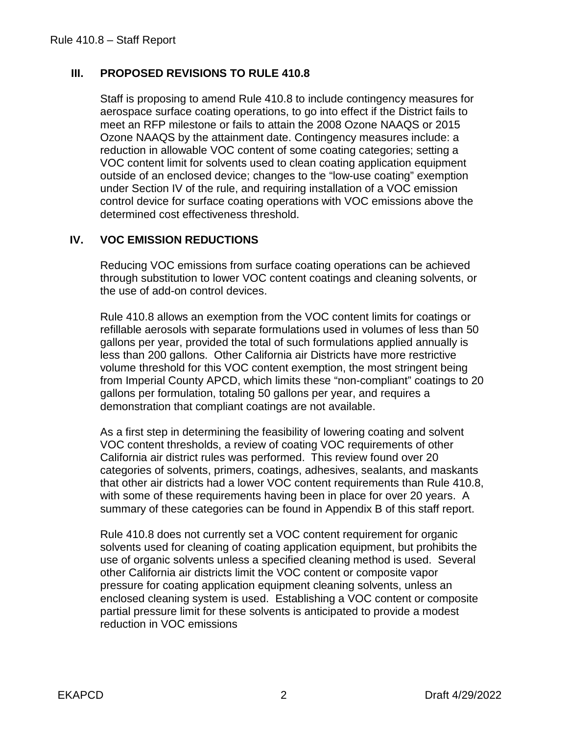## III. PROPOSED REVISIONS TO RULE 410.8

Staff is proposing to amend Rule 410.8 to include contingency measures for aerospace surface coating operations, to go into effect if the District fails to meet an RFP milestone or fails to attain the 2008 Ozone NAAQS or 2015 Ozone NAAQS by the attainment date. Contingency measures include: a reduction in allowable VOC content of some coating categories; setting a VOC content limit for solvents used to clean coating application equipment outside of an enclosed device; changes to the "low-use coating" exemption under Section IV of the rule, and requiring installation of a VOC emission control device for surface coating operations with VOC emissions above the determined cost effectiveness threshold.

## IV. VOC EMISSION REDUCTIONS

Reducing VOC emissions from surface coating operations can be achieved through substitution to lower VOC content coatings and cleaning solvents, or the use of add-on control devices.

Rule 410.8 allows an exemption from the VOC content limits for coatings or refillable aerosols with separate formulations used in volumes of less than 50 gallons per year, provided the total of such formulations applied annually is less than 200 gallons. Other California air Districts have more restrictive volume threshold for this VOC content exemption, the most stringent being from Imperial County APCD, which limits these "non-compliant" coatings to 20 gallons per formulation, totaling 50 gallons per year, and requires a demonstration that compliant coatings are not available.

As a first step in determining the feasibility of lowering coating and solvent VOC content thresholds, a review of coating VOC requirements of other California air district rules was performed. This review found over 20 categories of solvents, primers, coatings, adhesives, sealants, and maskants that other air districts had a lower VOC content requirements than Rule 410.8, with some of these requirements having been in place for over 20 years. A summary of these categories can be found in Appendix B of this staff report.

Rule 410.8 does not currently set a VOC content requirement for organic solvents used for cleaning of coating application equipment, but prohibits the use of organic solvents unless a specified cleaning method is used. Several other California air districts limit the VOC content or composite vapor pressure for coating application equipment cleaning solvents, unless an enclosed cleaning system is used. Establishing a VOC content or composite partial pressure limit for these solvents is anticipated to provide a modest reduction in VOC emissions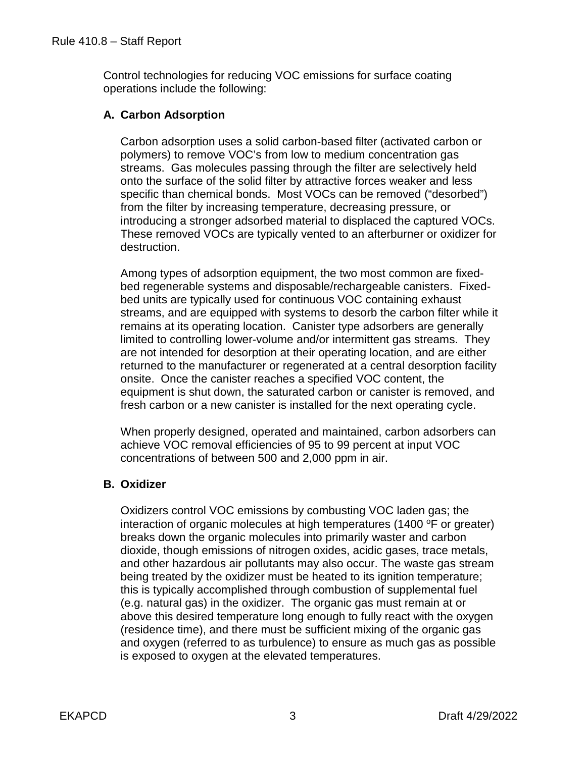Control technologies for reducing VOC emissions for surface coating operations include the following:

### A. Carbon Adsorption

Carbon adsorption uses a solid carbon-based filter (activated carbon or polymers) to remove VOC's from low to medium concentration gas streams. Gas molecules passing through the filter are selectively held onto the surface of the solid filter by attractive forces weaker and less specific than chemical bonds. Most VOCs can be removed ("desorbed") from the filter by increasing temperature, decreasing pressure, or introducing a stronger adsorbed material to displaced the captured VOCs. These removed VOCs are typically vented to an afterburner or oxidizer for destruction.

Among types of adsorption equipment, the two most common are fixed-bed regenerable systems and disposable/rechargeable canisters. Fixed-bed units are typically used for continuous VOC containing exhaust streams, and are equipped with systems to desorb the carbon filter while it remains at its operating location. Canister type adsorbers are generally limited to controlling lower-volume and/or intermittent gas streams. They are not intended for desorption at their operating location, and are either returned to the manufacturer or regenerated at a central desorption facility onsite. Once the canister reaches a specified VOC content, the equipment is shut down, the saturated carbon or canister is removed, and fresh carbon or a new canister is installed for the next operating cycle.

When properly designed, operated and maintained, carbon adsorbers can achieve VOC removal efficiencies of 95 to 99 percent at input VOC concentrations of between 500 and 2,000 ppm in air.

### B. Oxidizer

Oxidizers control VOC emissions by combusting VOC laden gas; the interaction of organic molecules at high temperatures (1400 ºF or greater) breaks down the organic molecules into primarily waster and carbon dioxide, though emissions of nitrogen oxides, acidic gases, trace metals, and other hazardous air pollutants may also occur. The waste gas stream being treated by the oxidizer must be heated to its ignition temperature; this is typically accomplished through combustion of supplemental fuel (e.g. natural gas) in the oxidizer. The organic gas must remain at or above this desired temperature long enough to fully react with the oxygen (residence time), and there must be sufficient mixing of the organic gas and oxygen (referred to as turbulence) to ensure as much gas as possible is exposed to oxygen at the elevated temperatures.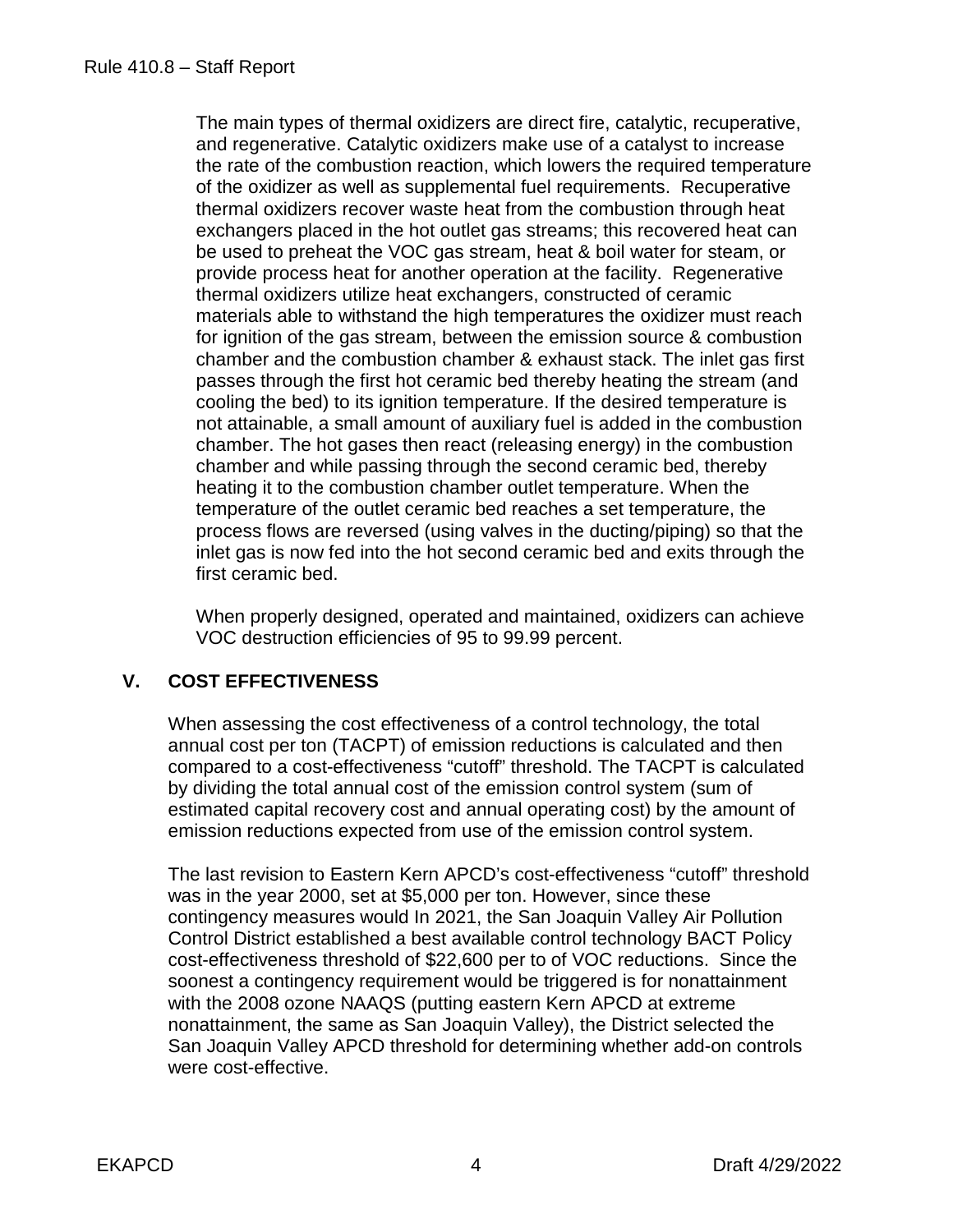The main types of thermal oxidizers are direct fire, catalytic, recuperative, and regenerative. Catalytic oxidizers make use of a catalyst to increase the rate of the combustion reaction, which lowers the required temperature of the oxidizer as well as supplemental fuel requirements. Recuperative thermal oxidizers recover waste heat from the combustion through heat exchangers placed in the hot outlet gas streams; this recovered heat can be used to preheat the VOC gas stream, heat & boil water for steam, or provide process heat for another operation at the facility. Regenerative thermal oxidizers utilize heat exchangers, constructed of ceramic materials able to withstand the high temperatures the oxidizer must reach for ignition of the gas stream, between the emission source & combustion chamber and the combustion chamber & exhaust stack. The inlet gas first passes through the first hot ceramic bed thereby heating the stream (and cooling the bed) to its ignition temperature. If the desired temperature is not attainable, a small amount of auxiliary fuel is added in the combustion chamber. The hot gases then react (releasing energy) in the combustion chamber and while passing through the second ceramic bed, thereby heating it to the combustion chamber outlet temperature. When the temperature of the outlet ceramic bed reaches a set temperature, the process flows are reversed (using valves in the ducting/piping) so that the inlet gas is now fed into the hot second ceramic bed and exits through the first ceramic bed.

When properly designed, operated and maintained, oxidizers can achieve VOC destruction efficiencies of 95 to 99.99 percent.

## V. COST EFFECTIVENESS

When assessing the cost effectiveness of a control technology, the total annual cost per ton (TACPT) of emission reductions is calculated and then compared to a cost-effectiveness "cutoff" threshold. The TACPT is calculated by dividing the total annual cost of the emission control system (sum of estimated capital recovery cost and annual operating cost) by the amount of emission reductions expected from use of the emission control system.

The last revision to Eastern Kern APCD's cost-effectiveness "cutoff" threshold was in the year 2000, set at $5,000 per ton. However, since these contingency measures would In 2021, the San Joaquin Valley Air Pollution Control District established a best available control technology BACT Policy cost-effectiveness threshold of $22,600 per to of VOC reductions. Since the soonest a contingency requirement would be triggered is for nonattainment with the 2008 ozone NAAQS (putting eastern Kern APCD at extreme nonattainment, the same as San Joaquin Valley), the District selected the San Joaquin Valley APCD threshold for determining whether add-on controls were cost-effective.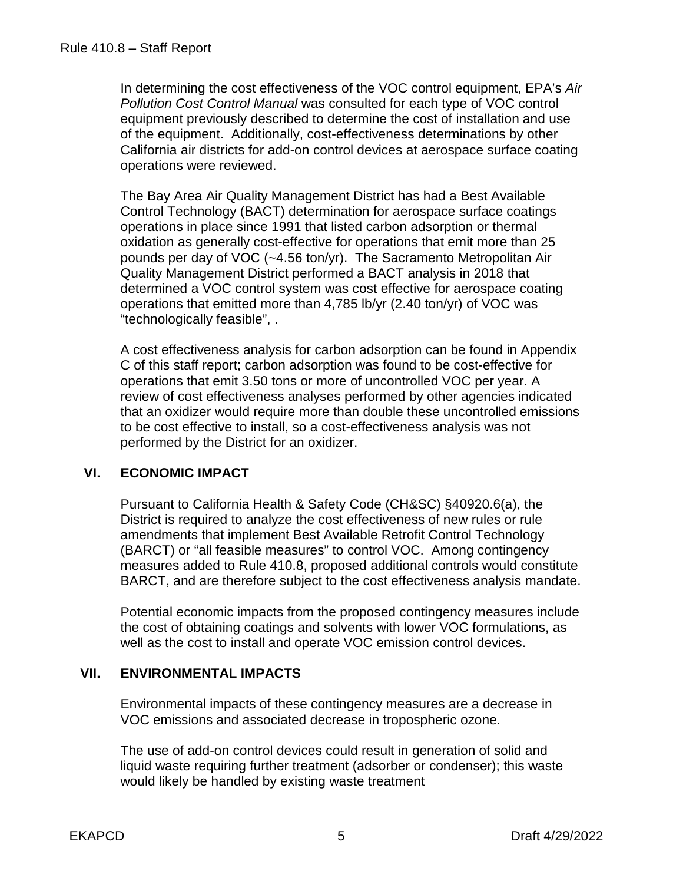In determining the cost effectiveness of the VOC control equipment, EPA's *Air Pollution Cost Control Manual* was consulted for each type of VOC control equipment previously described to determine the cost of installation and use of the equipment. Additionally, cost-effectiveness determinations by other California air districts for add-on control devices at aerospace surface coating operations were reviewed.

The Bay Area Air Quality Management District has had a Best Available Control Technology (BACT) determination for aerospace surface coatings operations in place since 1991 that listed carbon adsorption or thermal oxidation as generally cost-effective for operations that emit more than 25 pounds per day of VOC (~4.56 ton/yr). The Sacramento Metropolitan Air Quality Management District performed a BACT analysis in 2018 that determined a VOC control system was cost effective for aerospace coating operations that emitted more than 4,785 lb/yr (2.40 ton/yr) of VOC was "technologically feasible", .

A cost effectiveness analysis for carbon adsorption can be found in Appendix C of this staff report; carbon adsorption was found to be cost-effective for operations that emit 3.50 tons or more of uncontrolled VOC per year. A review of cost effectiveness analyses performed by other agencies indicated that an oxidizer would require more than double these uncontrolled emissions to be cost effective to install, so a cost-effectiveness analysis was not performed by the District for an oxidizer.

## VI. ECONOMIC IMPACT

Pursuant to California Health & Safety Code (CH&SC) §40920.6(a), the District is required to analyze the cost effectiveness of new rules or rule amendments that implement Best Available Retrofit Control Technology (BARCT) or "all feasible measures" to control VOC. Among contingency measures added to Rule 410.8, proposed additional controls would constitute BARCT, and are therefore subject to the cost effectiveness analysis mandate.

Potential economic impacts from the proposed contingency measures include the cost of obtaining coatings and solvents with lower VOC formulations, as well as the cost to install and operate VOC emission control devices.

## VII. ENVIRONMENTAL IMPACTS

Environmental impacts of these contingency measures are a decrease in VOC emissions and associated decrease in tropospheric ozone.

The use of add-on control devices could result in generation of solid and liquid waste requiring further treatment (adsorber or condenser); this waste would likely be handled by existing waste treatment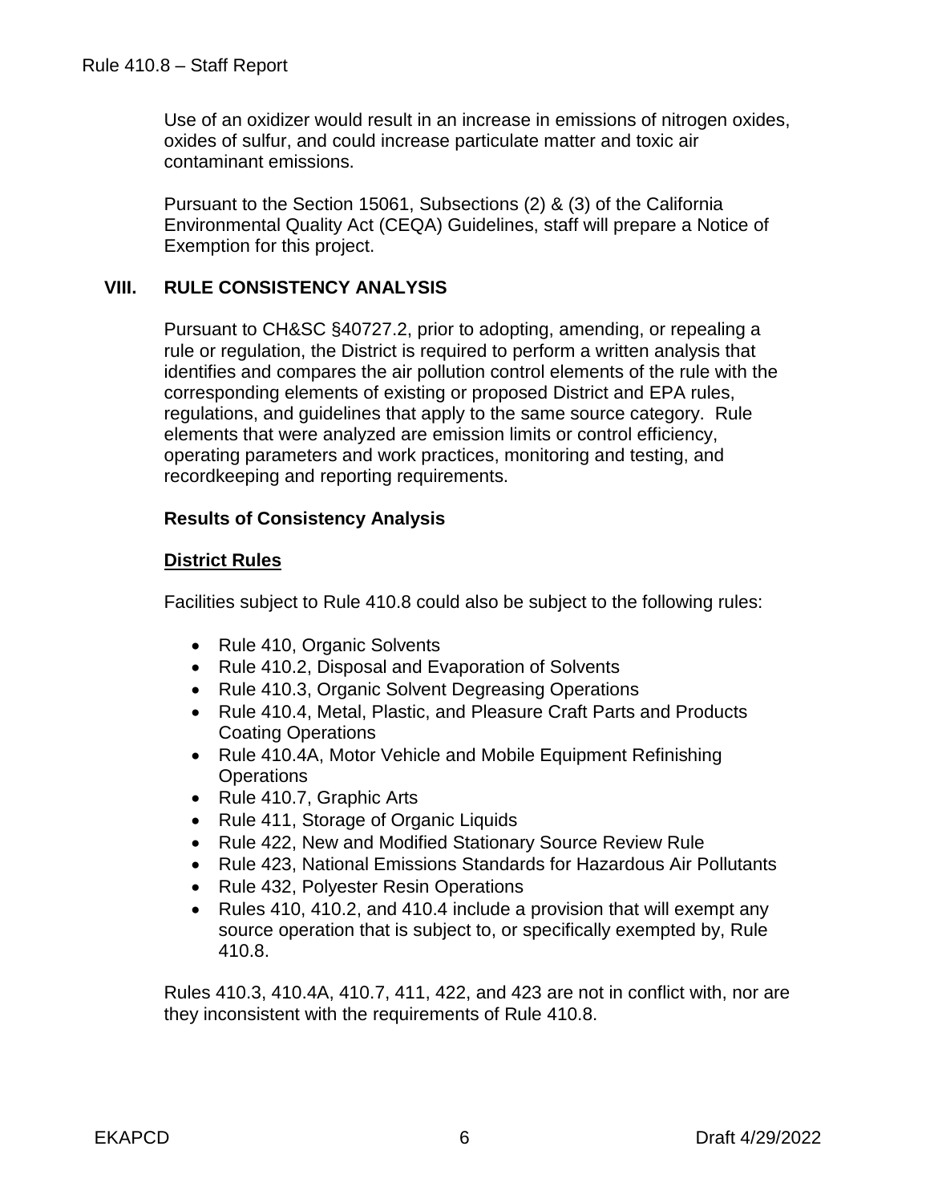Use of an oxidizer would result in an increase in emissions of nitrogen oxides, oxides of sulfur, and could increase particulate matter and toxic air contaminant emissions.

Pursuant to the Section 15061, Subsections (2) & (3) of the California Environmental Quality Act (CEQA) Guidelines, staff will prepare a Notice of Exemption for this project.

## VIII. RULE CONSISTENCY ANALYSIS

Pursuant to CH&SC §40727.2, prior to adopting, amending, or repealing a rule or regulation, the District is required to perform a written analysis that identifies and compares the air pollution control elements of the rule with the corresponding elements of existing or proposed District and EPA rules, regulations, and guidelines that apply to the same source category. Rule elements that were analyzed are emission limits or control efficiency, operating parameters and work practices, monitoring and testing, and recordkeeping and reporting requirements.

**Results of Consistency Analysis**

**District Rules**

Facilities subject to Rule 410.8 could also be subject to the following rules:

- Rule 410, Organic Solvents
- Rule 410.2, Disposal and Evaporation of Solvents
- Rule 410.3, Organic Solvent Degreasing Operations
- Rule 410.4, Metal, Plastic, and Pleasure Craft Parts and Products Coating Operations
- Rule 410.4A, Motor Vehicle and Mobile Equipment Refinishing Operations
- Rule 410.7, Graphic Arts
- Rule 411, Storage of Organic Liquids
- Rule 422, New and Modified Stationary Source Review Rule
- Rule 423, National Emissions Standards for Hazardous Air Pollutants
- Rule 432, Polyester Resin Operations
- Rules 410, 410.2, and 410.4 include a provision that will exempt any source operation that is subject to, or specifically exempted by, Rule 410.8.

Rules 410.3, 410.4A, 410.7, 411, 422, and 423 are not in conflict with, nor are they inconsistent with the requirements of Rule 410.8.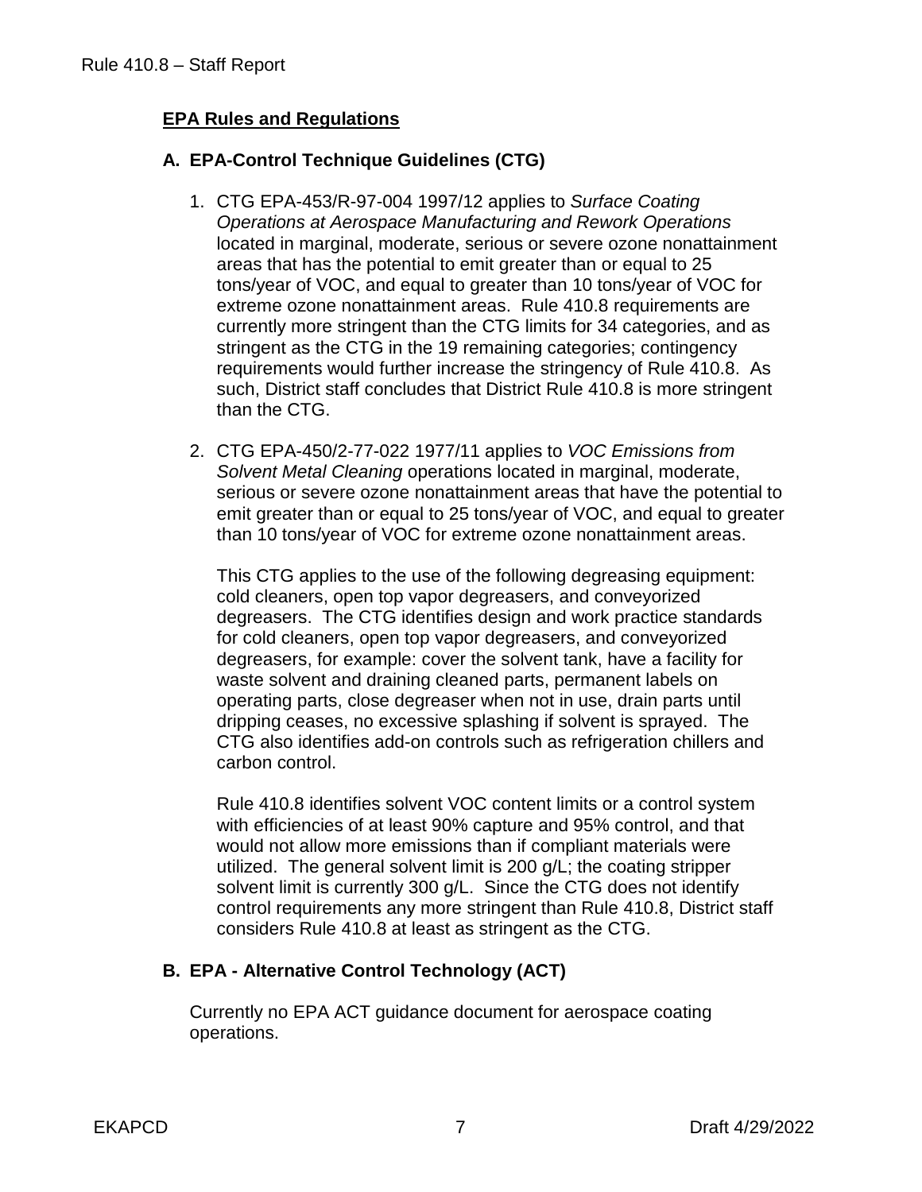## EPA Rules and Regulations

### A. EPA-Control Technique Guidelines (CTG)

1. CTG EPA-453/R-97-004 1997/12 applies to *Surface Coating Operations at Aerospace Manufacturing and Rework Operations* located in marginal, moderate, serious or severe ozone nonattainment areas that has the potential to emit greater than or equal to 25 tons/year of VOC, and equal to greater than 10 tons/year of VOC for extreme ozone nonattainment areas. Rule 410.8 requirements are currently more stringent than the CTG limits for 34 categories, and as stringent as the CTG in the 19 remaining categories; contingency requirements would further increase the stringency of Rule 410.8. As such, District staff concludes that District Rule 410.8 is more stringent than the CTG.

2. CTG EPA-450/2-77-022 1977/11 applies to *VOC Emissions from Solvent Metal Cleaning* operations located in marginal, moderate, serious or severe ozone nonattainment areas that have the potential to emit greater than or equal to 25 tons/year of VOC, and equal to greater than 10 tons/year of VOC for extreme ozone nonattainment areas.

   This CTG applies to the use of the following degreasing equipment: cold cleaners, open top vapor degreasers, and conveyorized degreasers. The CTG identifies design and work practice standards for cold cleaners, open top vapor degreasers, and conveyorized degreasers, for example: cover the solvent tank, have a facility for waste solvent and draining cleaned parts, permanent labels on operating parts, close degreaser when not in use, drain parts until dripping ceases, no excessive splashing if solvent is sprayed. The CTG also identifies add-on controls such as refrigeration chillers and carbon control.

   Rule 410.8 identifies solvent VOC content limits or a control system with efficiencies of at least 90% capture and 95% control, and that would not allow more emissions than if compliant materials were utilized. The general solvent limit is 200 g/L; the coating stripper solvent limit is currently 300 g/L. Since the CTG does not identify control requirements any more stringent than Rule 410.8, District staff considers Rule 410.8 at least as stringent as the CTG.

### B. EPA - Alternative Control Technology (ACT)

Currently no EPA ACT guidance document for aerospace coating operations.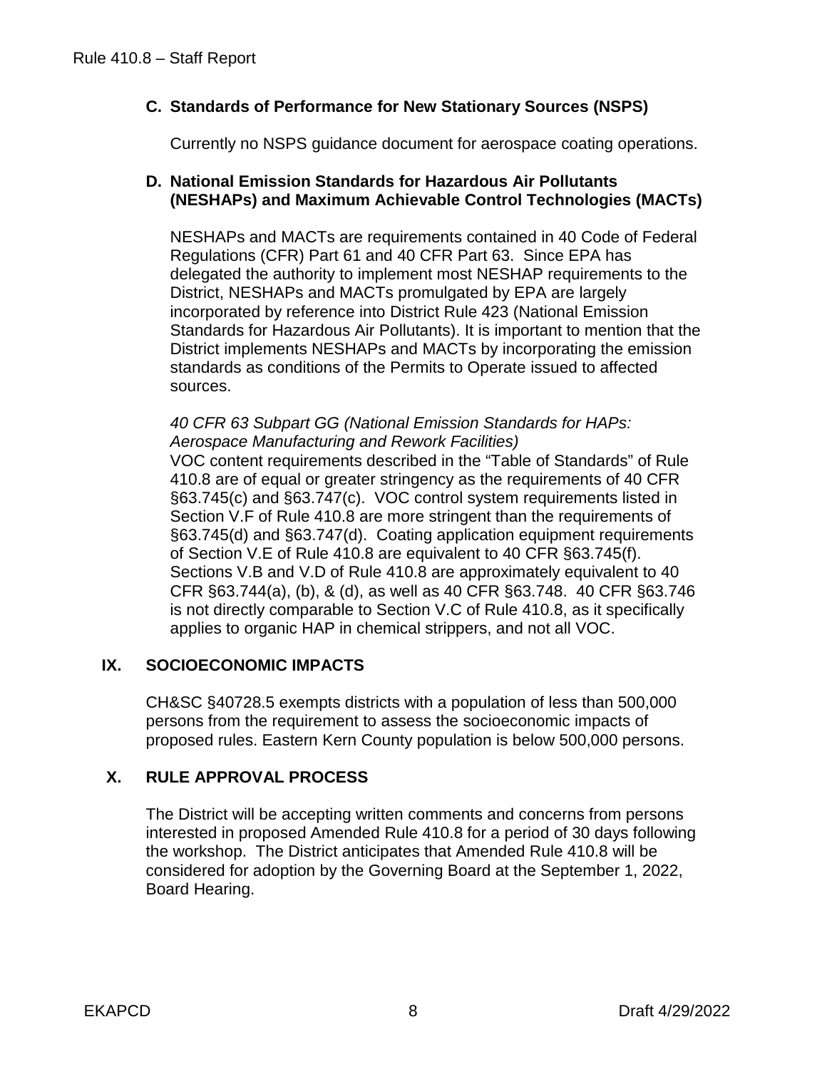### C. Standards of Performance for New Stationary Sources (NSPS)

Currently no NSPS guidance document for aerospace coating operations.

### D. National Emission Standards for Hazardous Air Pollutants (NESHAPs) and Maximum Achievable Control Technologies (MACTs)

NESHAPs and MACTs are requirements contained in 40 Code of Federal Regulations (CFR) Part 61 and 40 CFR Part 63. Since EPA has delegated the authority to implement most NESHAP requirements to the District, NESHAPs and MACTs promulgated by EPA are largely incorporated by reference into District Rule 423 (National Emission Standards for Hazardous Air Pollutants). It is important to mention that the District implements NESHAPs and MACTs by incorporating the emission standards as conditions of the Permits to Operate issued to affected sources.

*40 CFR 63 Subpart GG (National Emission Standards for HAPs: Aerospace Manufacturing and Rework Facilities)*
VOC content requirements described in the "Table of Standards" of Rule 410.8 are of equal or greater stringency as the requirements of 40 CFR §63.745(c) and §63.747(c). VOC control system requirements listed in Section V.F of Rule 410.8 are more stringent than the requirements of §63.745(d) and §63.747(d). Coating application equipment requirements of Section V.E of Rule 410.8 are equivalent to 40 CFR §63.745(f). Sections V.B and V.D of Rule 410.8 are approximately equivalent to 40 CFR §63.744(a), (b), & (d), as well as 40 CFR §63.748. 40 CFR §63.746 is not directly comparable to Section V.C of Rule 410.8, as it specifically applies to organic HAP in chemical strippers, and not all VOC.

## IX. SOCIOECONOMIC IMPACTS

CH&SC §40728.5 exempts districts with a population of less than 500,000 persons from the requirement to assess the socioeconomic impacts of proposed rules. Eastern Kern County population is below 500,000 persons.

## X. RULE APPROVAL PROCESS

The District will be accepting written comments and concerns from persons interested in proposed Amended Rule 410.8 for a period of 30 days following the workshop. The District anticipates that Amended Rule 410.8 will be considered for adoption by the Governing Board at the September 1, 2022, Board Hearing.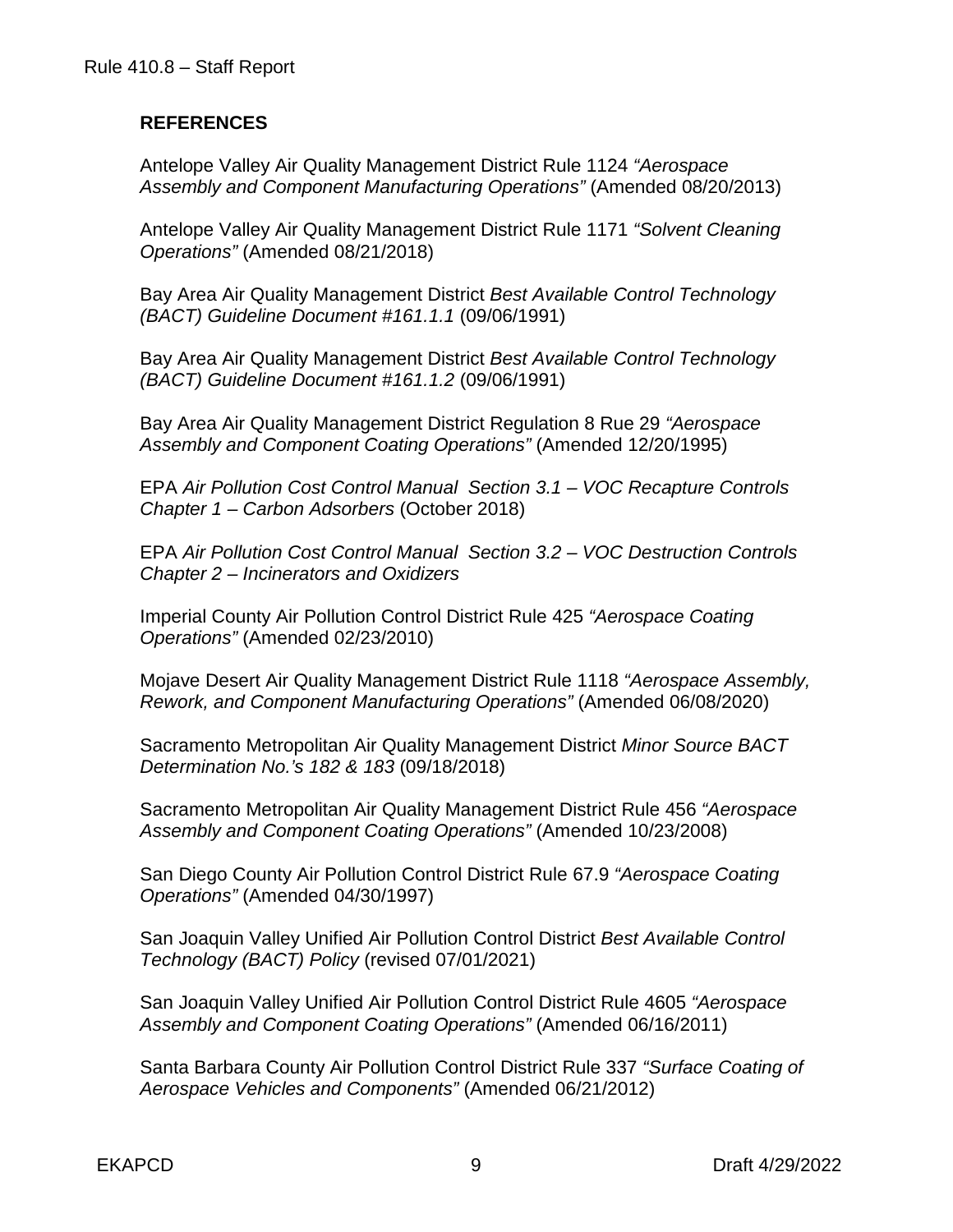## REFERENCES

Antelope Valley Air Quality Management District Rule 1124 *"Aerospace Assembly and Component Manufacturing Operations"* (Amended 08/20/2013)

Antelope Valley Air Quality Management District Rule 1171 *"Solvent Cleaning Operations"* (Amended 08/21/2018)

Bay Area Air Quality Management District *Best Available Control Technology (BACT) Guideline Document #161.1.1* (09/06/1991)

Bay Area Air Quality Management District *Best Available Control Technology (BACT) Guideline Document #161.1.2* (09/06/1991)

Bay Area Air Quality Management District Regulation 8 Rue 29 *"Aerospace Assembly and Component Coating Operations"* (Amended 12/20/1995)

EPA *Air Pollution Cost Control Manual Section 3.1 – VOC Recapture Controls Chapter 1 – Carbon Adsorbers* (October 2018)

EPA *Air Pollution Cost Control Manual Section 3.2 – VOC Destruction Controls Chapter 2 – Incinerators and Oxidizers*

Imperial County Air Pollution Control District Rule 425 *"Aerospace Coating Operations"* (Amended 02/23/2010)

Mojave Desert Air Quality Management District Rule 1118 *"Aerospace Assembly, Rework, and Component Manufacturing Operations"* (Amended 06/08/2020)

Sacramento Metropolitan Air Quality Management District *Minor Source BACT Determination No.'s 182 & 183* (09/18/2018)

Sacramento Metropolitan Air Quality Management District Rule 456 *"Aerospace Assembly and Component Coating Operations"* (Amended 10/23/2008)

San Diego County Air Pollution Control District Rule 67.9 *"Aerospace Coating Operations"* (Amended 04/30/1997)

San Joaquin Valley Unified Air Pollution Control District *Best Available Control Technology (BACT) Policy* (revised 07/01/2021)

San Joaquin Valley Unified Air Pollution Control District Rule 4605 *"Aerospace Assembly and Component Coating Operations"* (Amended 06/16/2011)

Santa Barbara County Air Pollution Control District Rule 337 *"Surface Coating of Aerospace Vehicles and Components"* (Amended 06/21/2012)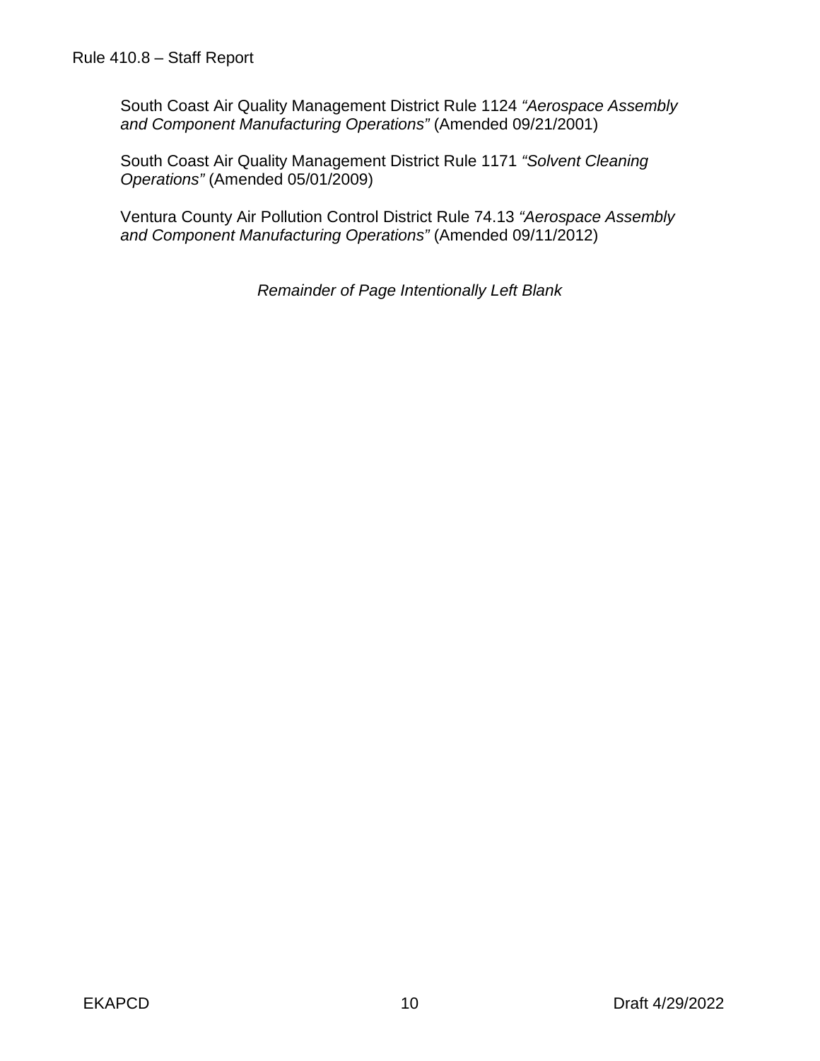South Coast Air Quality Management District Rule 1124 *"Aerospace Assembly and Component Manufacturing Operations"* (Amended 09/21/2001)

South Coast Air Quality Management District Rule 1171 *"Solvent Cleaning Operations"* (Amended 05/01/2009)

Ventura County Air Pollution Control District Rule 74.13 *"Aerospace Assembly and Component Manufacturing Operations"* (Amended 09/11/2012)

*Remainder of Page Intentionally Left Blank*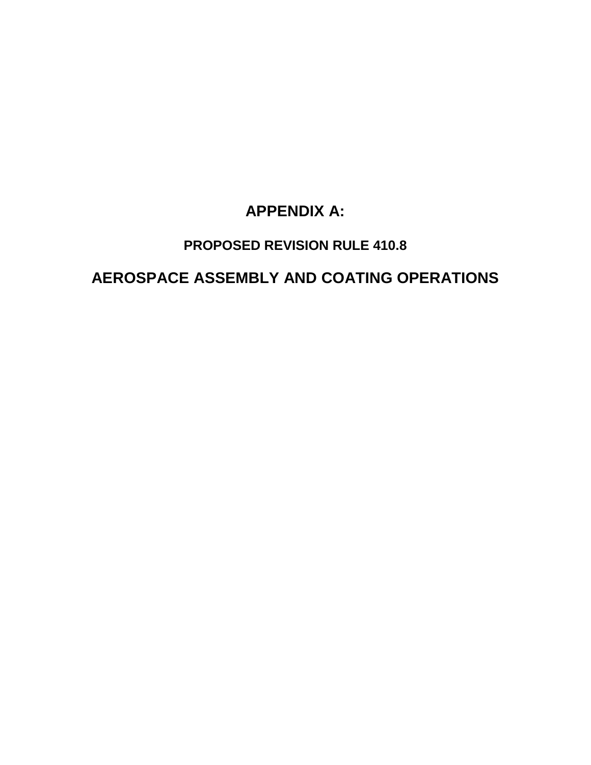# APPENDIX A:

## PROPOSED REVISION RULE 410.8

# AEROSPACE ASSEMBLY AND COATING OPERATIONS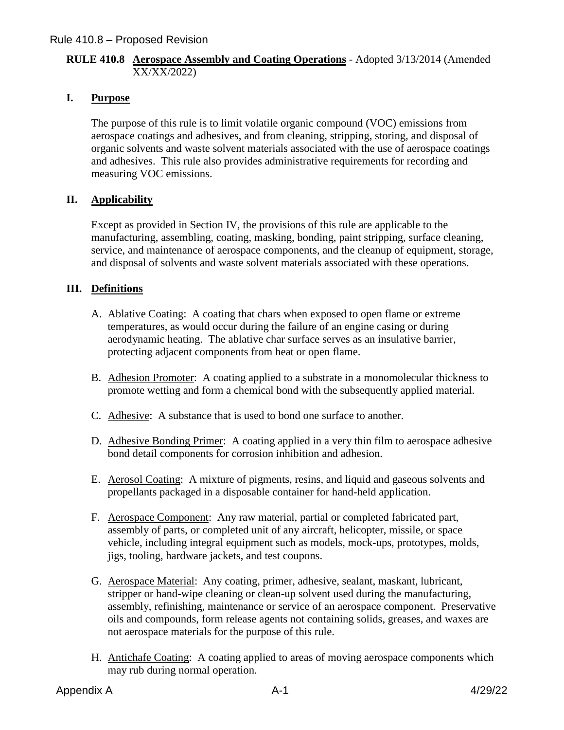**RULE 410.8 Aerospace Assembly and Coating Operations** - Adopted 3/13/2014 (Amended XX/XX/2022)

## I. Purpose

The purpose of this rule is to limit volatile organic compound (VOC) emissions from aerospace coatings and adhesives, and from cleaning, stripping, storing, and disposal of organic solvents and waste solvent materials associated with the use of aerospace coatings and adhesives. This rule also provides administrative requirements for recording and measuring VOC emissions.

## II. Applicability

Except as provided in Section IV, the provisions of this rule are applicable to the manufacturing, assembling, coating, masking, bonding, paint stripping, surface cleaning, service, and maintenance of aerospace components, and the cleanup of equipment, storage, and disposal of solvents and waste solvent materials associated with these operations.

## III. Definitions

A. Ablative Coating: A coating that chars when exposed to open flame or extreme temperatures, as would occur during the failure of an engine casing or during aerodynamic heating. The ablative char surface serves as an insulative barrier, protecting adjacent components from heat or open flame.

B. Adhesion Promoter: A coating applied to a substrate in a monomolecular thickness to promote wetting and form a chemical bond with the subsequently applied material.

C. Adhesive: A substance that is used to bond one surface to another.

D. Adhesive Bonding Primer: A coating applied in a very thin film to aerospace adhesive bond detail components for corrosion inhibition and adhesion.

E. Aerosol Coating: A mixture of pigments, resins, and liquid and gaseous solvents and propellants packaged in a disposable container for hand-held application.

F. Aerospace Component: Any raw material, partial or completed fabricated part, assembly of parts, or completed unit of any aircraft, helicopter, missile, or space vehicle, including integral equipment such as models, mock-ups, prototypes, molds, jigs, tooling, hardware jackets, and test coupons.

G. Aerospace Material: Any coating, primer, adhesive, sealant, maskant, lubricant, stripper or hand-wipe cleaning or clean-up solvent used during the manufacturing, assembly, refinishing, maintenance or service of an aerospace component. Preservative oils and compounds, form release agents not containing solids, greases, and waxes are not aerospace materials for the purpose of this rule.

H. Antichafe Coating: A coating applied to areas of moving aerospace components which may rub during normal operation.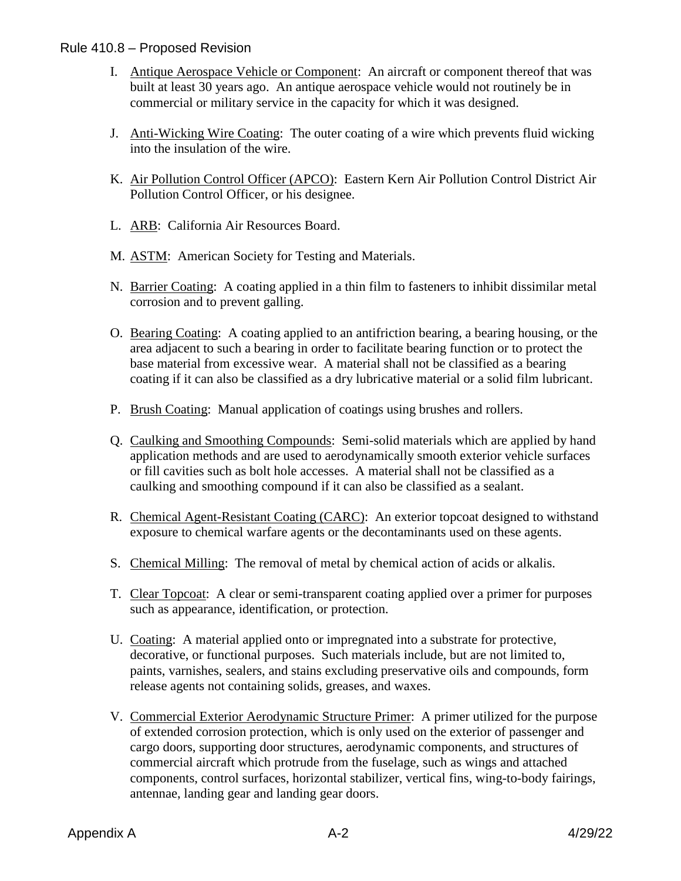I. Antique Aerospace Vehicle or Component: An aircraft or component thereof that was built at least 30 years ago. An antique aerospace vehicle would not routinely be in commercial or military service in the capacity for which it was designed.

J. Anti-Wicking Wire Coating: The outer coating of a wire which prevents fluid wicking into the insulation of the wire.

K. Air Pollution Control Officer (APCO): Eastern Kern Air Pollution Control District Air Pollution Control Officer, or his designee.

L. ARB: California Air Resources Board.

M. ASTM: American Society for Testing and Materials.

N. Barrier Coating: A coating applied in a thin film to fasteners to inhibit dissimilar metal corrosion and to prevent galling.

O. Bearing Coating: A coating applied to an antifriction bearing, a bearing housing, or the area adjacent to such a bearing in order to facilitate bearing function or to protect the base material from excessive wear. A material shall not be classified as a bearing coating if it can also be classified as a dry lubricative material or a solid film lubricant.

P. Brush Coating: Manual application of coatings using brushes and rollers.

Q. Caulking and Smoothing Compounds: Semi-solid materials which are applied by hand application methods and are used to aerodynamically smooth exterior vehicle surfaces or fill cavities such as bolt hole accesses. A material shall not be classified as a caulking and smoothing compound if it can also be classified as a sealant.

R. Chemical Agent-Resistant Coating (CARC): An exterior topcoat designed to withstand exposure to chemical warfare agents or the decontaminants used on these agents.

S. Chemical Milling: The removal of metal by chemical action of acids or alkalis.

T. Clear Topcoat: A clear or semi-transparent coating applied over a primer for purposes such as appearance, identification, or protection.

U. Coating: A material applied onto or impregnated into a substrate for protective, decorative, or functional purposes. Such materials include, but are not limited to, paints, varnishes, sealers, and stains excluding preservative oils and compounds, form release agents not containing solids, greases, and waxes.

V. Commercial Exterior Aerodynamic Structure Primer: A primer utilized for the purpose of extended corrosion protection, which is only used on the exterior of passenger and cargo doors, supporting door structures, aerodynamic components, and structures of commercial aircraft which protrude from the fuselage, such as wings and attached components, control surfaces, horizontal stabilizer, vertical fins, wing-to-body fairings, antennae, landing gear and landing gear doors.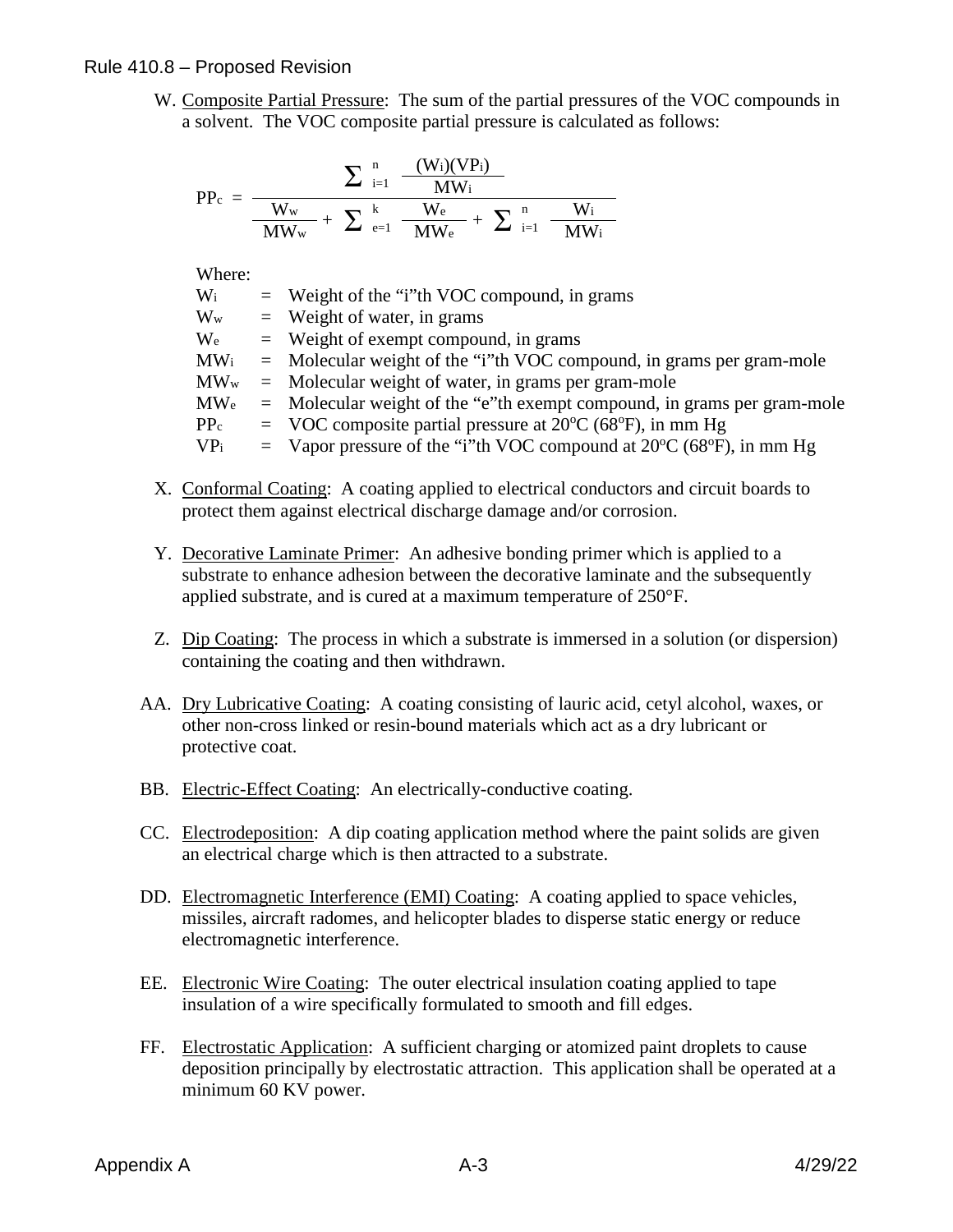W. Composite Partial Pressure: The sum of the partial pressures of the VOC compounds in a solvent. The VOC composite partial pressure is calculated as follows:

$$PP_c = \frac{\sum_{i=1}^{n} \frac{(W_i)(VP_i)}{MW_i}}{\frac{W_w}{MW_w} + \sum_{e=1}^{k} \frac{W_e}{MW_e} + \sum_{i=1}^{n} \frac{W_i}{MW_i}}$$

Where:

$W_i$ = Weight of the "i"th VOC compound, in grams
$W_w$ = Weight of water, in grams
$W_e$ = Weight of exempt compound, in grams
$MW_i$ = Molecular weight of the "i"th VOC compound, in grams per gram-mole
$MW_w$ = Molecular weight of water, in grams per gram-mole
$MW_e$ = Molecular weight of the "e"th exempt compound, in grams per gram-mole
$PP_c$ = VOC composite partial pressure at 20°C (68°F), in mm Hg
$VP_i$ = Vapor pressure of the "i"th VOC compound at 20°C (68°F), in mm Hg

X. Conformal Coating: A coating applied to electrical conductors and circuit boards to protect them against electrical discharge damage and/or corrosion.

Y. Decorative Laminate Primer: An adhesive bonding primer which is applied to a substrate to enhance adhesion between the decorative laminate and the subsequently applied substrate, and is cured at a maximum temperature of 250°F.

Z. Dip Coating: The process in which a substrate is immersed in a solution (or dispersion) containing the coating and then withdrawn.

AA. Dry Lubricative Coating: A coating consisting of lauric acid, cetyl alcohol, waxes, or other non-cross linked or resin-bound materials which act as a dry lubricant or protective coat.

BB. Electric-Effect Coating: An electrically-conductive coating.

CC. Electrodeposition: A dip coating application method where the paint solids are given an electrical charge which is then attracted to a substrate.

DD. Electromagnetic Interference (EMI) Coating: A coating applied to space vehicles, missiles, aircraft radomes, and helicopter blades to disperse static energy or reduce electromagnetic interference.

EE. Electronic Wire Coating: The outer electrical insulation coating applied to tape insulation of a wire specifically formulated to smooth and fill edges.

FF. Electrostatic Application: A sufficient charging or atomized paint droplets to cause deposition principally by electrostatic attraction. This application shall be operated at a minimum 60 KV power.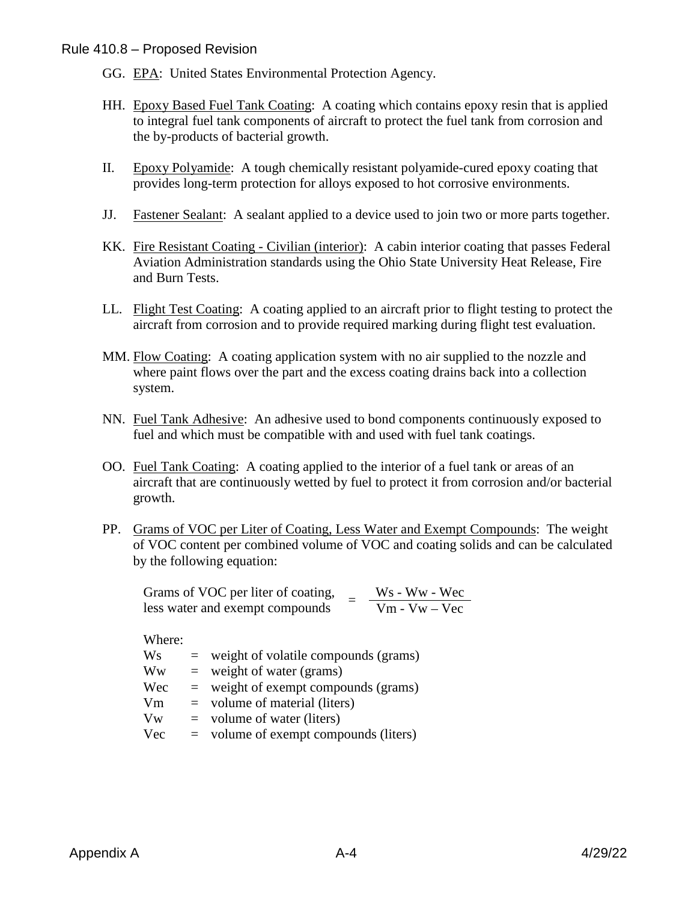GG. EPA: United States Environmental Protection Agency.

HH. Epoxy Based Fuel Tank Coating: A coating which contains epoxy resin that is applied to integral fuel tank components of aircraft to protect the fuel tank from corrosion and the by-products of bacterial growth.

II. Epoxy Polyamide: A tough chemically resistant polyamide-cured epoxy coating that provides long-term protection for alloys exposed to hot corrosive environments.

JJ. Fastener Sealant: A sealant applied to a device used to join two or more parts together.

KK. Fire Resistant Coating - Civilian (interior): A cabin interior coating that passes Federal Aviation Administration standards using the Ohio State University Heat Release, Fire and Burn Tests.

LL. Flight Test Coating: A coating applied to an aircraft prior to flight testing to protect the aircraft from corrosion and to provide required marking during flight test evaluation.

MM. Flow Coating: A coating application system with no air supplied to the nozzle and where paint flows over the part and the excess coating drains back into a collection system.

NN. Fuel Tank Adhesive: An adhesive used to bond components continuously exposed to fuel and which must be compatible with and used with fuel tank coatings.

OO. Fuel Tank Coating: A coating applied to the interior of a fuel tank or areas of an aircraft that are continuously wetted by fuel to protect it from corrosion and/or bacterial growth.

PP. Grams of VOC per Liter of Coating, Less Water and Exempt Compounds: The weight of VOC content per combined volume of VOC and coating solids and can be calculated by the following equation:

$$\text{Grams of VOC per liter of coating, less water and exempt compounds} = \frac{Ws - Ww - Wec}{Vm - Vw - Vec}$$

Where:

- $Ws$ = weight of volatile compounds (grams)
- $Ww$ = weight of water (grams)
- $Wec$ = weight of exempt compounds (grams)
- $Vm$ = volume of material (liters)
- $Vw$ = volume of water (liters)
- $Vec$ = volume of exempt compounds (liters)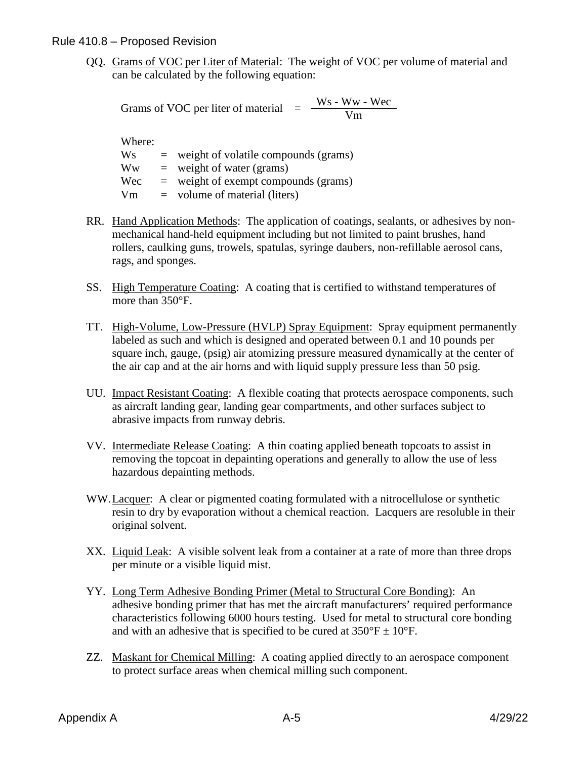QQ. Grams of VOC per Liter of Material: The weight of VOC per volume of material and can be calculated by the following equation:

$$\text{Grams of VOC per liter of material} = \frac{Ws - Ww - Wec}{Vm}$$

Where:

Ws = weight of volatile compounds (grams)
Ww = weight of water (grams)
Wec = weight of exempt compounds (grams)
Vm = volume of material (liters)

RR. Hand Application Methods: The application of coatings, sealants, or adhesives by non-mechanical hand-held equipment including but not limited to paint brushes, hand rollers, caulking guns, trowels, spatulas, syringe daubers, non-refillable aerosol cans, rags, and sponges.

SS. High Temperature Coating: A coating that is certified to withstand temperatures of more than 350°F.

TT. High-Volume, Low-Pressure (HVLP) Spray Equipment: Spray equipment permanently labeled as such and which is designed and operated between 0.1 and 10 pounds per square inch, gauge, (psig) air atomizing pressure measured dynamically at the center of the air cap and at the air horns and with liquid supply pressure less than 50 psig.

UU. Impact Resistant Coating: A flexible coating that protects aerospace components, such as aircraft landing gear, landing gear compartments, and other surfaces subject to abrasive impacts from runway debris.

VV. Intermediate Release Coating: A thin coating applied beneath topcoats to assist in removing the topcoat in depainting operations and generally to allow the use of less hazardous depainting methods.

WW. Lacquer: A clear or pigmented coating formulated with a nitrocellulose or synthetic resin to dry by evaporation without a chemical reaction. Lacquers are resoluble in their original solvent.

XX. Liquid Leak: A visible solvent leak from a container at a rate of more than three drops per minute or a visible liquid mist.

YY. Long Term Adhesive Bonding Primer (Metal to Structural Core Bonding): An adhesive bonding primer that has met the aircraft manufacturers' required performance characteristics following 6000 hours testing. Used for metal to structural core bonding and with an adhesive that is specified to be cured at 350°F ± 10°F.

ZZ. Maskant for Chemical Milling: A coating applied directly to an aerospace component to protect surface areas when chemical milling such component.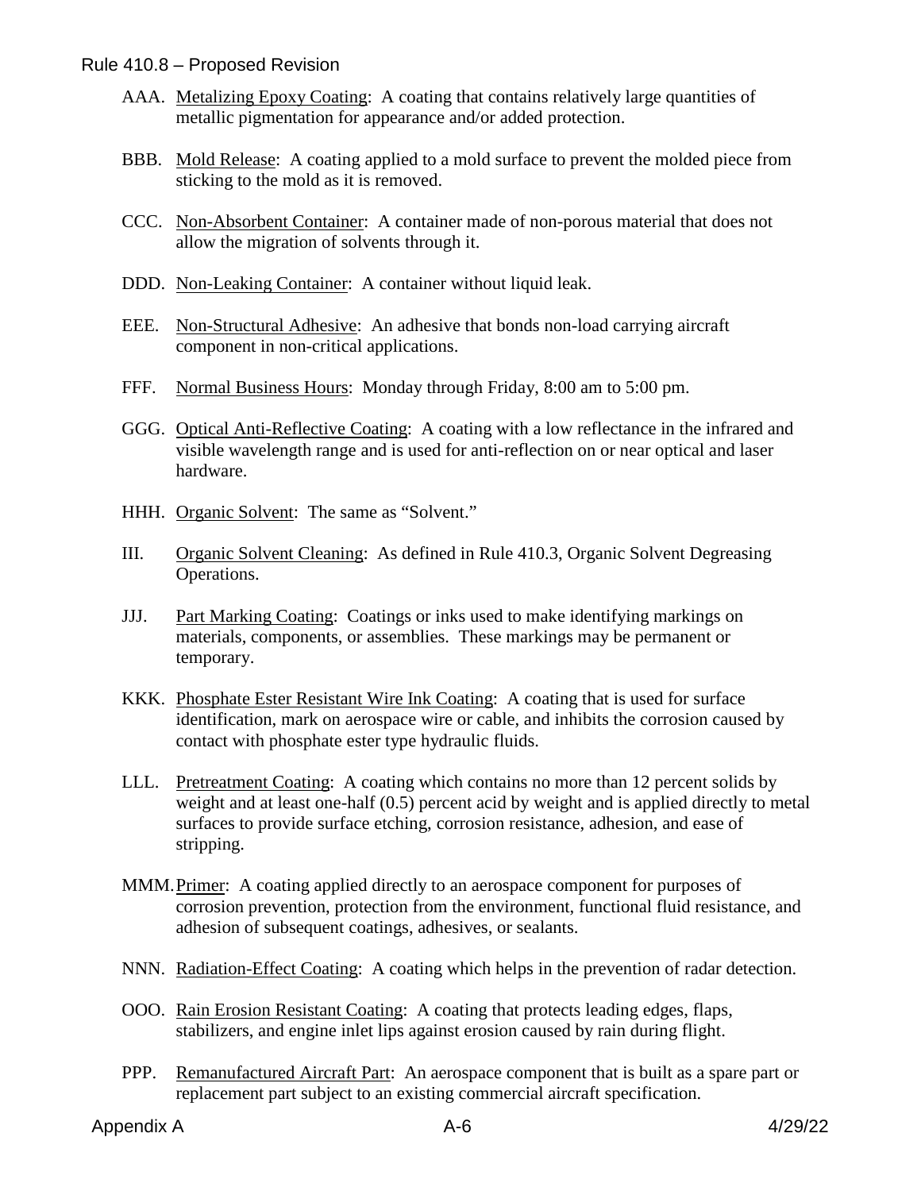AAA. Metalizing Epoxy Coating: A coating that contains relatively large quantities of metallic pigmentation for appearance and/or added protection.

BBB. Mold Release: A coating applied to a mold surface to prevent the molded piece from sticking to the mold as it is removed.

CCC. Non-Absorbent Container: A container made of non-porous material that does not allow the migration of solvents through it.

DDD. Non-Leaking Container: A container without liquid leak.

EEE. Non-Structural Adhesive: An adhesive that bonds non-load carrying aircraft component in non-critical applications.

FFF. Normal Business Hours: Monday through Friday, 8:00 am to 5:00 pm.

GGG. Optical Anti-Reflective Coating: A coating with a low reflectance in the infrared and visible wavelength range and is used for anti-reflection on or near optical and laser hardware.

HHH. Organic Solvent: The same as "Solvent."

III. Organic Solvent Cleaning: As defined in Rule 410.3, Organic Solvent Degreasing Operations.

JJJ. Part Marking Coating: Coatings or inks used to make identifying markings on materials, components, or assemblies. These markings may be permanent or temporary.

KKK. Phosphate Ester Resistant Wire Ink Coating: A coating that is used for surface identification, mark on aerospace wire or cable, and inhibits the corrosion caused by contact with phosphate ester type hydraulic fluids.

LLL. Pretreatment Coating: A coating which contains no more than 12 percent solids by weight and at least one-half (0.5) percent acid by weight and is applied directly to metal surfaces to provide surface etching, corrosion resistance, adhesion, and ease of stripping.

MMM. Primer: A coating applied directly to an aerospace component for purposes of corrosion prevention, protection from the environment, functional fluid resistance, and adhesion of subsequent coatings, adhesives, or sealants.

NNN. Radiation-Effect Coating: A coating which helps in the prevention of radar detection.

OOO. Rain Erosion Resistant Coating: A coating that protects leading edges, flaps, stabilizers, and engine inlet lips against erosion caused by rain during flight.

PPP. Remanufactured Aircraft Part: An aerospace component that is built as a spare part or replacement part subject to an existing commercial aircraft specification.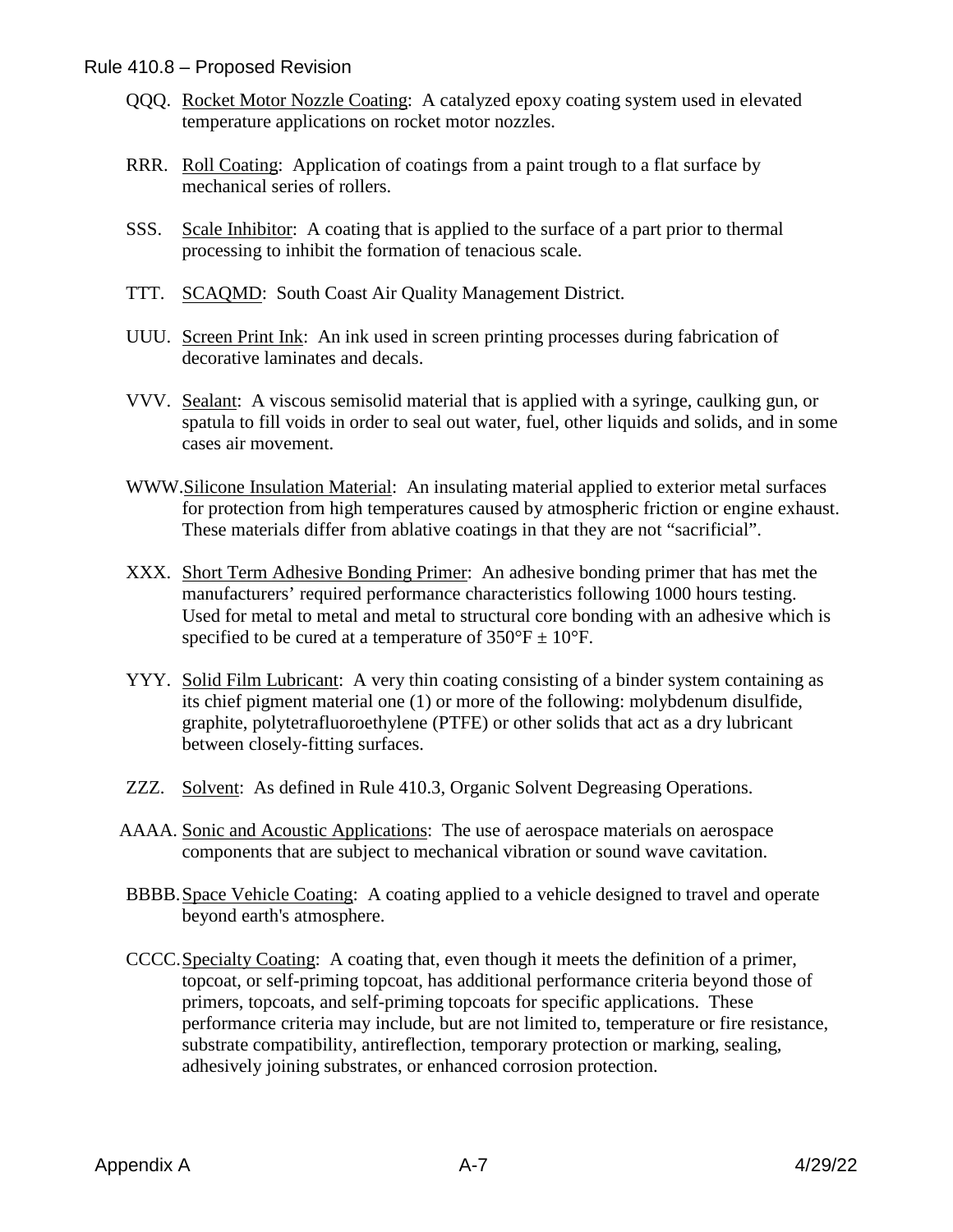QQQ. Rocket Motor Nozzle Coating: A catalyzed epoxy coating system used in elevated temperature applications on rocket motor nozzles.

RRR. Roll Coating: Application of coatings from a paint trough to a flat surface by mechanical series of rollers.

SSS. Scale Inhibitor: A coating that is applied to the surface of a part prior to thermal processing to inhibit the formation of tenacious scale.

TTT. SCAQMD: South Coast Air Quality Management District.

UUU. Screen Print Ink: An ink used in screen printing processes during fabrication of decorative laminates and decals.

VVV. Sealant: A viscous semisolid material that is applied with a syringe, caulking gun, or spatula to fill voids in order to seal out water, fuel, other liquids and solids, and in some cases air movement.

WWW. Silicone Insulation Material: An insulating material applied to exterior metal surfaces for protection from high temperatures caused by atmospheric friction or engine exhaust. These materials differ from ablative coatings in that they are not "sacrificial".

XXX. Short Term Adhesive Bonding Primer: An adhesive bonding primer that has met the manufacturers' required performance characteristics following 1000 hours testing. Used for metal to metal and metal to structural core bonding with an adhesive which is specified to be cured at a temperature of 350°F ± 10°F.

YYY. Solid Film Lubricant: A very thin coating consisting of a binder system containing as its chief pigment material one (1) or more of the following: molybdenum disulfide, graphite, polytetrafluoroethylene (PTFE) or other solids that act as a dry lubricant between closely-fitting surfaces.

ZZZ. Solvent: As defined in Rule 410.3, Organic Solvent Degreasing Operations.

AAAA. Sonic and Acoustic Applications: The use of aerospace materials on aerospace components that are subject to mechanical vibration or sound wave cavitation.

BBBB. Space Vehicle Coating: A coating applied to a vehicle designed to travel and operate beyond earth's atmosphere.

CCCC. Specialty Coating: A coating that, even though it meets the definition of a primer, topcoat, or self-priming topcoat, has additional performance criteria beyond those of primers, topcoats, and self-priming topcoats for specific applications. These performance criteria may include, but are not limited to, temperature or fire resistance, substrate compatibility, antireflection, temporary protection or marking, sealing, adhesively joining substrates, or enhanced corrosion protection.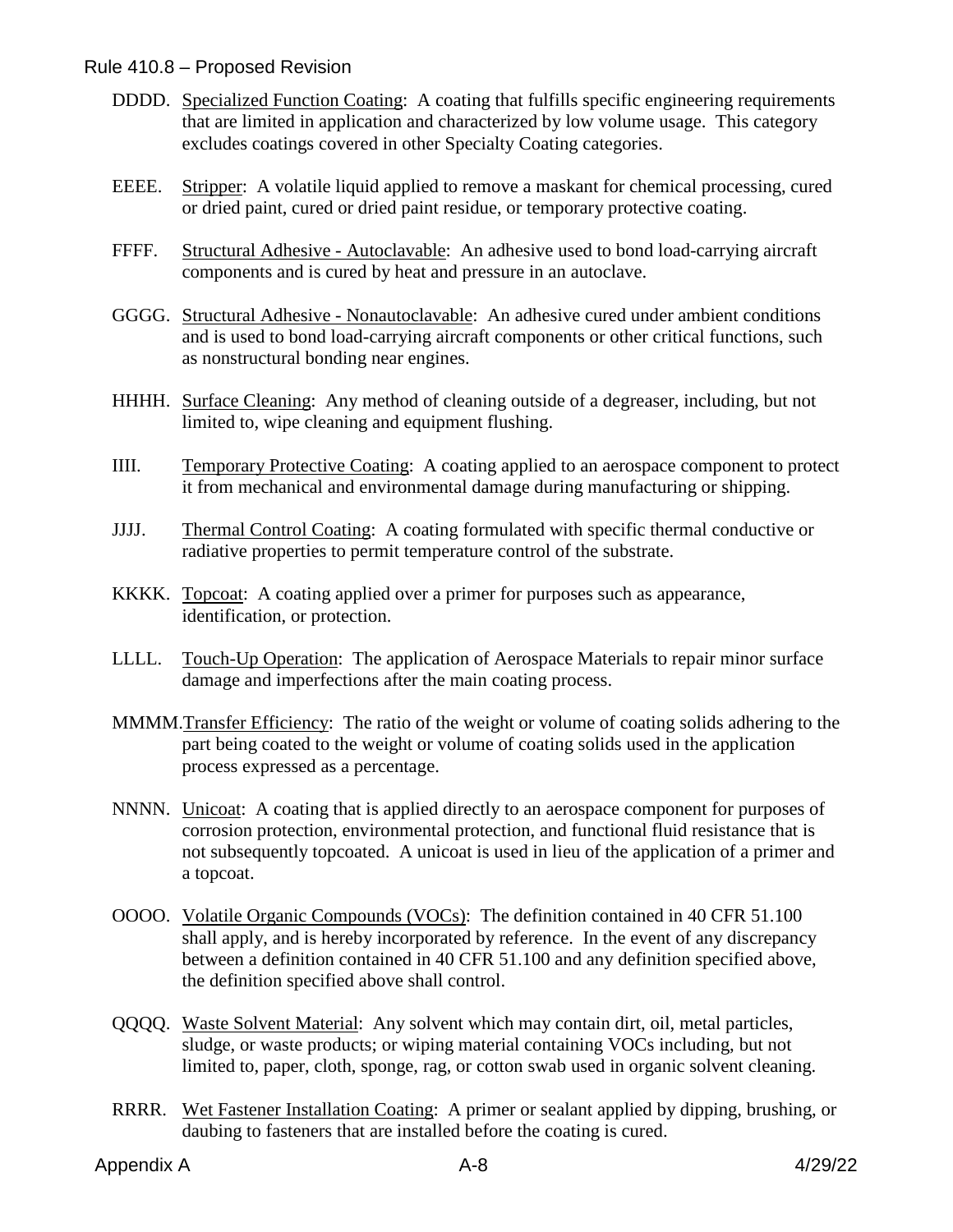DDDD. Specialized Function Coating: A coating that fulfills specific engineering requirements that are limited in application and characterized by low volume usage. This category excludes coatings covered in other Specialty Coating categories.

EEEE. Stripper: A volatile liquid applied to remove a maskant for chemical processing, cured or dried paint, cured or dried paint residue, or temporary protective coating.

FFFF. Structural Adhesive - Autoclavable: An adhesive used to bond load-carrying aircraft components and is cured by heat and pressure in an autoclave.

GGGG. Structural Adhesive - Nonautoclavable: An adhesive cured under ambient conditions and is used to bond load-carrying aircraft components or other critical functions, such as nonstructural bonding near engines.

HHHH. Surface Cleaning: Any method of cleaning outside of a degreaser, including, but not limited to, wipe cleaning and equipment flushing.

IIII. Temporary Protective Coating: A coating applied to an aerospace component to protect it from mechanical and environmental damage during manufacturing or shipping.

JJJJ. Thermal Control Coating: A coating formulated with specific thermal conductive or radiative properties to permit temperature control of the substrate.

KKKK. Topcoat: A coating applied over a primer for purposes such as appearance, identification, or protection.

LLLL. Touch-Up Operation: The application of Aerospace Materials to repair minor surface damage and imperfections after the main coating process.

MMMM. Transfer Efficiency: The ratio of the weight or volume of coating solids adhering to the part being coated to the weight or volume of coating solids used in the application process expressed as a percentage.

NNNN. Unicoat: A coating that is applied directly to an aerospace component for purposes of corrosion protection, environmental protection, and functional fluid resistance that is not subsequently topcoated. A unicoat is used in lieu of the application of a primer and a topcoat.

OOOO. Volatile Organic Compounds (VOCs): The definition contained in 40 CFR 51.100 shall apply, and is hereby incorporated by reference. In the event of any discrepancy between a definition contained in 40 CFR 51.100 and any definition specified above, the definition specified above shall control.

QQQQ. Waste Solvent Material: Any solvent which may contain dirt, oil, metal particles, sludge, or waste products; or wiping material containing VOCs including, but not limited to, paper, cloth, sponge, rag, or cotton swab used in organic solvent cleaning.

RRRR. Wet Fastener Installation Coating: A primer or sealant applied by dipping, brushing, or daubing to fasteners that are installed before the coating is cured.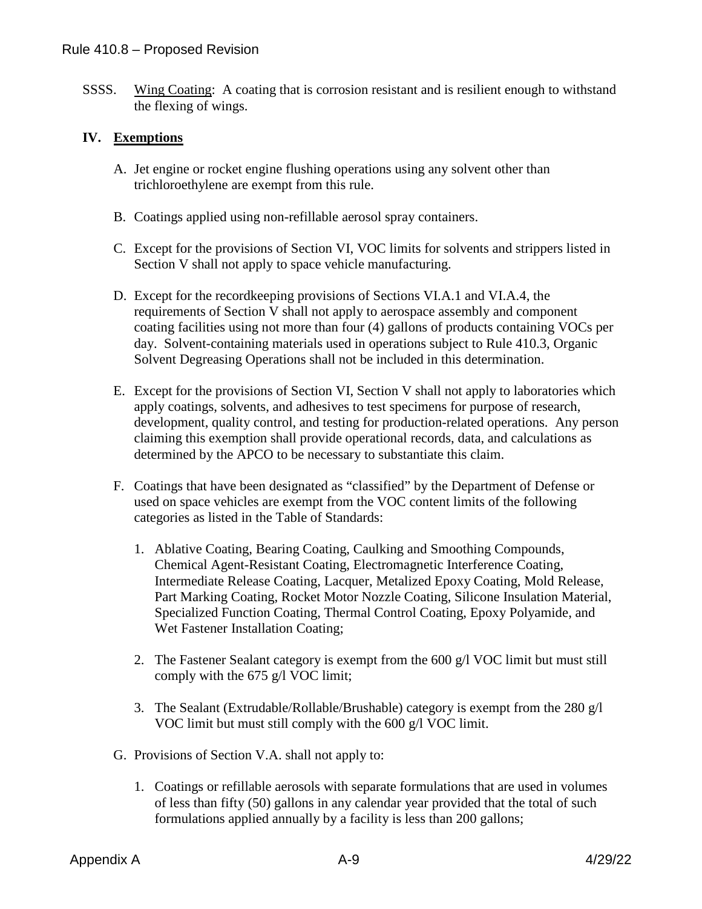SSSS. <u>Wing Coating</u>: A coating that is corrosion resistant and is resilient enough to withstand the flexing of wings.

## IV. <u>Exemptions</u>

A. Jet engine or rocket engine flushing operations using any solvent other than trichloroethylene are exempt from this rule.

B. Coatings applied using non-refillable aerosol spray containers.

C. Except for the provisions of Section VI, VOC limits for solvents and strippers listed in Section V shall not apply to space vehicle manufacturing.

D. Except for the recordkeeping provisions of Sections VI.A.1 and VI.A.4, the requirements of Section V shall not apply to aerospace assembly and component coating facilities using not more than four (4) gallons of products containing VOCs per day. Solvent-containing materials used in operations subject to Rule 410.3, Organic Solvent Degreasing Operations shall not be included in this determination.

E. Except for the provisions of Section VI, Section V shall not apply to laboratories which apply coatings, solvents, and adhesives to test specimens for purpose of research, development, quality control, and testing for production-related operations. Any person claiming this exemption shall provide operational records, data, and calculations as determined by the APCO to be necessary to substantiate this claim.

F. Coatings that have been designated as "classified" by the Department of Defense or used on space vehicles are exempt from the VOC content limits of the following categories as listed in the Table of Standards:

1. Ablative Coating, Bearing Coating, Caulking and Smoothing Compounds, Chemical Agent-Resistant Coating, Electromagnetic Interference Coating, Intermediate Release Coating, Lacquer, Metalized Epoxy Coating, Mold Release, Part Marking Coating, Rocket Motor Nozzle Coating, Silicone Insulation Material, Specialized Function Coating, Thermal Control Coating, Epoxy Polyamide, and Wet Fastener Installation Coating;

2. The Fastener Sealant category is exempt from the 600 g/l VOC limit but must still comply with the 675 g/l VOC limit;

3. The Sealant (Extrudable/Rollable/Brushable) category is exempt from the 280 g/l VOC limit but must still comply with the 600 g/l VOC limit.

G. Provisions of Section V.A. shall not apply to:

1. Coatings or refillable aerosols with separate formulations that are used in volumes of less than fifty (50) gallons in any calendar year provided that the total of such formulations applied annually by a facility is less than 200 gallons;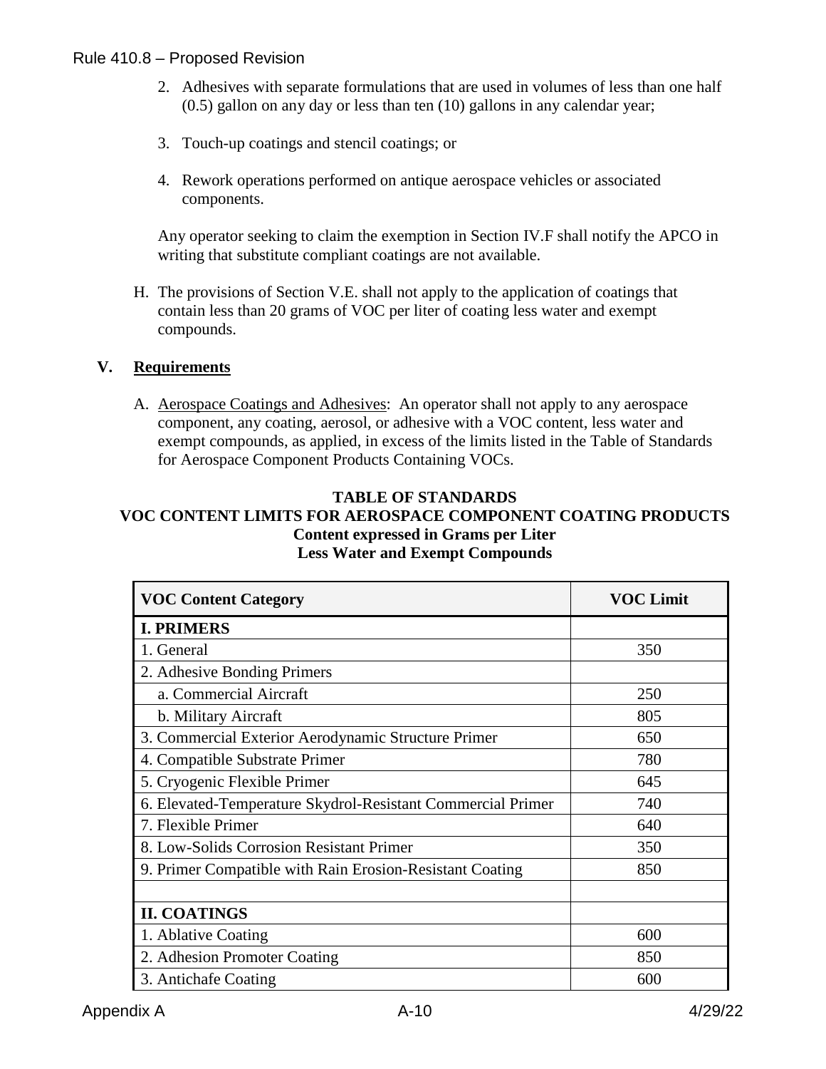2. Adhesives with separate formulations that are used in volumes of less than one half (0.5) gallon on any day or less than ten (10) gallons in any calendar year;

3. Touch-up coatings and stencil coatings; or

4. Rework operations performed on antique aerospace vehicles or associated components.

Any operator seeking to claim the exemption in Section IV.F shall notify the APCO in writing that substitute compliant coatings are not available.

H. The provisions of Section V.E. shall not apply to the application of coatings that contain less than 20 grams of VOC per liter of coating less water and exempt compounds.

## V. Requirements

A. Aerospace Coatings and Adhesives: An operator shall not apply to any aerospace component, any coating, aerosol, or adhesive with a VOC content, less water and exempt compounds, as applied, in excess of the limits listed in the Table of Standards for Aerospace Component Products Containing VOCs.

**TABLE OF STANDARDS**
**VOC CONTENT LIMITS FOR AEROSPACE COMPONENT COATING PRODUCTS**
**Content expressed in Grams per Liter**
**Less Water and Exempt Compounds**

| VOC Content Category | VOC Limit |
|---|---|
| **I. PRIMERS** | |
| 1. General | 350 |
| 2. Adhesive Bonding Primers | |
| a. Commercial Aircraft | 250 |
| b. Military Aircraft | 805 |
| 3. Commercial Exterior Aerodynamic Structure Primer | 650 |
| 4. Compatible Substrate Primer | 780 |
| 5. Cryogenic Flexible Primer | 645 |
| 6. Elevated-Temperature Skydrol-Resistant Commercial Primer | 740 |
| 7. Flexible Primer | 640 |
| 8. Low-Solids Corrosion Resistant Primer | 350 |
| 9. Primer Compatible with Rain Erosion-Resistant Coating | 850 |
| | |
| **II. COATINGS** | |
| 1. Ablative Coating | 600 |
| 2. Adhesion Promoter Coating | 850 |
| 3. Antichafe Coating | 600 |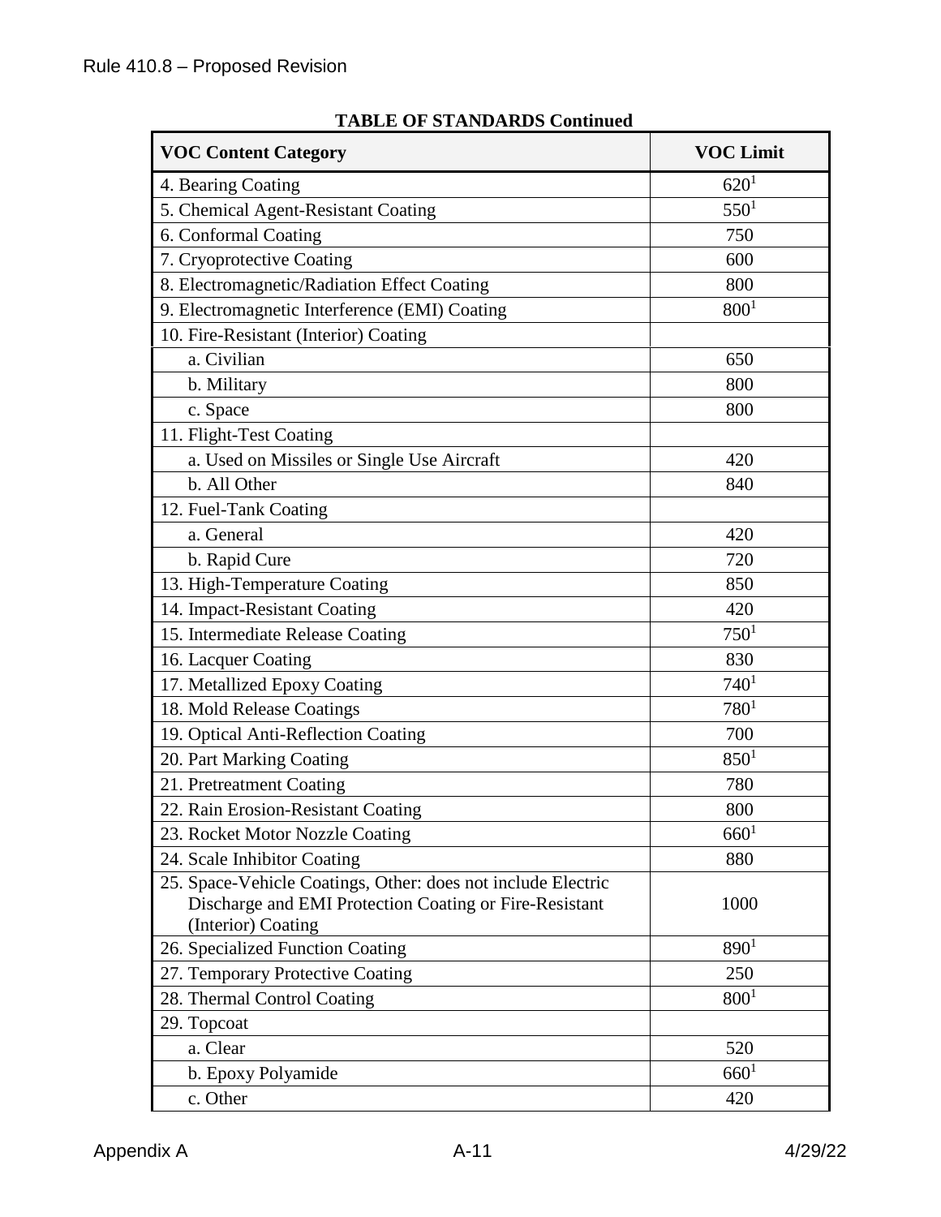**TABLE OF STANDARDS Continued**

| VOC Content Category | VOC Limit |
|---|---|
| 4. Bearing Coating | 620[1] |
| 5. Chemical Agent-Resistant Coating | 550[1] |
| 6. Conformal Coating | 750 |
| 7. Cryoprotective Coating | 600 |
| 8. Electromagnetic/Radiation Effect Coating | 800 |
| 9. Electromagnetic Interference (EMI) Coating | 800[1] |
| 10. Fire-Resistant (Interior) Coating | |
| a. Civilian | 650 |
| b. Military | 800 |
| c. Space | 800 |
| 11. Flight-Test Coating | |
| a. Used on Missiles or Single Use Aircraft | 420 |
| b. All Other | 840 |
| 12. Fuel-Tank Coating | |
| a. General | 420 |
| b. Rapid Cure | 720 |
| 13. High-Temperature Coating | 850 |
| 14. Impact-Resistant Coating | 420 |
| 15. Intermediate Release Coating | 750[1] |
| 16. Lacquer Coating | 830 |
| 17. Metallized Epoxy Coating | 740[1] |
| 18. Mold Release Coatings | 780[1] |
| 19. Optical Anti-Reflection Coating | 700 |
| 20. Part Marking Coating | 850[1] |
| 21. Pretreatment Coating | 780 |
| 22. Rain Erosion-Resistant Coating | 800 |
| 23. Rocket Motor Nozzle Coating | 660[1] |
| 24. Scale Inhibitor Coating | 880 |
| 25. Space-Vehicle Coatings, Other: does not include Electric Discharge and EMI Protection Coating or Fire-Resistant (Interior) Coating | 1000 |
| 26. Specialized Function Coating | 890[1] |
| 27. Temporary Protective Coating | 250 |
| 28. Thermal Control Coating | 800[1] |
| 29. Topcoat | |
| a. Clear | 520 |
| b. Epoxy Polyamide | 660[1] |
| c. Other | 420 |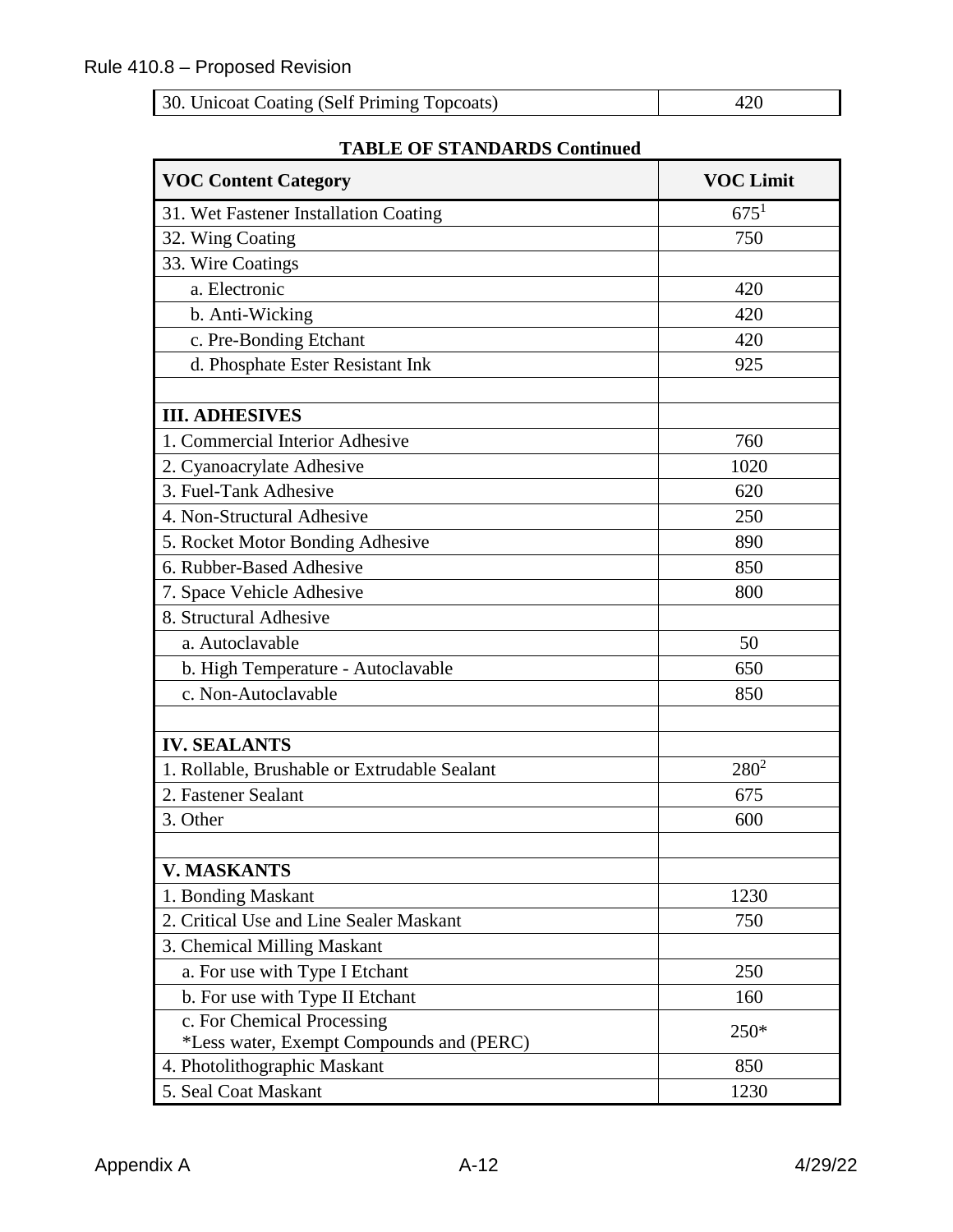| 30. Unicoat Coating (Self Priming Topcoats) | 420 |
|---|---|

**TABLE OF STANDARDS Continued**

| VOC Content Category | VOC Limit |
|---|---|
| 31. Wet Fastener Installation Coating | 675[1] |
| 32. Wing Coating | 750 |
| 33. Wire Coatings | |
| a. Electronic | 420 |
| b. Anti-Wicking | 420 |
| c. Pre-Bonding Etchant | 420 |
| d. Phosphate Ester Resistant Ink | 925 |
| | |
| **III. ADHESIVES** | |
| 1. Commercial Interior Adhesive | 760 |
| 2. Cyanoacrylate Adhesive | 1020 |
| 3. Fuel-Tank Adhesive | 620 |
| 4. Non-Structural Adhesive | 250 |
| 5. Rocket Motor Bonding Adhesive | 890 |
| 6. Rubber-Based Adhesive | 850 |
| 7. Space Vehicle Adhesive | 800 |
| 8. Structural Adhesive | |
| a. Autoclavable | 50 |
| b. High Temperature - Autoclavable | 650 |
| c. Non-Autoclavable | 850 |
| | |
| **IV. SEALANTS** | |
| 1. Rollable, Brushable or Extrudable Sealant | 280[2] |
| 2. Fastener Sealant | 675 |
| 3. Other | 600 |
| | |
| **V. MASKANTS** | |
| 1. Bonding Maskant | 1230 |
| 2. Critical Use and Line Sealer Maskant | 750 |
| 3. Chemical Milling Maskant | |
| a. For use with Type I Etchant | 250 |
| b. For use with Type II Etchant | 160 |
| c. For Chemical Processing *Less water, Exempt Compounds and (PERC) | 250* |
| 4. Photolithographic Maskant | 850 |
| 5. Seal Coat Maskant | 1230 |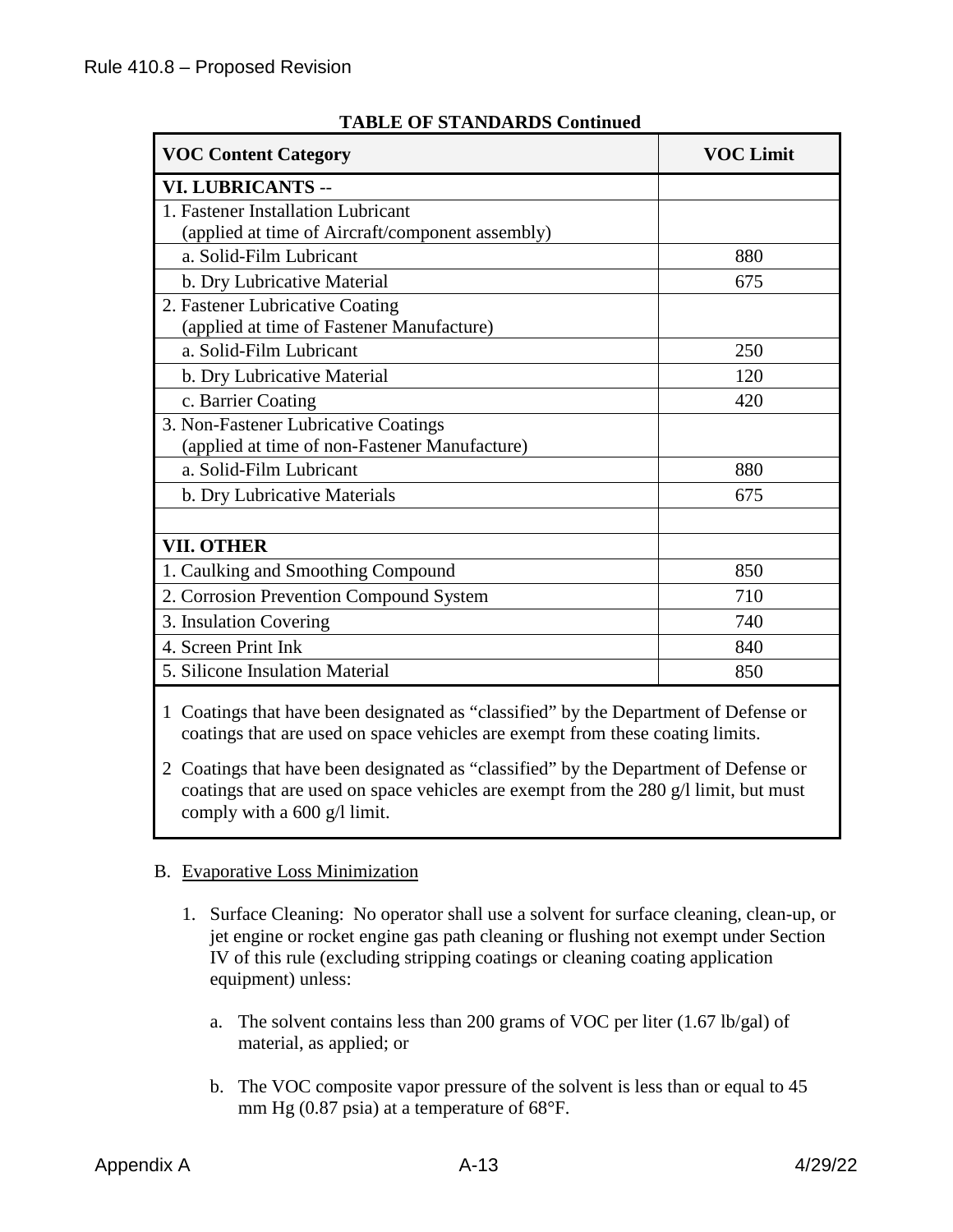**TABLE OF STANDARDS Continued**

| VOC Content Category | VOC Limit |
|---|---|
| **VI. LUBRICANTS** -- | |
| 1. Fastener Installation Lubricant (applied at time of Aircraft/component assembly) | |
| a. Solid-Film Lubricant | 880 |
| b. Dry Lubricative Material | 675 |
| 2. Fastener Lubricative Coating (applied at time of Fastener Manufacture) | |
| a. Solid-Film Lubricant | 250 |
| b. Dry Lubricative Material | 120 |
| c. Barrier Coating | 420 |
| 3. Non-Fastener Lubricative Coatings (applied at time of non-Fastener Manufacture) | |
| a. Solid-Film Lubricant | 880 |
| b. Dry Lubricative Materials | 675 |
| | |
| **VII. OTHER** | |
| 1. Caulking and Smoothing Compound | 850 |
| 2. Corrosion Prevention Compound System | 710 |
| 3. Insulation Covering | 740 |
| 4. Screen Print Ink | 840 |
| 5. Silicone Insulation Material | 850 |

1 Coatings that have been designated as "classified" by the Department of Defense or coatings that are used on space vehicles are exempt from these coating limits.

2 Coatings that have been designated as "classified" by the Department of Defense or coatings that are used on space vehicles are exempt from the 280 g/l limit, but must comply with a 600 g/l limit.

B. Evaporative Loss Minimization

1. Surface Cleaning: No operator shall use a solvent for surface cleaning, clean-up, or jet engine or rocket engine gas path cleaning or flushing not exempt under Section IV of this rule (excluding stripping coatings or cleaning coating application equipment) unless:

   a. The solvent contains less than 200 grams of VOC per liter (1.67 lb/gal) of material, as applied; or

   b. The VOC composite vapor pressure of the solvent is less than or equal to 45 mm Hg (0.87 psia) at a temperature of 68°F.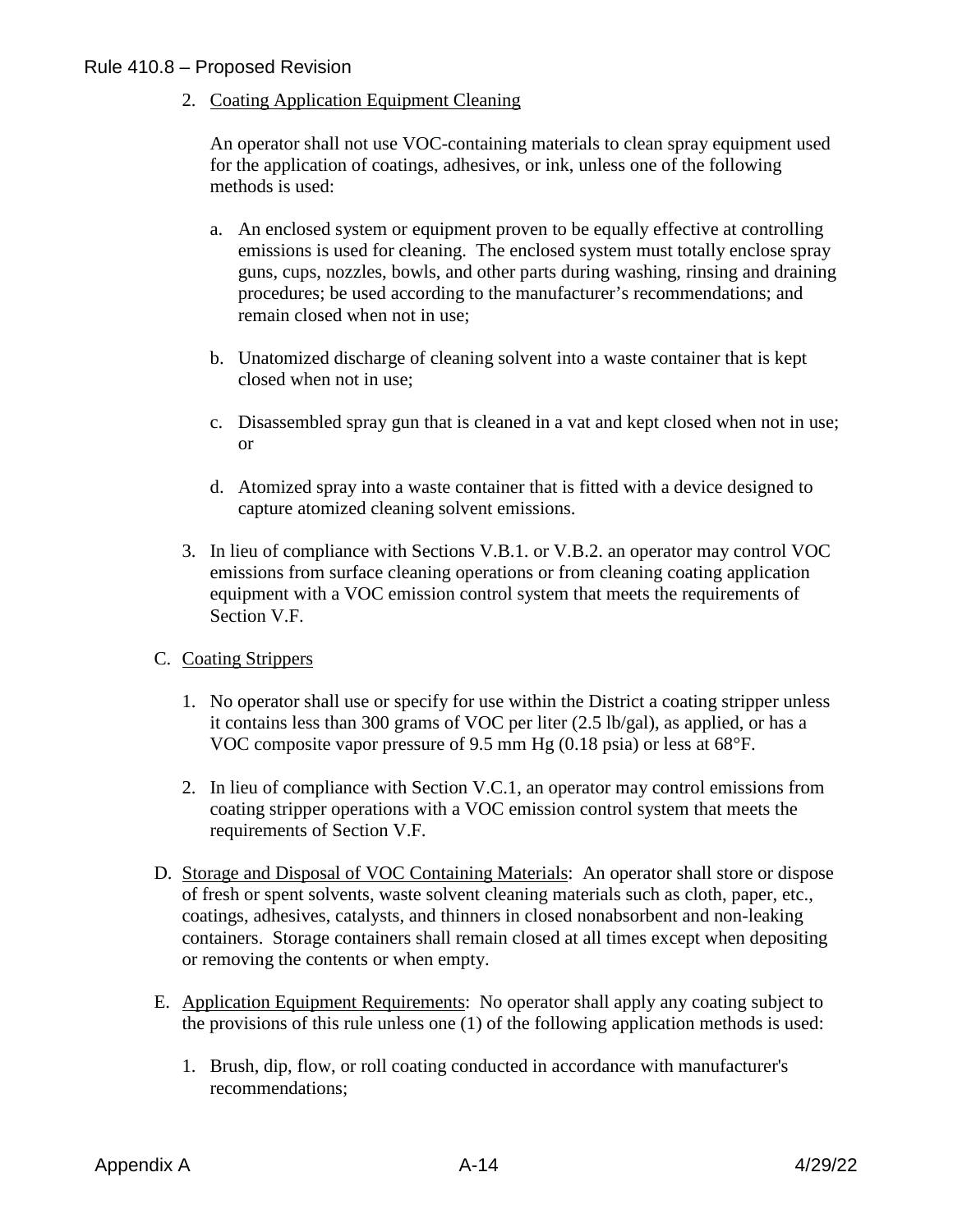2. Coating Application Equipment Cleaning

   An operator shall not use VOC-containing materials to clean spray equipment used for the application of coatings, adhesives, or ink, unless one of the following methods is used:

   a. An enclosed system or equipment proven to be equally effective at controlling emissions is used for cleaning. The enclosed system must totally enclose spray guns, cups, nozzles, bowls, and other parts during washing, rinsing and draining procedures; be used according to the manufacturer's recommendations; and remain closed when not in use;

   b. Unatomized discharge of cleaning solvent into a waste container that is kept closed when not in use;

   c. Disassembled spray gun that is cleaned in a vat and kept closed when not in use; or

   d. Atomized spray into a waste container that is fitted with a device designed to capture atomized cleaning solvent emissions.

3. In lieu of compliance with Sections V.B.1. or V.B.2. an operator may control VOC emissions from surface cleaning operations or from cleaning coating application equipment with a VOC emission control system that meets the requirements of Section V.F.

C. Coating Strippers

   1. No operator shall use or specify for use within the District a coating stripper unless it contains less than 300 grams of VOC per liter (2.5 lb/gal), as applied, or has a VOC composite vapor pressure of 9.5 mm Hg (0.18 psia) or less at 68°F.

   2. In lieu of compliance with Section V.C.1, an operator may control emissions from coating stripper operations with a VOC emission control system that meets the requirements of Section V.F.

D. Storage and Disposal of VOC Containing Materials: An operator shall store or dispose of fresh or spent solvents, waste solvent cleaning materials such as cloth, paper, etc., coatings, adhesives, catalysts, and thinners in closed nonabsorbent and non-leaking containers. Storage containers shall remain closed at all times except when depositing or removing the contents or when empty.

E. Application Equipment Requirements: No operator shall apply any coating subject to the provisions of this rule unless one (1) of the following application methods is used:

   1. Brush, dip, flow, or roll coating conducted in accordance with manufacturer's recommendations;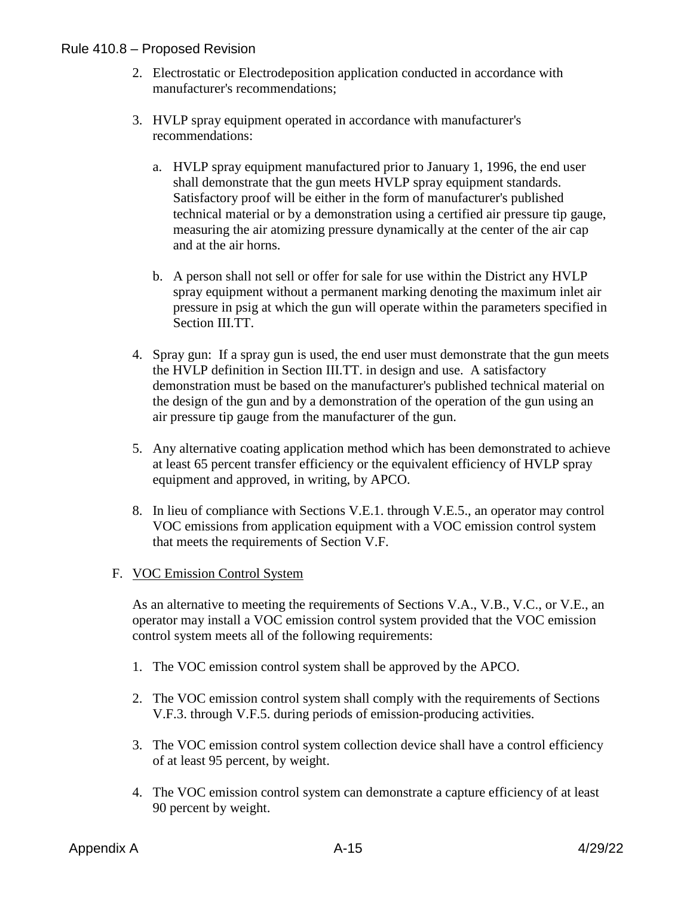2. Electrostatic or Electrodeposition application conducted in accordance with manufacturer's recommendations;

3. HVLP spray equipment operated in accordance with manufacturer's recommendations:

   a. HVLP spray equipment manufactured prior to January 1, 1996, the end user shall demonstrate that the gun meets HVLP spray equipment standards. Satisfactory proof will be either in the form of manufacturer's published technical material or by a demonstration using a certified air pressure tip gauge, measuring the air atomizing pressure dynamically at the center of the air cap and at the air horns.

   b. A person shall not sell or offer for sale for use within the District any HVLP spray equipment without a permanent marking denoting the maximum inlet air pressure in psig at which the gun will operate within the parameters specified in Section III.TT.

4. Spray gun: If a spray gun is used, the end user must demonstrate that the gun meets the HVLP definition in Section III.TT. in design and use. A satisfactory demonstration must be based on the manufacturer's published technical material on the design of the gun and by a demonstration of the operation of the gun using an air pressure tip gauge from the manufacturer of the gun.

5. Any alternative coating application method which has been demonstrated to achieve at least 65 percent transfer efficiency or the equivalent efficiency of HVLP spray equipment and approved, in writing, by APCO.

8. In lieu of compliance with Sections V.E.1. through V.E.5., an operator may control VOC emissions from application equipment with a VOC emission control system that meets the requirements of Section V.F.

F. <u>VOC Emission Control System</u>

As an alternative to meeting the requirements of Sections V.A., V.B., V.C., or V.E., an operator may install a VOC emission control system provided that the VOC emission control system meets all of the following requirements:

1. The VOC emission control system shall be approved by the APCO.

2. The VOC emission control system shall comply with the requirements of Sections V.F.3. through V.F.5. during periods of emission-producing activities.

3. The VOC emission control system collection device shall have a control efficiency of at least 95 percent, by weight.

4. The VOC emission control system can demonstrate a capture efficiency of at least 90 percent by weight.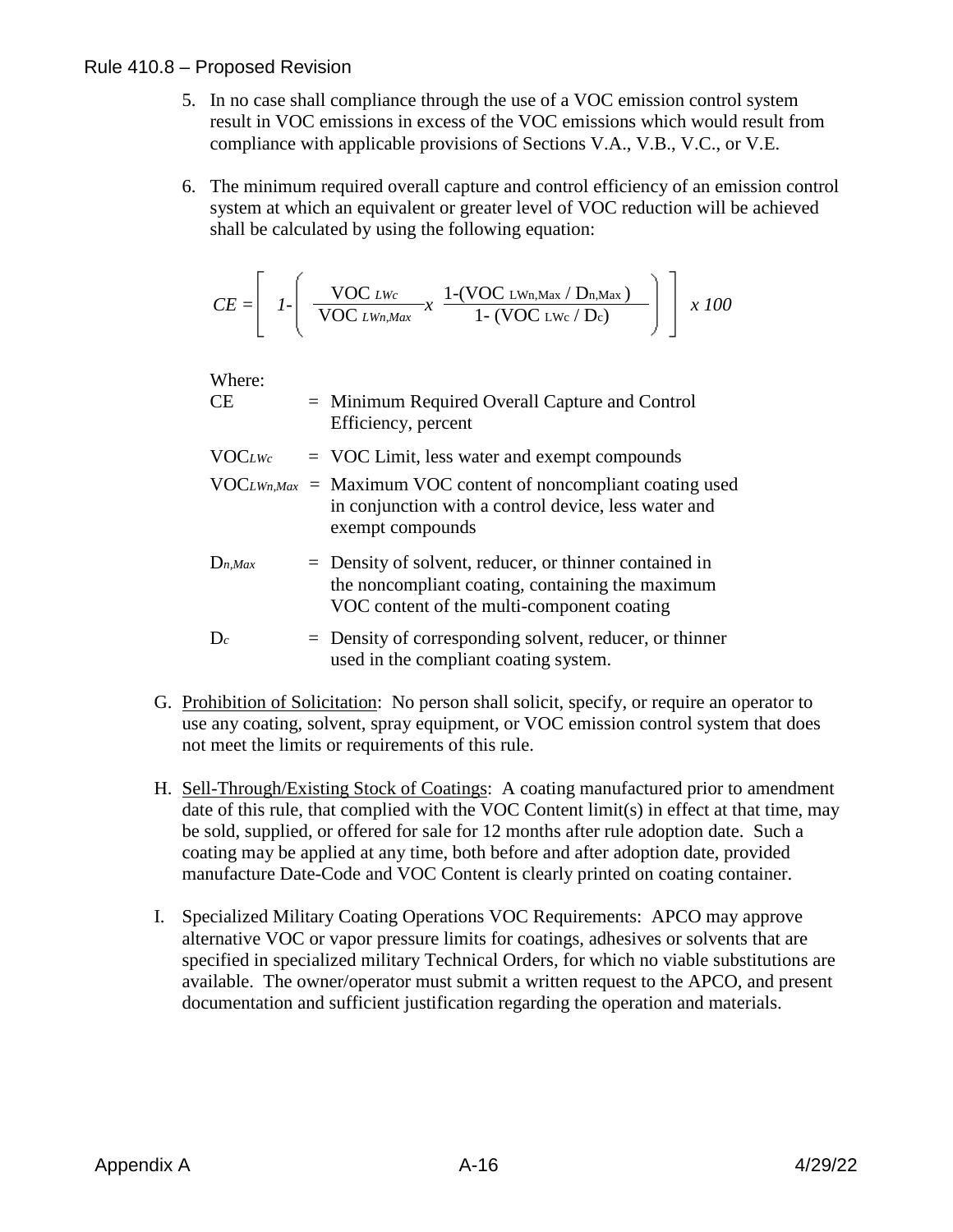5. In no case shall compliance through the use of a VOC emission control system result in VOC emissions in excess of the VOC emissions which would result from compliance with applicable provisions of Sections V.A., V.B., V.C., or V.E.

6. The minimum required overall capture and control efficiency of an emission control system at which an equivalent or greater level of VOC reduction will be achieved shall be calculated by using the following equation:

$$CE = \left[ 1 - \left( \frac{VOC_{LWc}}{VOC_{LWn,Max}} x \frac{1-(VOC_{LWn,Max} / D_{n,Max})}{1-(VOC_{LWc} / D_c)} \right) \right] x\ 100$$

Where:

| | | |
|---|---|---|
| CE | = | Minimum Required Overall Capture and Control Efficiency, percent |
| $VOC_{LWc}$ | = | VOC Limit, less water and exempt compounds |
| $VOC_{LWn,Max}$ | = | Maximum VOC content of noncompliant coating used in conjunction with a control device, less water and exempt compounds |
| $D_{n,Max}$ | = | Density of solvent, reducer, or thinner contained in the noncompliant coating, containing the maximum VOC content of the multi-component coating |
| $D_c$ | = | Density of corresponding solvent, reducer, or thinner used in the compliant coating system. |

G. Prohibition of Solicitation: No person shall solicit, specify, or require an operator to use any coating, solvent, spray equipment, or VOC emission control system that does not meet the limits or requirements of this rule.

H. Sell-Through/Existing Stock of Coatings: A coating manufactured prior to amendment date of this rule, that complied with the VOC Content limit(s) in effect at that time, may be sold, supplied, or offered for sale for 12 months after rule adoption date. Such a coating may be applied at any time, both before and after adoption date, provided manufacture Date-Code and VOC Content is clearly printed on coating container.

I. Specialized Military Coating Operations VOC Requirements: APCO may approve alternative VOC or vapor pressure limits for coatings, adhesives or solvents that are specified in specialized military Technical Orders, for which no viable substitutions are available. The owner/operator must submit a written request to the APCO, and present documentation and sufficient justification regarding the operation and materials.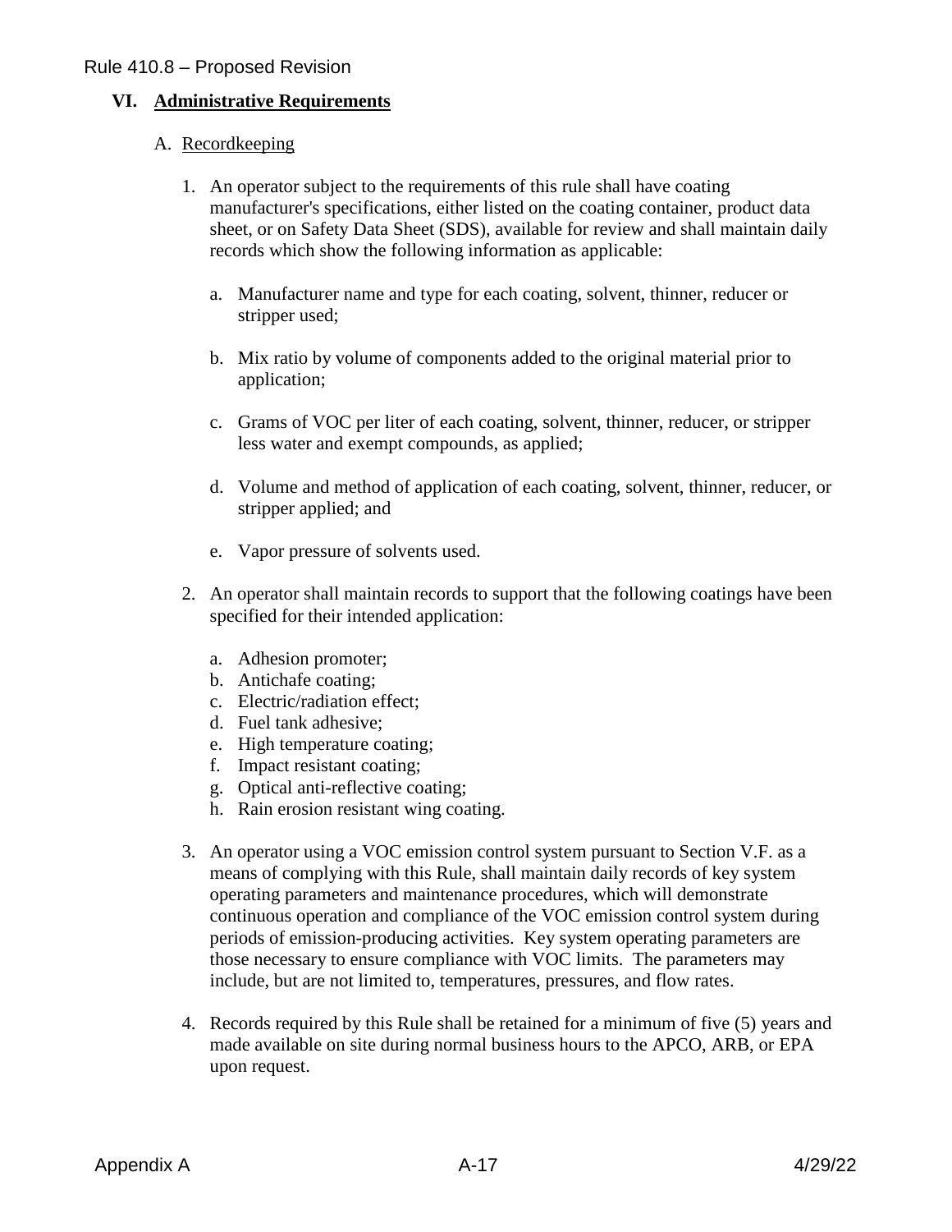## VI. Administrative Requirements

### A. Recordkeeping

1. An operator subject to the requirements of this rule shall have coating manufacturer's specifications, either listed on the coating container, product data sheet, or on Safety Data Sheet (SDS), available for review and shall maintain daily records which show the following information as applicable:

   a. Manufacturer name and type for each coating, solvent, thinner, reducer or stripper used;

   b. Mix ratio by volume of components added to the original material prior to application;

   c. Grams of VOC per liter of each coating, solvent, thinner, reducer, or stripper less water and exempt compounds, as applied;

   d. Volume and method of application of each coating, solvent, thinner, reducer, or stripper applied; and

   e. Vapor pressure of solvents used.

2. An operator shall maintain records to support that the following coatings have been specified for their intended application:

   a. Adhesion promoter;
   b. Antichafe coating;
   c. Electric/radiation effect;
   d. Fuel tank adhesive;
   e. High temperature coating;
   f. Impact resistant coating;
   g. Optical anti-reflective coating;
   h. Rain erosion resistant wing coating.

3. An operator using a VOC emission control system pursuant to Section V.F. as a means of complying with this Rule, shall maintain daily records of key system operating parameters and maintenance procedures, which will demonstrate continuous operation and compliance of the VOC emission control system during periods of emission-producing activities. Key system operating parameters are those necessary to ensure compliance with VOC limits. The parameters may include, but are not limited to, temperatures, pressures, and flow rates.

4. Records required by this Rule shall be retained for a minimum of five (5) years and made available on site during normal business hours to the APCO, ARB, or EPA upon request.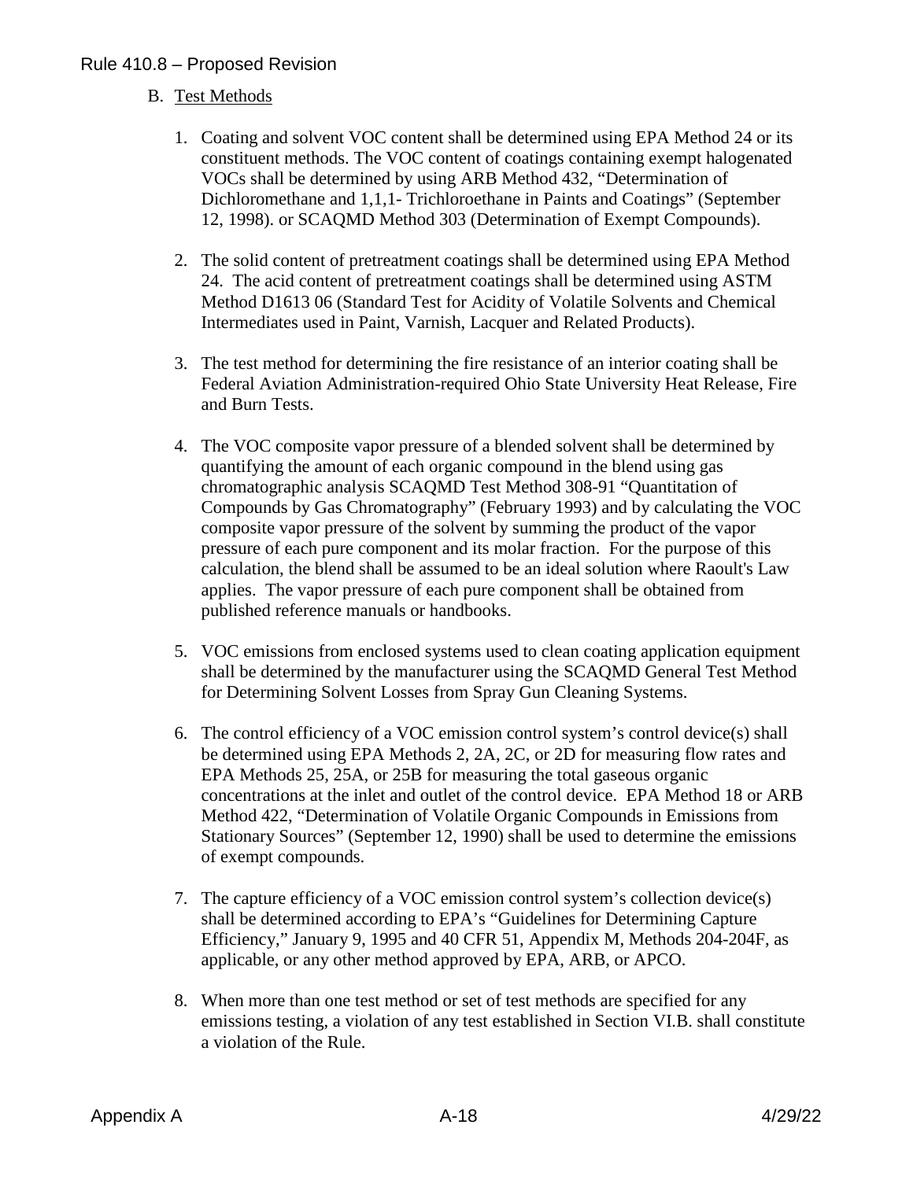B. Test Methods

1. Coating and solvent VOC content shall be determined using EPA Method 24 or its constituent methods. The VOC content of coatings containing exempt halogenated VOCs shall be determined by using ARB Method 432, "Determination of Dichloromethane and 1,1,1- Trichloroethane in Paints and Coatings" (September 12, 1998). or SCAQMD Method 303 (Determination of Exempt Compounds).

2. The solid content of pretreatment coatings shall be determined using EPA Method 24. The acid content of pretreatment coatings shall be determined using ASTM Method D1613 06 (Standard Test for Acidity of Volatile Solvents and Chemical Intermediates used in Paint, Varnish, Lacquer and Related Products).

3. The test method for determining the fire resistance of an interior coating shall be Federal Aviation Administration-required Ohio State University Heat Release, Fire and Burn Tests.

4. The VOC composite vapor pressure of a blended solvent shall be determined by quantifying the amount of each organic compound in the blend using gas chromatographic analysis SCAQMD Test Method 308-91 "Quantitation of Compounds by Gas Chromatography" (February 1993) and by calculating the VOC composite vapor pressure of the solvent by summing the product of the vapor pressure of each pure component and its molar fraction. For the purpose of this calculation, the blend shall be assumed to be an ideal solution where Raoult's Law applies. The vapor pressure of each pure component shall be obtained from published reference manuals or handbooks.

5. VOC emissions from enclosed systems used to clean coating application equipment shall be determined by the manufacturer using the SCAQMD General Test Method for Determining Solvent Losses from Spray Gun Cleaning Systems.

6. The control efficiency of a VOC emission control system's control device(s) shall be determined using EPA Methods 2, 2A, 2C, or 2D for measuring flow rates and EPA Methods 25, 25A, or 25B for measuring the total gaseous organic concentrations at the inlet and outlet of the control device. EPA Method 18 or ARB Method 422, "Determination of Volatile Organic Compounds in Emissions from Stationary Sources" (September 12, 1990) shall be used to determine the emissions of exempt compounds.

7. The capture efficiency of a VOC emission control system's collection device(s) shall be determined according to EPA's "Guidelines for Determining Capture Efficiency," January 9, 1995 and 40 CFR 51, Appendix M, Methods 204-204F, as applicable, or any other method approved by EPA, ARB, or APCO.

8. When more than one test method or set of test methods are specified for any emissions testing, a violation of any test established in Section VI.B. shall constitute a violation of the Rule.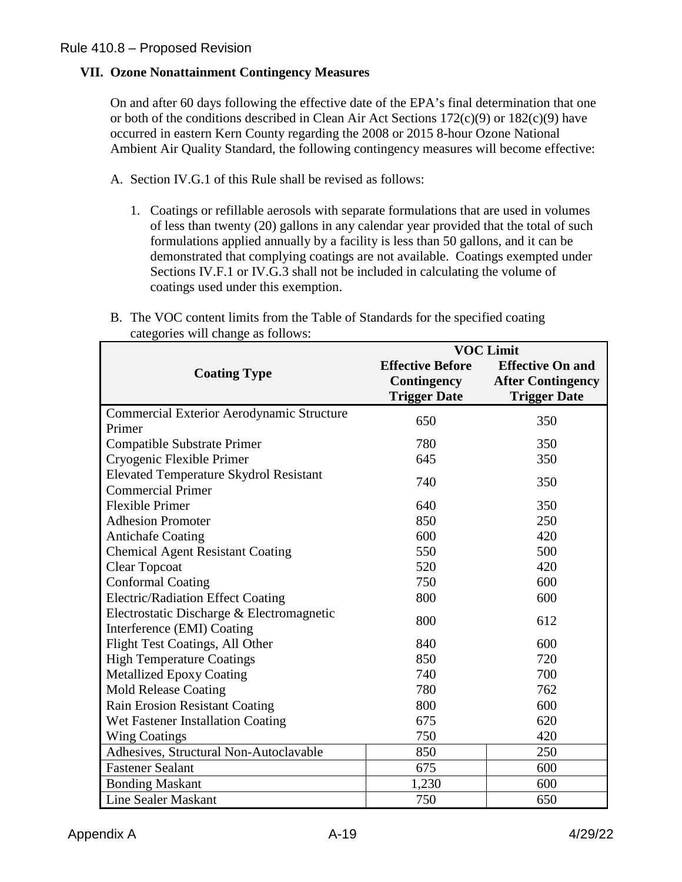## VII. Ozone Nonattainment Contingency Measures

On and after 60 days following the effective date of the EPA's final determination that one or both of the conditions described in Clean Air Act Sections 172(c)(9) or 182(c)(9) have occurred in eastern Kern County regarding the 2008 or 2015 8-hour Ozone National Ambient Air Quality Standard, the following contingency measures will become effective:

A. Section IV.G.1 of this Rule shall be revised as follows:

1. Coatings or refillable aerosols with separate formulations that are used in volumes of less than twenty (20) gallons in any calendar year provided that the total of such formulations applied annually by a facility is less than 50 gallons, and it can be demonstrated that complying coatings are not available. Coatings exempted under Sections IV.F.1 or IV.G.3 shall not be included in calculating the volume of coatings used under this exemption.

B. The VOC content limits from the Table of Standards for the specified coating categories will change as follows:

| Coating Type | VOC Limit | |
|---|---|---|
| | Effective Before Contingency Trigger Date | Effective On and After Contingency Trigger Date |
| Commercial Exterior Aerodynamic Structure Primer | 650 | 350 |
| Compatible Substrate Primer | 780 | 350 |
| Cryogenic Flexible Primer | 645 | 350 |
| Elevated Temperature Skydrol Resistant Commercial Primer | 740 | 350 |
| Flexible Primer | 640 | 350 |
| Adhesion Promoter | 850 | 250 |
| Antichafe Coating | 600 | 420 |
| Chemical Agent Resistant Coating | 550 | 500 |
| Clear Topcoat | 520 | 420 |
| Conformal Coating | 750 | 600 |
| Electric/Radiation Effect Coating | 800 | 600 |
| Electrostatic Discharge & Electromagnetic Interference (EMI) Coating | 800 | 612 |
| Flight Test Coatings, All Other | 840 | 600 |
| High Temperature Coatings | 850 | 720 |
| Metallized Epoxy Coating | 740 | 700 |
| Mold Release Coating | 780 | 762 |
| Rain Erosion Resistant Coating | 800 | 600 |
| Wet Fastener Installation Coating | 675 | 620 |
| Wing Coatings | 750 | 420 |
| Adhesives, Structural Non-Autoclavable | 850 | 250 |
| Fastener Sealant | 675 | 600 |
| Bonding Maskant | 1,230 | 600 |
| Line Sealer Maskant | 750 | 650 |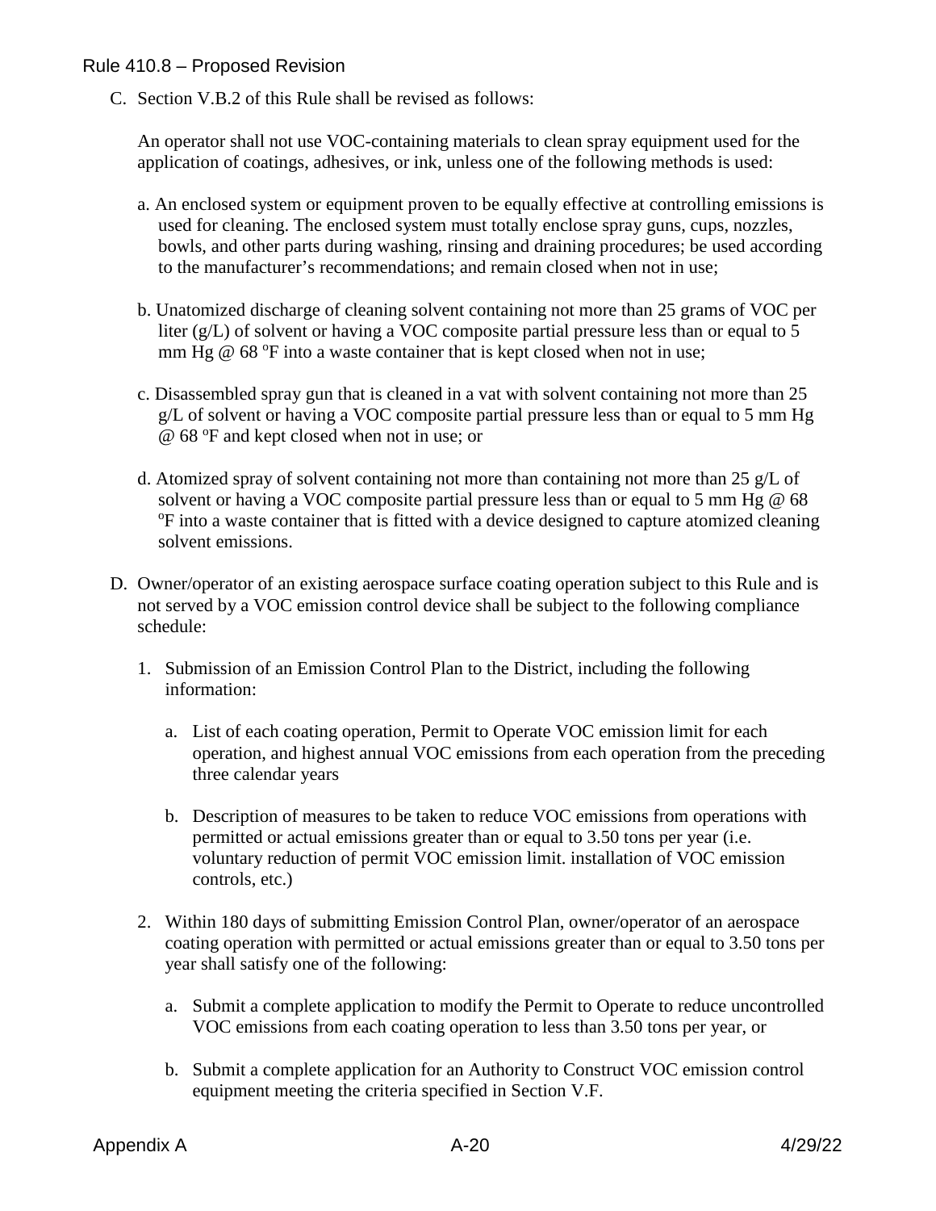Rule 410.8 – Proposed Revision

C. Section V.B.2 of this Rule shall be revised as follows:

   An operator shall not use VOC-containing materials to clean spray equipment used for the application of coatings, adhesives, or ink, unless one of the following methods is used:

   a. An enclosed system or equipment proven to be equally effective at controlling emissions is used for cleaning. The enclosed system must totally enclose spray guns, cups, nozzles, bowls, and other parts during washing, rinsing and draining procedures; be used according to the manufacturer's recommendations; and remain closed when not in use;

   b. Unatomized discharge of cleaning solvent containing not more than 25 grams of VOC per liter (g/L) of solvent or having a VOC composite partial pressure less than or equal to 5 mm Hg @ 68 $^{o}$F into a waste container that is kept closed when not in use;

   c. Disassembled spray gun that is cleaned in a vat with solvent containing not more than 25 g/L of solvent or having a VOC composite partial pressure less than or equal to 5 mm Hg @ 68 $^{o}$F and kept closed when not in use; or

   d. Atomized spray of solvent containing not more than containing not more than 25 g/L of solvent or having a VOC composite partial pressure less than or equal to 5 mm Hg @ 68 $^{o}$F into a waste container that is fitted with a device designed to capture atomized cleaning solvent emissions.

D. Owner/operator of an existing aerospace surface coating operation subject to this Rule and is not served by a VOC emission control device shall be subject to the following compliance schedule:

   1. Submission of an Emission Control Plan to the District, including the following information:

      a. List of each coating operation, Permit to Operate VOC emission limit for each operation, and highest annual VOC emissions from each operation from the preceding three calendar years

      b. Description of measures to be taken to reduce VOC emissions from operations with permitted or actual emissions greater than or equal to 3.50 tons per year (i.e. voluntary reduction of permit VOC emission limit. installation of VOC emission controls, etc.)

   2. Within 180 days of submitting Emission Control Plan, owner/operator of an aerospace coating operation with permitted or actual emissions greater than or equal to 3.50 tons per year shall satisfy one of the following:

      a. Submit a complete application to modify the Permit to Operate to reduce uncontrolled VOC emissions from each coating operation to less than 3.50 tons per year, or

      b. Submit a complete application for an Authority to Construct VOC emission control equipment meeting the criteria specified in Section V.F.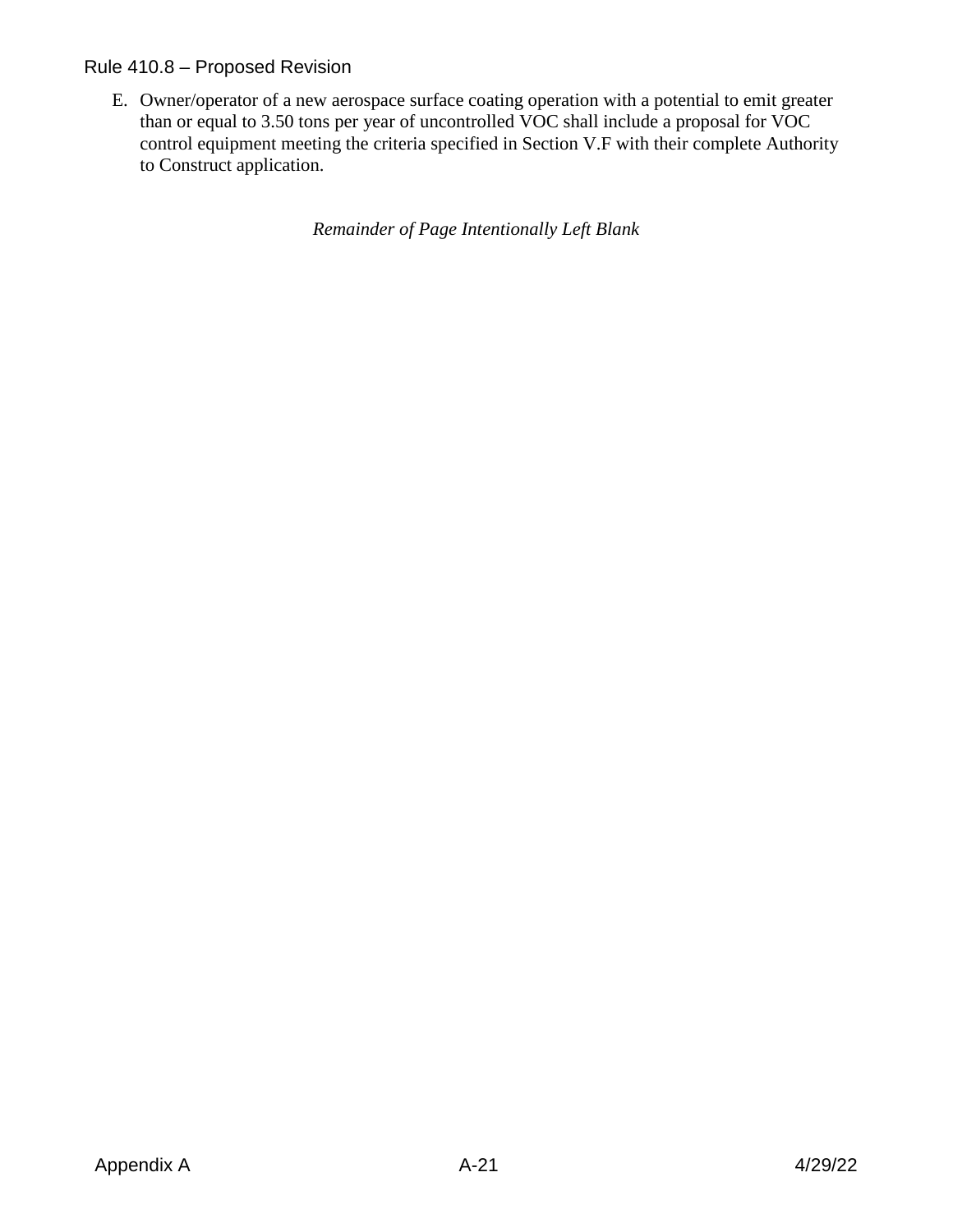E. Owner/operator of a new aerospace surface coating operation with a potential to emit greater than or equal to 3.50 tons per year of uncontrolled VOC shall include a proposal for VOC control equipment meeting the criteria specified in Section V.F with their complete Authority to Construct application.

*Remainder of Page Intentionally Left Blank*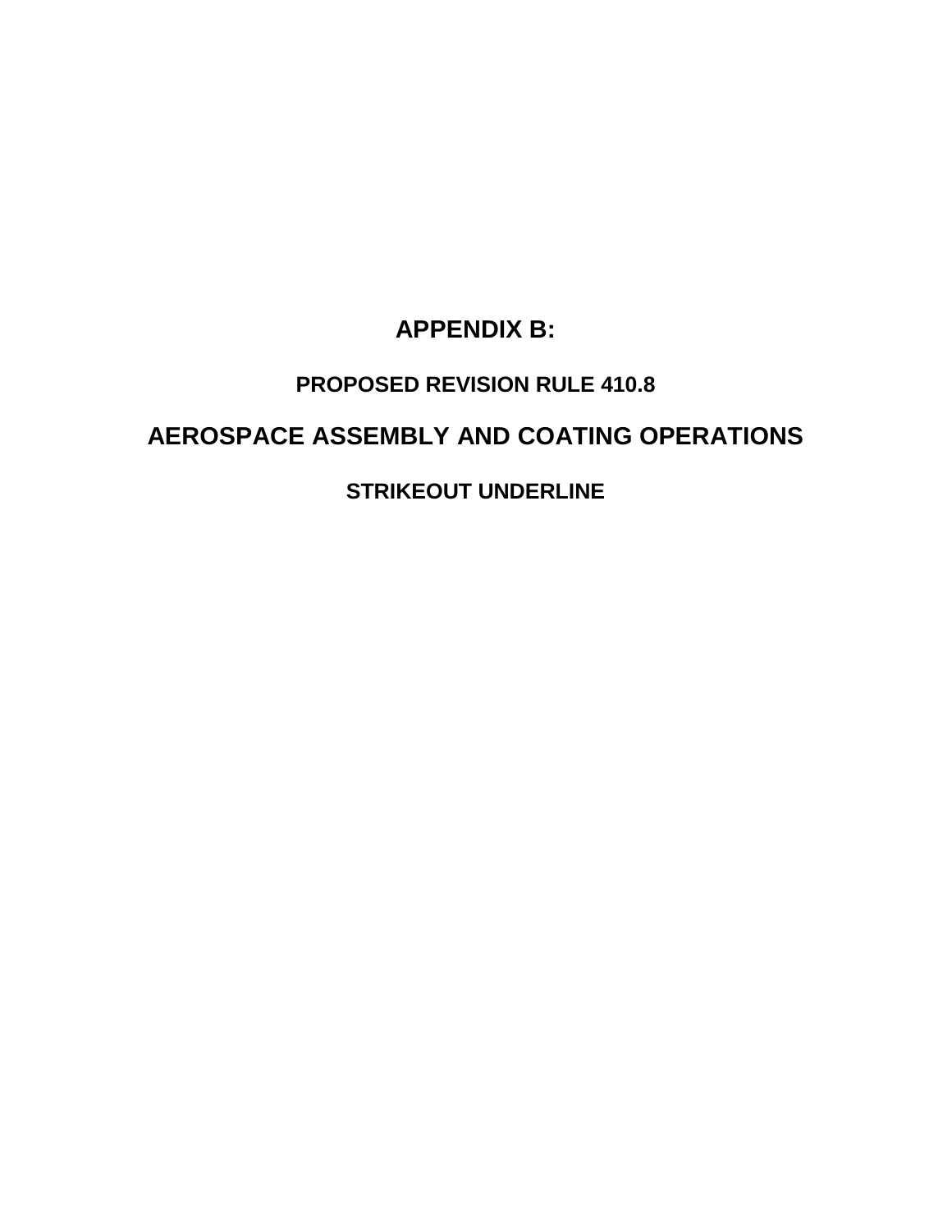# APPENDIX B:

## PROPOSED REVISION RULE 410.8

# AEROSPACE ASSEMBLY AND COATING OPERATIONS

## STRIKEOUT UNDERLINE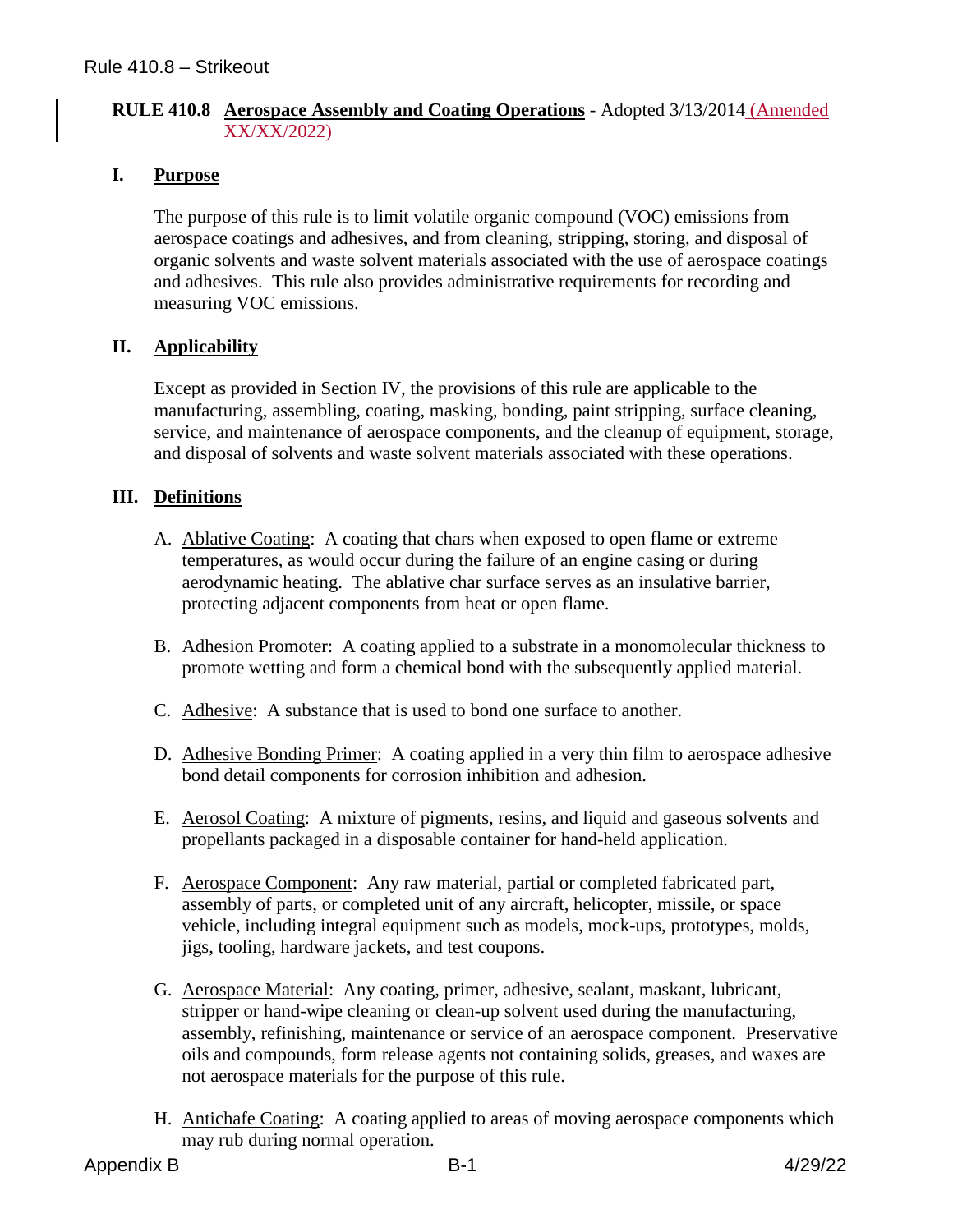**RULE 410.8 Aerospace Assembly and Coating Operations** - Adopted 3/13/2014 (Amended XX/XX/2022)

## I. Purpose

The purpose of this rule is to limit volatile organic compound (VOC) emissions from aerospace coatings and adhesives, and from cleaning, stripping, storing, and disposal of organic solvents and waste solvent materials associated with the use of aerospace coatings and adhesives. This rule also provides administrative requirements for recording and measuring VOC emissions.

## II. Applicability

Except as provided in Section IV, the provisions of this rule are applicable to the manufacturing, assembling, coating, masking, bonding, paint stripping, surface cleaning, service, and maintenance of aerospace components, and the cleanup of equipment, storage, and disposal of solvents and waste solvent materials associated with these operations.

## III. Definitions

A. Ablative Coating: A coating that chars when exposed to open flame or extreme temperatures, as would occur during the failure of an engine casing or during aerodynamic heating. The ablative char surface serves as an insulative barrier, protecting adjacent components from heat or open flame.

B. Adhesion Promoter: A coating applied to a substrate in a monomolecular thickness to promote wetting and form a chemical bond with the subsequently applied material.

C. Adhesive: A substance that is used to bond one surface to another.

D. Adhesive Bonding Primer: A coating applied in a very thin film to aerospace adhesive bond detail components for corrosion inhibition and adhesion.

E. Aerosol Coating: A mixture of pigments, resins, and liquid and gaseous solvents and propellants packaged in a disposable container for hand-held application.

F. Aerospace Component: Any raw material, partial or completed fabricated part, assembly of parts, or completed unit of any aircraft, helicopter, missile, or space vehicle, including integral equipment such as models, mock-ups, prototypes, molds, jigs, tooling, hardware jackets, and test coupons.

G. Aerospace Material: Any coating, primer, adhesive, sealant, maskant, lubricant, stripper or hand-wipe cleaning or clean-up solvent used during the manufacturing, assembly, refinishing, maintenance or service of an aerospace component. Preservative oils and compounds, form release agents not containing solids, greases, and waxes are not aerospace materials for the purpose of this rule.

H. Antichafe Coating: A coating applied to areas of moving aerospace components which may rub during normal operation.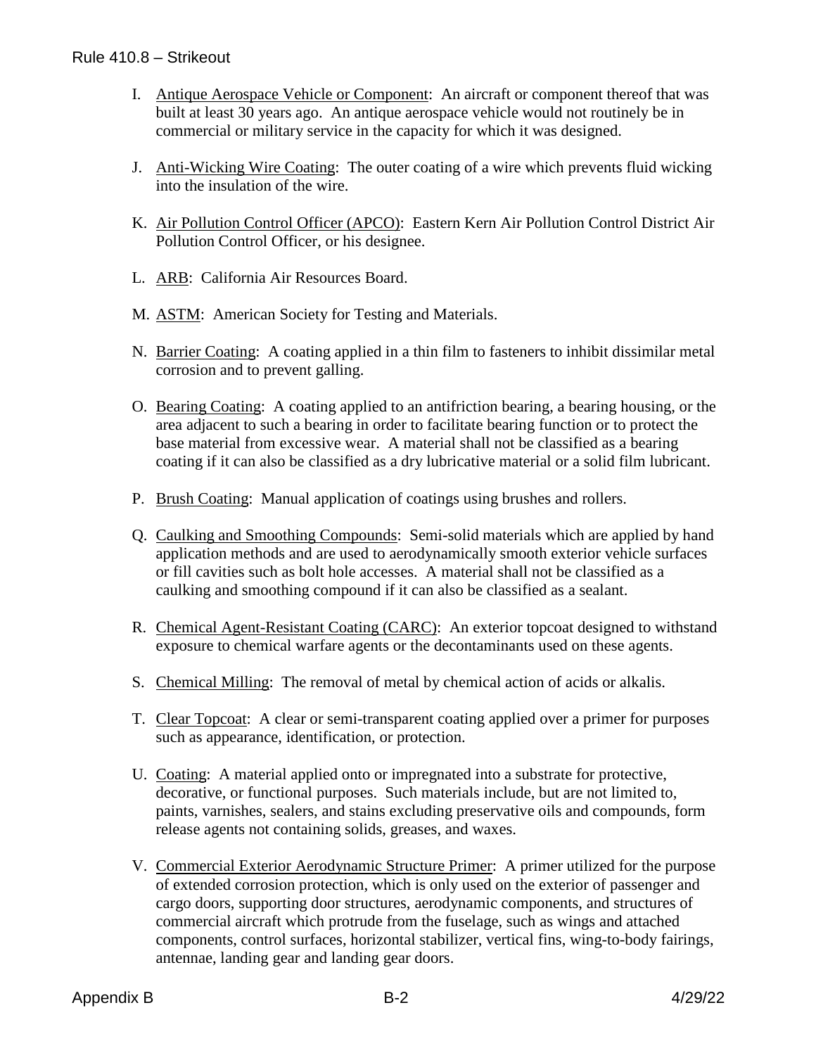I. Antique Aerospace Vehicle or Component: An aircraft or component thereof that was built at least 30 years ago. An antique aerospace vehicle would not routinely be in commercial or military service in the capacity for which it was designed.

J. Anti-Wicking Wire Coating: The outer coating of a wire which prevents fluid wicking into the insulation of the wire.

K. Air Pollution Control Officer (APCO): Eastern Kern Air Pollution Control District Air Pollution Control Officer, or his designee.

L. ARB: California Air Resources Board.

M. ASTM: American Society for Testing and Materials.

N. Barrier Coating: A coating applied in a thin film to fasteners to inhibit dissimilar metal corrosion and to prevent galling.

O. Bearing Coating: A coating applied to an antifriction bearing, a bearing housing, or the area adjacent to such a bearing in order to facilitate bearing function or to protect the base material from excessive wear. A material shall not be classified as a bearing coating if it can also be classified as a dry lubricative material or a solid film lubricant.

P. Brush Coating: Manual application of coatings using brushes and rollers.

Q. Caulking and Smoothing Compounds: Semi-solid materials which are applied by hand application methods and are used to aerodynamically smooth exterior vehicle surfaces or fill cavities such as bolt hole accesses. A material shall not be classified as a caulking and smoothing compound if it can also be classified as a sealant.

R. Chemical Agent-Resistant Coating (CARC): An exterior topcoat designed to withstand exposure to chemical warfare agents or the decontaminants used on these agents.

S. Chemical Milling: The removal of metal by chemical action of acids or alkalis.

T. Clear Topcoat: A clear or semi-transparent coating applied over a primer for purposes such as appearance, identification, or protection.

U. Coating: A material applied onto or impregnated into a substrate for protective, decorative, or functional purposes. Such materials include, but are not limited to, paints, varnishes, sealers, and stains excluding preservative oils and compounds, form release agents not containing solids, greases, and waxes.

V. Commercial Exterior Aerodynamic Structure Primer: A primer utilized for the purpose of extended corrosion protection, which is only used on the exterior of passenger and cargo doors, supporting door structures, aerodynamic components, and structures of commercial aircraft which protrude from the fuselage, such as wings and attached components, control surfaces, horizontal stabilizer, vertical fins, wing-to-body fairings, antennae, landing gear and landing gear doors.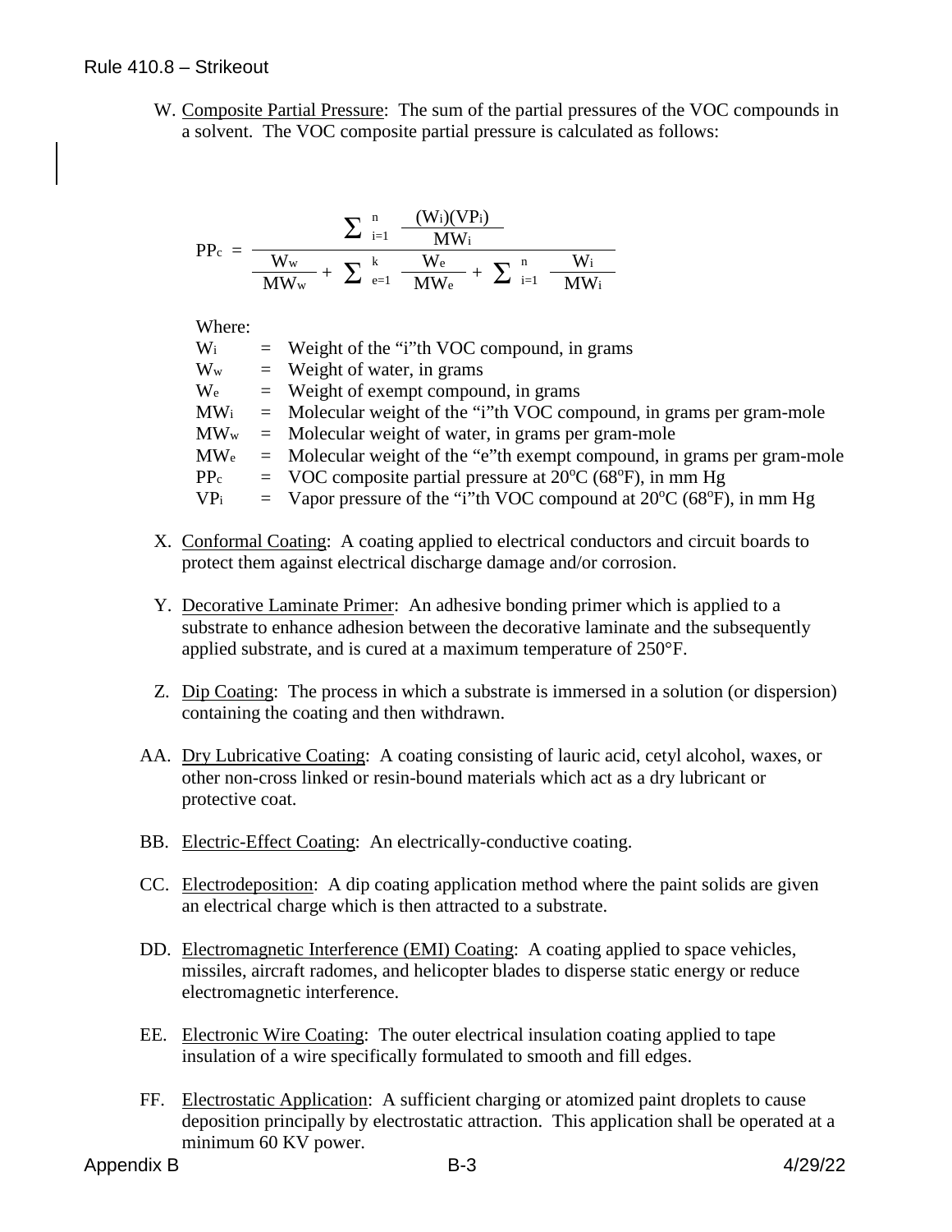W. Composite Partial Pressure: The sum of the partial pressures of the VOC compounds in a solvent. The VOC composite partial pressure is calculated as follows:

$$PP_c = \frac{\sum_{i=1}^{n} \frac{(W_i)(VP_i)}{MW_i}}{\frac{W_w}{MW_w} + \sum_{e=1}^{k} \frac{W_e}{MW_e} + \sum_{i=1}^{n} \frac{W_i}{MW_i}}$$

Where:

$W_i$ = Weight of the "i"th VOC compound, in grams
$W_w$ = Weight of water, in grams
$W_e$ = Weight of exempt compound, in grams
$MW_i$ = Molecular weight of the "i"th VOC compound, in grams per gram-mole
$MW_w$ = Molecular weight of water, in grams per gram-mole
$MW_e$ = Molecular weight of the "e"th exempt compound, in grams per gram-mole
$PP_c$ = VOC composite partial pressure at $20^oC$ ($68^oF$), in mm Hg
$VP_i$ = Vapor pressure of the "i"th VOC compound at $20^oC$ ($68^oF$), in mm Hg

X. Conformal Coating: A coating applied to electrical conductors and circuit boards to protect them against electrical discharge damage and/or corrosion.

Y. Decorative Laminate Primer: An adhesive bonding primer which is applied to a substrate to enhance adhesion between the decorative laminate and the subsequently applied substrate, and is cured at a maximum temperature of 250°F.

Z. Dip Coating: The process in which a substrate is immersed in a solution (or dispersion) containing the coating and then withdrawn.

AA. Dry Lubricative Coating: A coating consisting of lauric acid, cetyl alcohol, waxes, or other non-cross linked or resin-bound materials which act as a dry lubricant or protective coat.

BB. Electric-Effect Coating: An electrically-conductive coating.

CC. Electrodeposition: A dip coating application method where the paint solids are given an electrical charge which is then attracted to a substrate.

DD. Electromagnetic Interference (EMI) Coating: A coating applied to space vehicles, missiles, aircraft radomes, and helicopter blades to disperse static energy or reduce electromagnetic interference.

EE. Electronic Wire Coating: The outer electrical insulation coating applied to tape insulation of a wire specifically formulated to smooth and fill edges.

FF. Electrostatic Application: A sufficient charging or atomized paint droplets to cause deposition principally by electrostatic attraction. This application shall be operated at a minimum 60 KV power.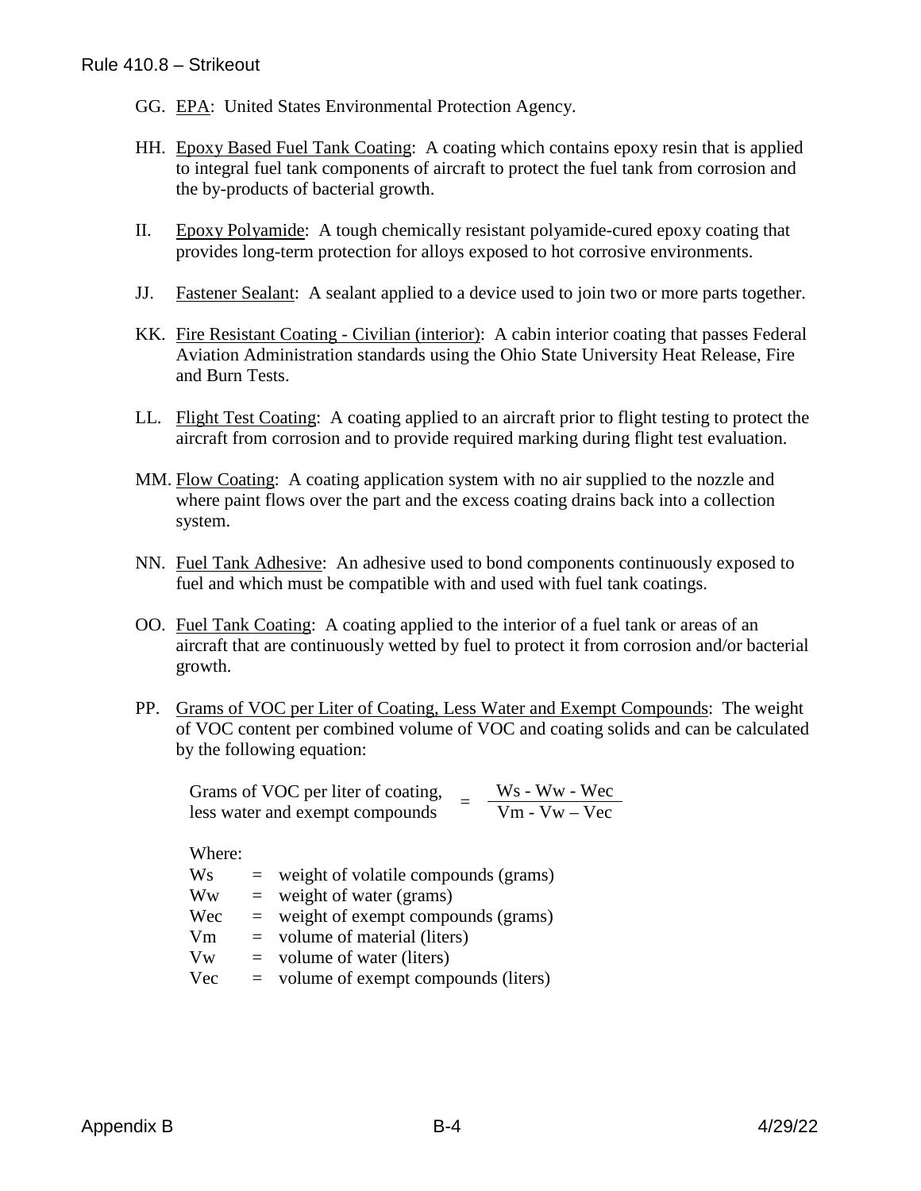GG. EPA: United States Environmental Protection Agency.

HH. Epoxy Based Fuel Tank Coating: A coating which contains epoxy resin that is applied to integral fuel tank components of aircraft to protect the fuel tank from corrosion and the by-products of bacterial growth.

II. Epoxy Polyamide: A tough chemically resistant polyamide-cured epoxy coating that provides long-term protection for alloys exposed to hot corrosive environments.

JJ. Fastener Sealant: A sealant applied to a device used to join two or more parts together.

KK. Fire Resistant Coating - Civilian (interior): A cabin interior coating that passes Federal Aviation Administration standards using the Ohio State University Heat Release, Fire and Burn Tests.

LL. Flight Test Coating: A coating applied to an aircraft prior to flight testing to protect the aircraft from corrosion and to provide required marking during flight test evaluation.

MM. Flow Coating: A coating application system with no air supplied to the nozzle and where paint flows over the part and the excess coating drains back into a collection system.

NN. Fuel Tank Adhesive: An adhesive used to bond components continuously exposed to fuel and which must be compatible with and used with fuel tank coatings.

OO. Fuel Tank Coating: A coating applied to the interior of a fuel tank or areas of an aircraft that are continuously wetted by fuel to protect it from corrosion and/or bacterial growth.

PP. Grams of VOC per Liter of Coating, Less Water and Exempt Compounds: The weight of VOC content per combined volume of VOC and coating solids and can be calculated by the following equation:

$$\text{Grams of VOC per liter of coating, less water and exempt compounds} = \frac{Ws - Ww - Wec}{Vm - Vw - Vec}$$

Where:

Ws = weight of volatile compounds (grams)
Ww = weight of water (grams)
Wec = weight of exempt compounds (grams)
Vm = volume of material (liters)
Vw = volume of water (liters)
Vec = volume of exempt compounds (liters)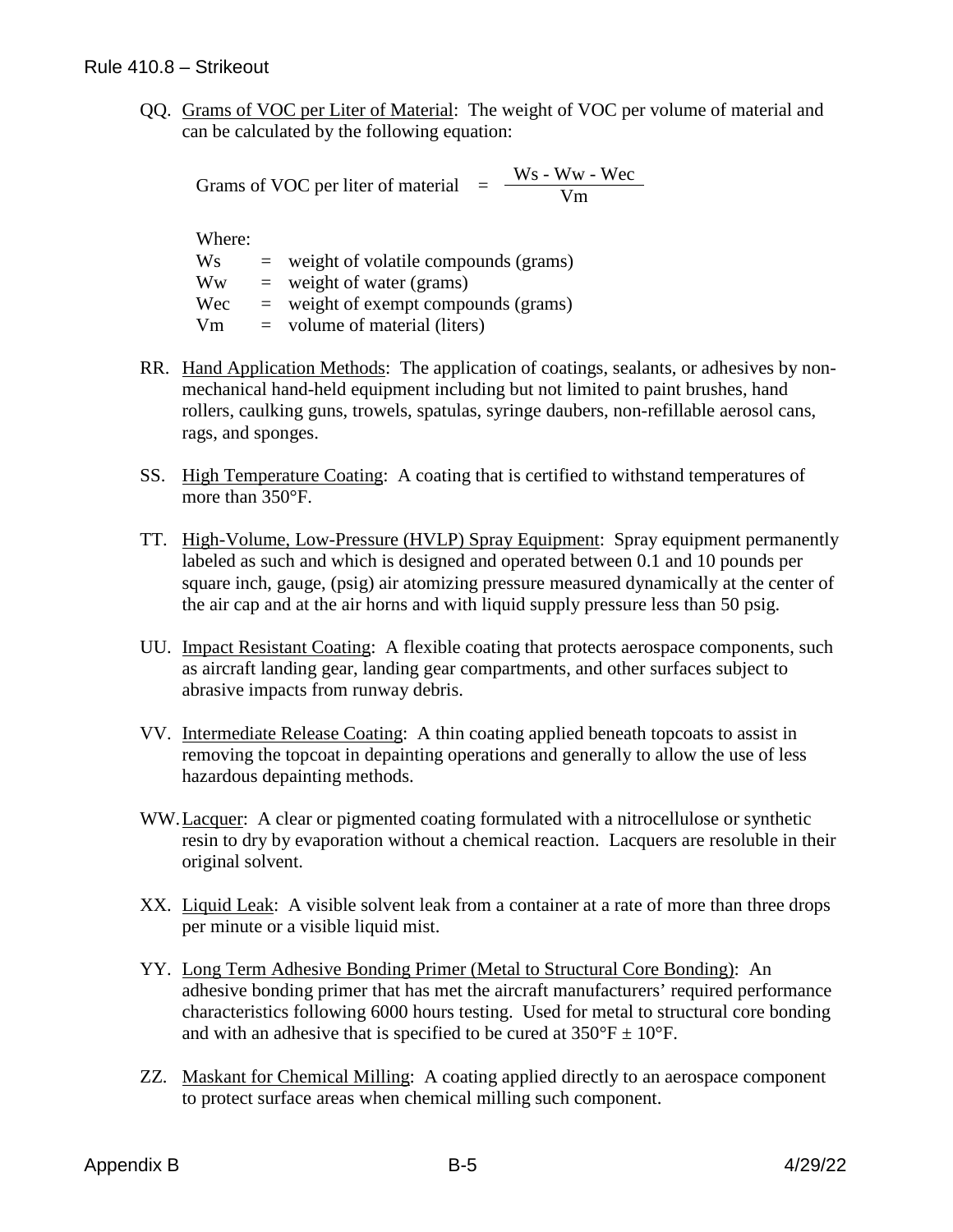QQ. Grams of VOC per Liter of Material: The weight of VOC per volume of material and can be calculated by the following equation:

$$\text{Grams of VOC per liter of material} = \frac{Ws - Ww - Wec}{Vm}$$

Where:

Ws = weight of volatile compounds (grams)
Ww = weight of water (grams)
Wec = weight of exempt compounds (grams)
Vm = volume of material (liters)

RR. Hand Application Methods: The application of coatings, sealants, or adhesives by non-mechanical hand-held equipment including but not limited to paint brushes, hand rollers, caulking guns, trowels, spatulas, syringe daubers, non-refillable aerosol cans, rags, and sponges.

SS. High Temperature Coating: A coating that is certified to withstand temperatures of more than 350°F.

TT. High-Volume, Low-Pressure (HVLP) Spray Equipment: Spray equipment permanently labeled as such and which is designed and operated between 0.1 and 10 pounds per square inch, gauge, (psig) air atomizing pressure measured dynamically at the center of the air cap and at the air horns and with liquid supply pressure less than 50 psig.

UU. Impact Resistant Coating: A flexible coating that protects aerospace components, such as aircraft landing gear, landing gear compartments, and other surfaces subject to abrasive impacts from runway debris.

VV. Intermediate Release Coating: A thin coating applied beneath topcoats to assist in removing the topcoat in depainting operations and generally to allow the use of less hazardous depainting methods.

WW. Lacquer: A clear or pigmented coating formulated with a nitrocellulose or synthetic resin to dry by evaporation without a chemical reaction. Lacquers are resoluble in their original solvent.

XX. Liquid Leak: A visible solvent leak from a container at a rate of more than three drops per minute or a visible liquid mist.

YY. Long Term Adhesive Bonding Primer (Metal to Structural Core Bonding): An adhesive bonding primer that has met the aircraft manufacturers' required performance characteristics following 6000 hours testing. Used for metal to structural core bonding and with an adhesive that is specified to be cured at 350°F ± 10°F.

ZZ. Maskant for Chemical Milling: A coating applied directly to an aerospace component to protect surface areas when chemical milling such component.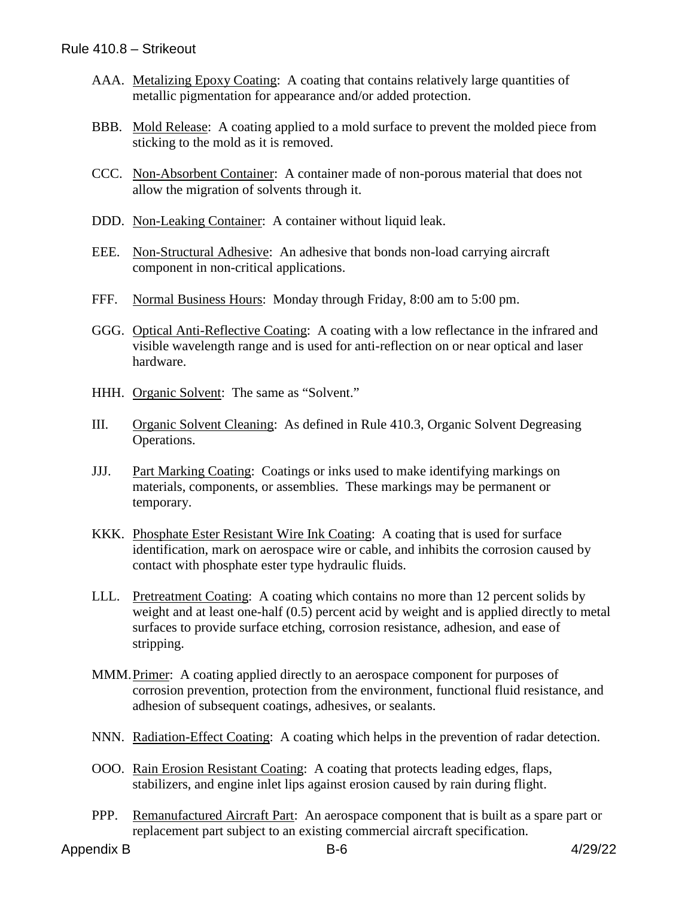AAA. Metalizing Epoxy Coating: A coating that contains relatively large quantities of metallic pigmentation for appearance and/or added protection.

BBB. Mold Release: A coating applied to a mold surface to prevent the molded piece from sticking to the mold as it is removed.

CCC. Non-Absorbent Container: A container made of non-porous material that does not allow the migration of solvents through it.

DDD. Non-Leaking Container: A container without liquid leak.

EEE. Non-Structural Adhesive: An adhesive that bonds non-load carrying aircraft component in non-critical applications.

FFF. Normal Business Hours: Monday through Friday, 8:00 am to 5:00 pm.

GGG. Optical Anti-Reflective Coating: A coating with a low reflectance in the infrared and visible wavelength range and is used for anti-reflection on or near optical and laser hardware.

HHH. Organic Solvent: The same as "Solvent."

III. Organic Solvent Cleaning: As defined in Rule 410.3, Organic Solvent Degreasing Operations.

JJJ. Part Marking Coating: Coatings or inks used to make identifying markings on materials, components, or assemblies. These markings may be permanent or temporary.

KKK. Phosphate Ester Resistant Wire Ink Coating: A coating that is used for surface identification, mark on aerospace wire or cable, and inhibits the corrosion caused by contact with phosphate ester type hydraulic fluids.

LLL. Pretreatment Coating: A coating which contains no more than 12 percent solids by weight and at least one-half (0.5) percent acid by weight and is applied directly to metal surfaces to provide surface etching, corrosion resistance, adhesion, and ease of stripping.

MMM. Primer: A coating applied directly to an aerospace component for purposes of corrosion prevention, protection from the environment, functional fluid resistance, and adhesion of subsequent coatings, adhesives, or sealants.

NNN. Radiation-Effect Coating: A coating which helps in the prevention of radar detection.

OOO. Rain Erosion Resistant Coating: A coating that protects leading edges, flaps, stabilizers, and engine inlet lips against erosion caused by rain during flight.

PPP. Remanufactured Aircraft Part: An aerospace component that is built as a spare part or replacement part subject to an existing commercial aircraft specification.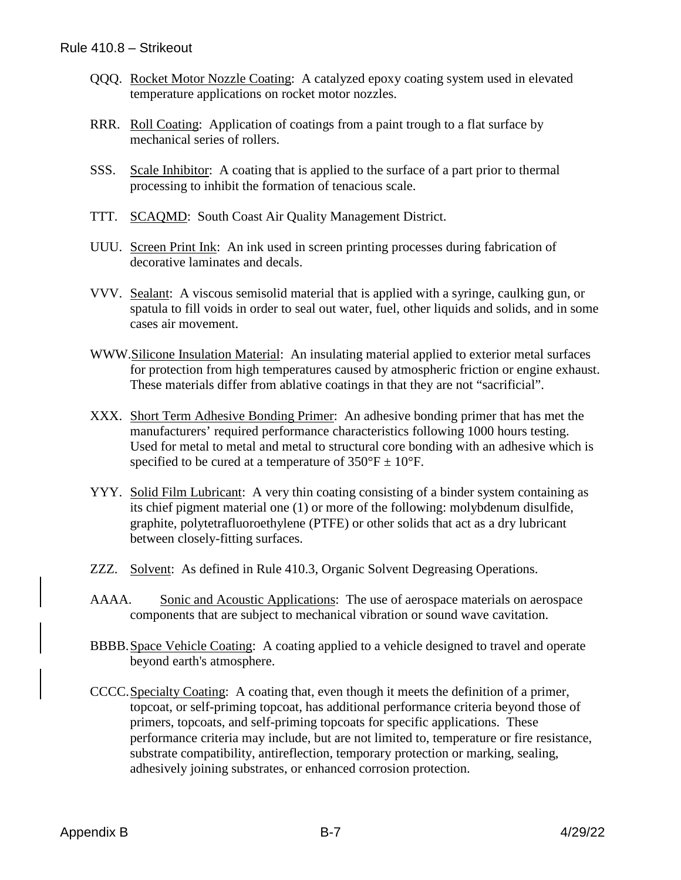QQQ. Rocket Motor Nozzle Coating: A catalyzed epoxy coating system used in elevated temperature applications on rocket motor nozzles.

RRR. Roll Coating: Application of coatings from a paint trough to a flat surface by mechanical series of rollers.

SSS. Scale Inhibitor: A coating that is applied to the surface of a part prior to thermal processing to inhibit the formation of tenacious scale.

TTT. SCAQMD: South Coast Air Quality Management District.

UUU. Screen Print Ink: An ink used in screen printing processes during fabrication of decorative laminates and decals.

VVV. Sealant: A viscous semisolid material that is applied with a syringe, caulking gun, or spatula to fill voids in order to seal out water, fuel, other liquids and solids, and in some cases air movement.

WWW. Silicone Insulation Material: An insulating material applied to exterior metal surfaces for protection from high temperatures caused by atmospheric friction or engine exhaust. These materials differ from ablative coatings in that they are not "sacrificial".

XXX. Short Term Adhesive Bonding Primer: An adhesive bonding primer that has met the manufacturers' required performance characteristics following 1000 hours testing. Used for metal to metal and metal to structural core bonding with an adhesive which is specified to be cured at a temperature of 350°F ± 10°F.

YYY. Solid Film Lubricant: A very thin coating consisting of a binder system containing as its chief pigment material one (1) or more of the following: molybdenum disulfide, graphite, polytetrafluoroethylene (PTFE) or other solids that act as a dry lubricant between closely-fitting surfaces.

ZZZ. Solvent: As defined in Rule 410.3, Organic Solvent Degreasing Operations.

AAAA. Sonic and Acoustic Applications: The use of aerospace materials on aerospace components that are subject to mechanical vibration or sound wave cavitation.

BBBB. Space Vehicle Coating: A coating applied to a vehicle designed to travel and operate beyond earth's atmosphere.

CCCC. Specialty Coating: A coating that, even though it meets the definition of a primer, topcoat, or self-priming topcoat, has additional performance criteria beyond those of primers, topcoats, and self-priming topcoats for specific applications. These performance criteria may include, but are not limited to, temperature or fire resistance, substrate compatibility, antireflection, temporary protection or marking, sealing, adhesively joining substrates, or enhanced corrosion protection.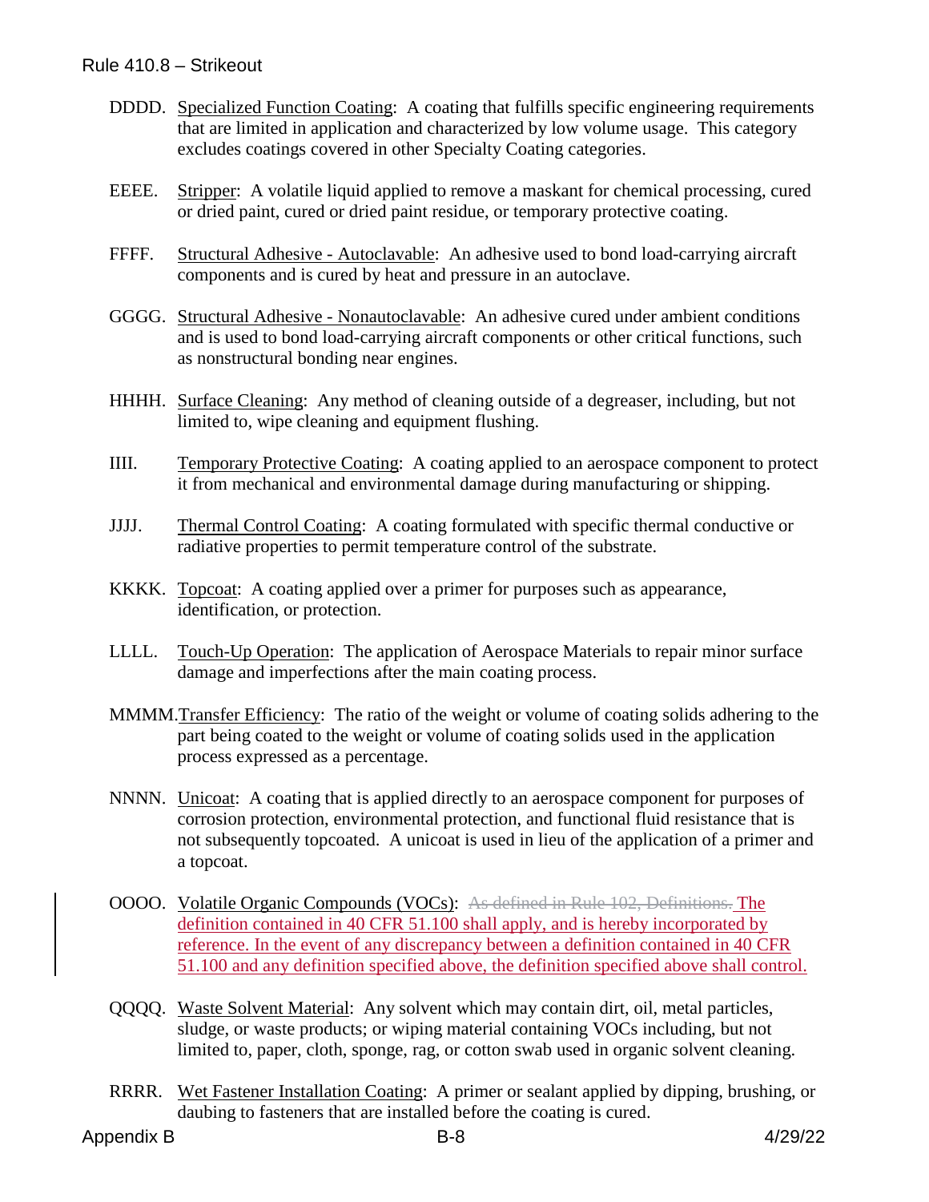DDDD. Specialized Function Coating: A coating that fulfills specific engineering requirements that are limited in application and characterized by low volume usage. This category excludes coatings covered in other Specialty Coating categories.

EEEE. Stripper: A volatile liquid applied to remove a maskant for chemical processing, cured or dried paint, cured or dried paint residue, or temporary protective coating.

FFFF. Structural Adhesive - Autoclavable: An adhesive used to bond load-carrying aircraft components and is cured by heat and pressure in an autoclave.

GGGG. Structural Adhesive - Nonautoclavable: An adhesive cured under ambient conditions and is used to bond load-carrying aircraft components or other critical functions, such as nonstructural bonding near engines.

HHHH. Surface Cleaning: Any method of cleaning outside of a degreaser, including, but not limited to, wipe cleaning and equipment flushing.

IIII. Temporary Protective Coating: A coating applied to an aerospace component to protect it from mechanical and environmental damage during manufacturing or shipping.

JJJJ. Thermal Control Coating: A coating formulated with specific thermal conductive or radiative properties to permit temperature control of the substrate.

KKKK. Topcoat: A coating applied over a primer for purposes such as appearance, identification, or protection.

LLLL. Touch-Up Operation: The application of Aerospace Materials to repair minor surface damage and imperfections after the main coating process.

MMMM. Transfer Efficiency: The ratio of the weight or volume of coating solids adhering to the part being coated to the weight or volume of coating solids used in the application process expressed as a percentage.

NNNN. Unicoat: A coating that is applied directly to an aerospace component for purposes of corrosion protection, environmental protection, and functional fluid resistance that is not subsequently topcoated. A unicoat is used in lieu of the application of a primer and a topcoat.

OOOO. Volatile Organic Compounds (VOCs): ~~As defined in Rule 102, Definitions.~~ The definition contained in 40 CFR 51.100 shall apply, and is hereby incorporated by reference. In the event of any discrepancy between a definition contained in 40 CFR 51.100 and any definition specified above, the definition specified above shall control.

QQQQ. Waste Solvent Material: Any solvent which may contain dirt, oil, metal particles, sludge, or waste products; or wiping material containing VOCs including, but not limited to, paper, cloth, sponge, rag, or cotton swab used in organic solvent cleaning.

RRRR. Wet Fastener Installation Coating: A primer or sealant applied by dipping, brushing, or daubing to fasteners that are installed before the coating is cured.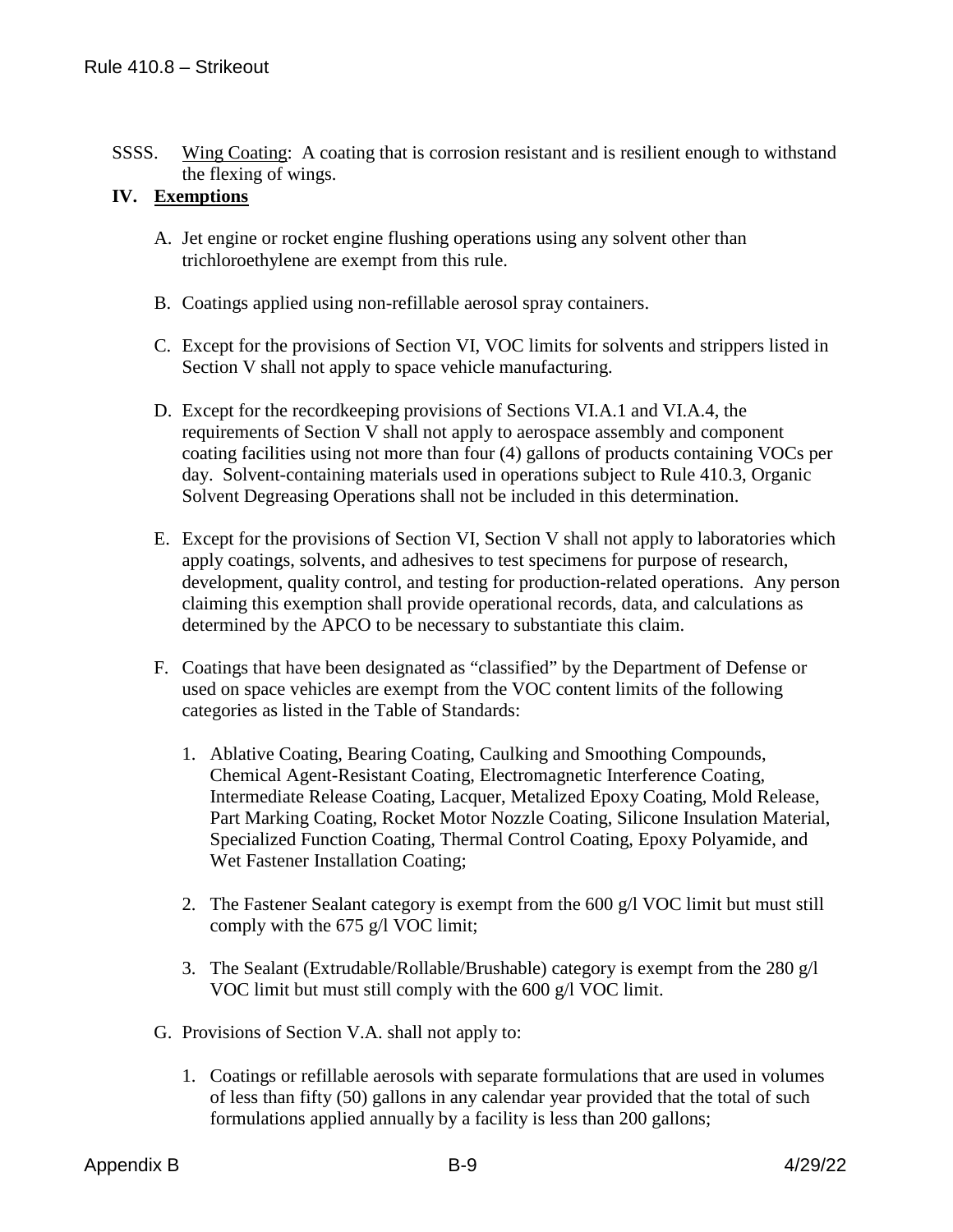SSSS. Wing Coating: A coating that is corrosion resistant and is resilient enough to withstand the flexing of wings.

## IV. Exemptions

A. Jet engine or rocket engine flushing operations using any solvent other than trichloroethylene are exempt from this rule.

B. Coatings applied using non-refillable aerosol spray containers.

C. Except for the provisions of Section VI, VOC limits for solvents and strippers listed in Section V shall not apply to space vehicle manufacturing.

D. Except for the recordkeeping provisions of Sections VI.A.1 and VI.A.4, the requirements of Section V shall not apply to aerospace assembly and component coating facilities using not more than four (4) gallons of products containing VOCs per day. Solvent-containing materials used in operations subject to Rule 410.3, Organic Solvent Degreasing Operations shall not be included in this determination.

E. Except for the provisions of Section VI, Section V shall not apply to laboratories which apply coatings, solvents, and adhesives to test specimens for purpose of research, development, quality control, and testing for production-related operations. Any person claiming this exemption shall provide operational records, data, and calculations as determined by the APCO to be necessary to substantiate this claim.

F. Coatings that have been designated as "classified" by the Department of Defense or used on space vehicles are exempt from the VOC content limits of the following categories as listed in the Table of Standards:

1. Ablative Coating, Bearing Coating, Caulking and Smoothing Compounds, Chemical Agent-Resistant Coating, Electromagnetic Interference Coating, Intermediate Release Coating, Lacquer, Metalized Epoxy Coating, Mold Release, Part Marking Coating, Rocket Motor Nozzle Coating, Silicone Insulation Material, Specialized Function Coating, Thermal Control Coating, Epoxy Polyamide, and Wet Fastener Installation Coating;

2. The Fastener Sealant category is exempt from the 600 g/l VOC limit but must still comply with the 675 g/l VOC limit;

3. The Sealant (Extrudable/Rollable/Brushable) category is exempt from the 280 g/l VOC limit but must still comply with the 600 g/l VOC limit.

G. Provisions of Section V.A. shall not apply to:

1. Coatings or refillable aerosols with separate formulations that are used in volumes of less than fifty (50) gallons in any calendar year provided that the total of such formulations applied annually by a facility is less than 200 gallons;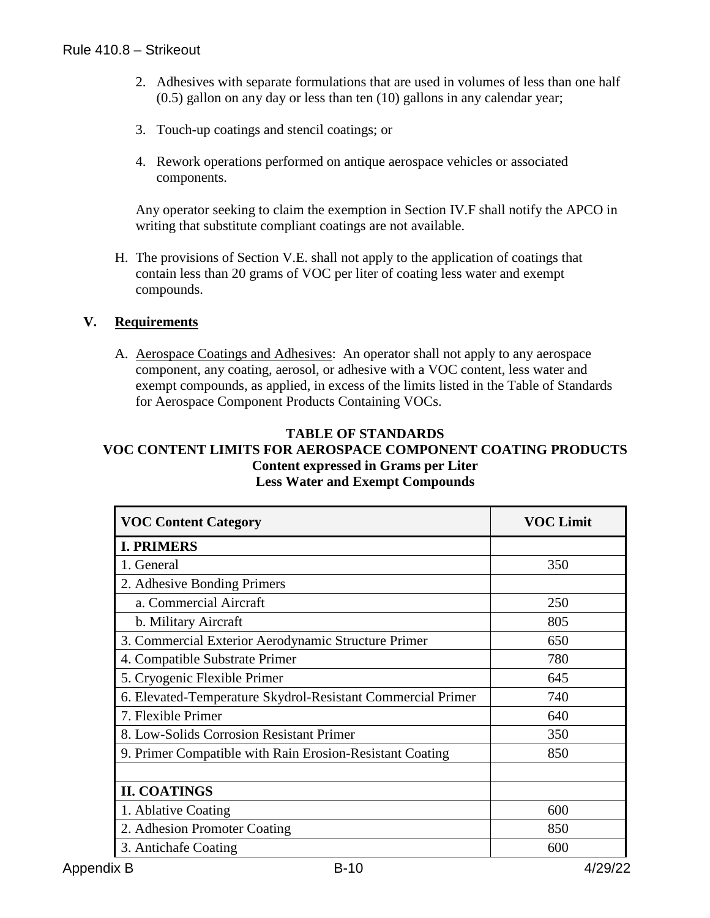2. Adhesives with separate formulations that are used in volumes of less than one half (0.5) gallon on any day or less than ten (10) gallons in any calendar year;

3. Touch-up coatings and stencil coatings; or

4. Rework operations performed on antique aerospace vehicles or associated components.

Any operator seeking to claim the exemption in Section IV.F shall notify the APCO in writing that substitute compliant coatings are not available.

H. The provisions of Section V.E. shall not apply to the application of coatings that contain less than 20 grams of VOC per liter of coating less water and exempt compounds.

## V. Requirements

A. Aerospace Coatings and Adhesives: An operator shall not apply to any aerospace component, any coating, aerosol, or adhesive with a VOC content, less water and exempt compounds, as applied, in excess of the limits listed in the Table of Standards for Aerospace Component Products Containing VOCs.

**TABLE OF STANDARDS**
**VOC CONTENT LIMITS FOR AEROSPACE COMPONENT COATING PRODUCTS**
**Content expressed in Grams per Liter**
**Less Water and Exempt Compounds**

| VOC Content Category | VOC Limit |
|---|---|
| **I. PRIMERS** | |
| 1. General | 350 |
| 2. Adhesive Bonding Primers | |
| a. Commercial Aircraft | 250 |
| b. Military Aircraft | 805 |
| 3. Commercial Exterior Aerodynamic Structure Primer | 650 |
| 4. Compatible Substrate Primer | 780 |
| 5. Cryogenic Flexible Primer | 645 |
| 6. Elevated-Temperature Skydrol-Resistant Commercial Primer | 740 |
| 7. Flexible Primer | 640 |
| 8. Low-Solids Corrosion Resistant Primer | 350 |
| 9. Primer Compatible with Rain Erosion-Resistant Coating | 850 |
| | |
| **II. COATINGS** | |
| 1. Ablative Coating | 600 |
| 2. Adhesion Promoter Coating | 850 |
| 3. Antichafe Coating | 600 |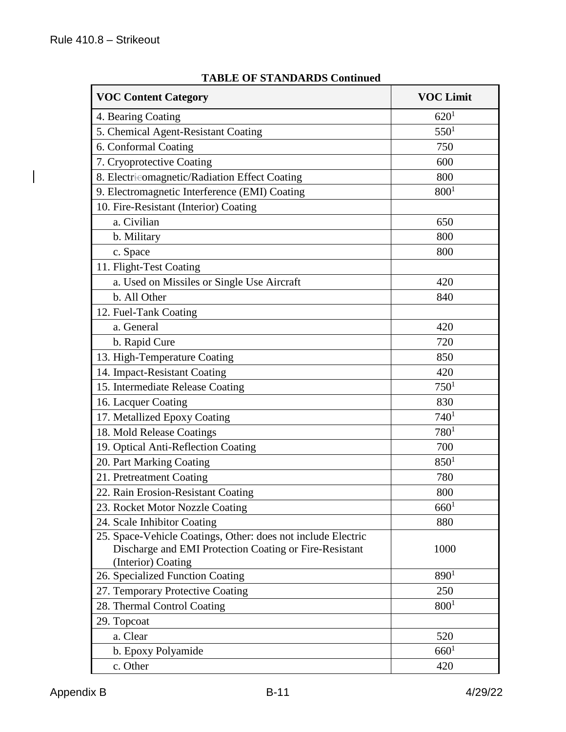**TABLE OF STANDARDS Continued**

| VOC Content Category | VOC Limit |
|---|---|
| 4. Bearing Coating | 620[1] |
| 5. Chemical Agent-Resistant Coating | 550[1] |
| 6. Conformal Coating | 750 |
| 7. Cryoprotective Coating | 600 |
| 8. Electr~~ic~~omagnetic/Radiation Effect Coating | 800 |
| 9. Electromagnetic Interference (EMI) Coating | 800[1] |
| 10. Fire-Resistant (Interior) Coating | |
| a. Civilian | 650 |
| b. Military | 800 |
| c. Space | 800 |
| 11. Flight-Test Coating | |
| a. Used on Missiles or Single Use Aircraft | 420 |
| b. All Other | 840 |
| 12. Fuel-Tank Coating | |
| a. General | 420 |
| b. Rapid Cure | 720 |
| 13. High-Temperature Coating | 850 |
| 14. Impact-Resistant Coating | 420 |
| 15. Intermediate Release Coating | 750[1] |
| 16. Lacquer Coating | 830 |
| 17. Metallized Epoxy Coating | 740[1] |
| 18. Mold Release Coatings | 780[1] |
| 19. Optical Anti-Reflection Coating | 700 |
| 20. Part Marking Coating | 850[1] |
| 21. Pretreatment Coating | 780 |
| 22. Rain Erosion-Resistant Coating | 800 |
| 23. Rocket Motor Nozzle Coating | 660[1] |
| 24. Scale Inhibitor Coating | 880 |
| 25. Space-Vehicle Coatings, Other: does not include Electric Discharge and EMI Protection Coating or Fire-Resistant (Interior) Coating | 1000 |
| 26. Specialized Function Coating | 890[1] |
| 27. Temporary Protective Coating | 250 |
| 28. Thermal Control Coating | 800[1] |
| 29. Topcoat | |
| a. Clear | 520 |
| b. Epoxy Polyamide | 660[1] |
| c. Other | 420 |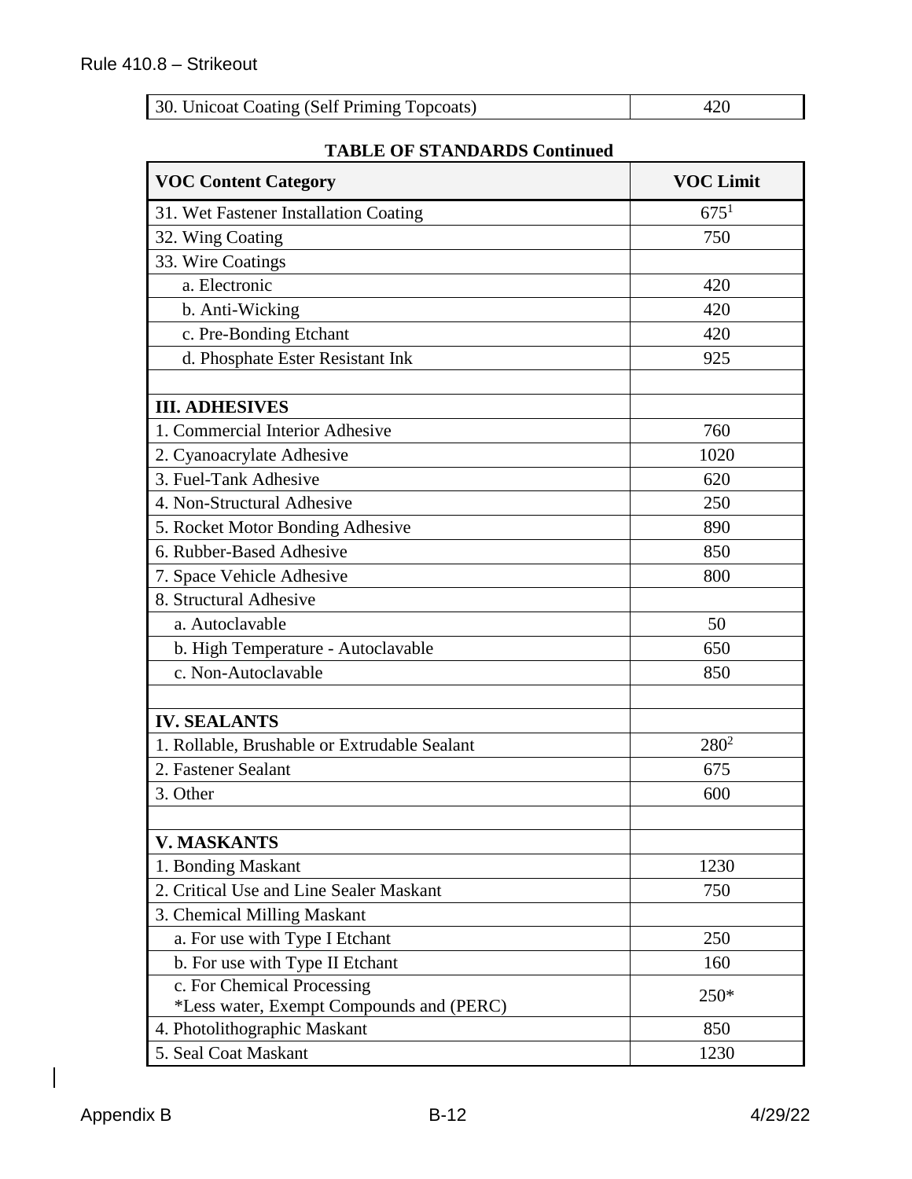| 30. Unicoat Coating (Self Priming Topcoats) | 420 |
|---|---|

**TABLE OF STANDARDS Continued**

| VOC Content Category | VOC Limit |
|---|---|
| 31. Wet Fastener Installation Coating | 675[1] |
| 32. Wing Coating | 750 |
| 33. Wire Coatings | |
| a. Electronic | 420 |
| b. Anti-Wicking | 420 |
| c. Pre-Bonding Etchant | 420 |
| d. Phosphate Ester Resistant Ink | 925 |
| | |
| **III. ADHESIVES** | |
| 1. Commercial Interior Adhesive | 760 |
| 2. Cyanoacrylate Adhesive | 1020 |
| 3. Fuel-Tank Adhesive | 620 |
| 4. Non-Structural Adhesive | 250 |
| 5. Rocket Motor Bonding Adhesive | 890 |
| 6. Rubber-Based Adhesive | 850 |
| 7. Space Vehicle Adhesive | 800 |
| 8. Structural Adhesive | |
| a. Autoclavable | 50 |
| b. High Temperature - Autoclavable | 650 |
| c. Non-Autoclavable | 850 |
| | |
| **IV. SEALANTS** | |
| 1. Rollable, Brushable or Extrudable Sealant | 280[2] |
| 2. Fastener Sealant | 675 |
| 3. Other | 600 |
| | |
| **V. MASKANTS** | |
| 1. Bonding Maskant | 1230 |
| 2. Critical Use and Line Sealer Maskant | 750 |
| 3. Chemical Milling Maskant | |
| a. For use with Type I Etchant | 250 |
| b. For use with Type II Etchant | 160 |
| c. For Chemical Processing *Less water, Exempt Compounds and (PERC) | 250* |
| 4. Photolithographic Maskant | 850 |
| 5. Seal Coat Maskant | 1230 |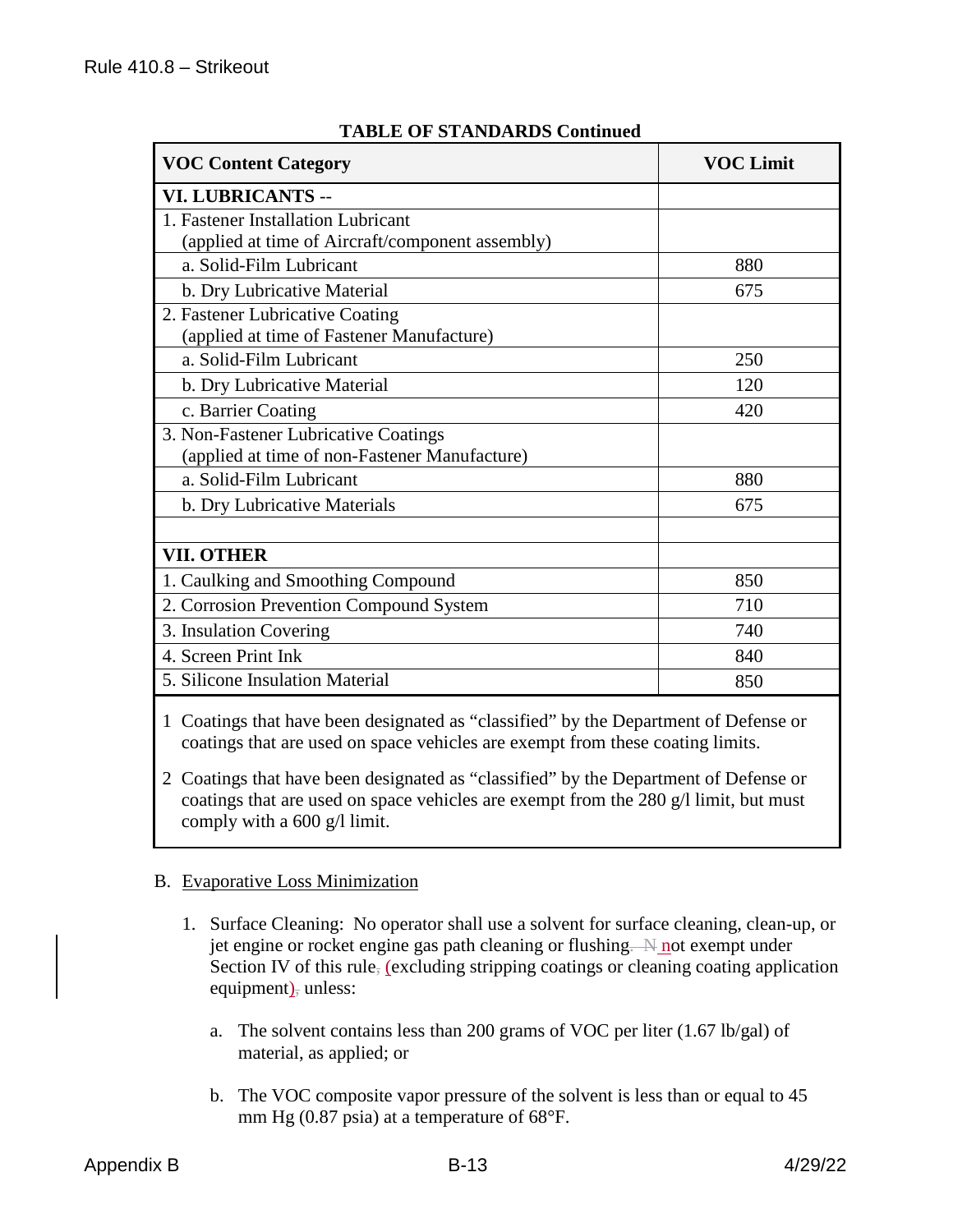**TABLE OF STANDARDS Continued**

| VOC Content Category | VOC Limit |
|---|---|
| **VI. LUBRICANTS --** | |
| 1. Fastener Installation Lubricant (applied at time of Aircraft/component assembly) | |
| a. Solid-Film Lubricant | 880 |
| b. Dry Lubricative Material | 675 |
| 2. Fastener Lubricative Coating (applied at time of Fastener Manufacture) | |
| a. Solid-Film Lubricant | 250 |
| b. Dry Lubricative Material | 120 |
| c. Barrier Coating | 420 |
| 3. Non-Fastener Lubricative Coatings (applied at time of non-Fastener Manufacture) | |
| a. Solid-Film Lubricant | 880 |
| b. Dry Lubricative Materials | 675 |
| | |
| **VII. OTHER** | |
| 1. Caulking and Smoothing Compound | 850 |
| 2. Corrosion Prevention Compound System | 710 |
| 3. Insulation Covering | 740 |
| 4. Screen Print Ink | 840 |
| 5. Silicone Insulation Material | 850 |

1 Coatings that have been designated as “classified” by the Department of Defense or coatings that are used on space vehicles are exempt from these coating limits.

2 Coatings that have been designated as “classified” by the Department of Defense or coatings that are used on space vehicles are exempt from the 280 g/l limit, but must comply with a 600 g/l limit.

B. Evaporative Loss Minimization

1. Surface Cleaning: No operator shall use a solvent for surface cleaning, clean-up, or jet engine or rocket engine gas path cleaning or flushing, ~~N~~ not exempt under Section IV of this rule, (excluding stripping coatings or cleaning coating application equipment), unless:

   a. The solvent contains less than 200 grams of VOC per liter (1.67 lb/gal) of material, as applied; or

   b. The VOC composite vapor pressure of the solvent is less than or equal to 45 mm Hg (0.87 psia) at a temperature of 68°F.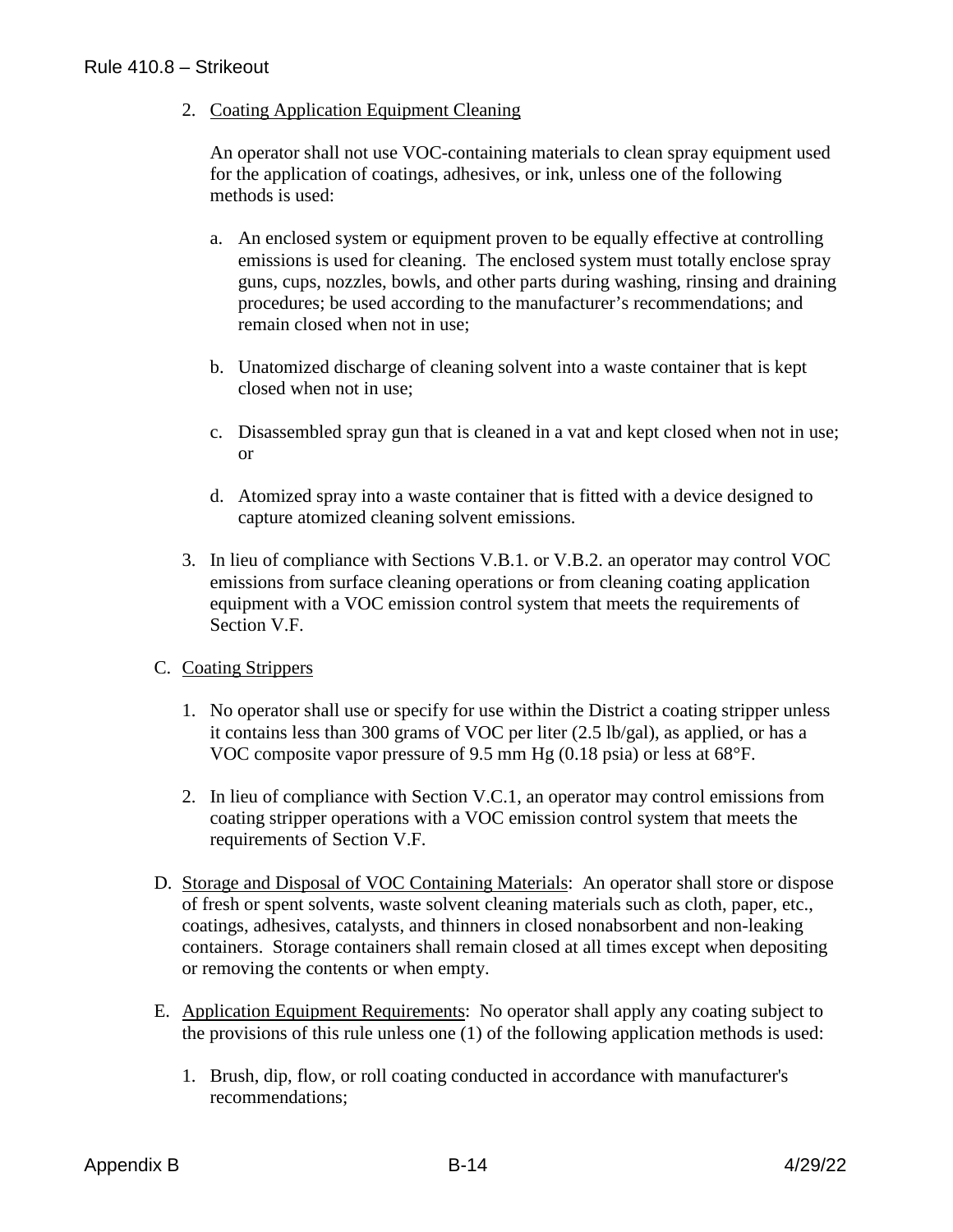2. Coating Application Equipment Cleaning

   An operator shall not use VOC-containing materials to clean spray equipment used for the application of coatings, adhesives, or ink, unless one of the following methods is used:

   a. An enclosed system or equipment proven to be equally effective at controlling emissions is used for cleaning. The enclosed system must totally enclose spray guns, cups, nozzles, bowls, and other parts during washing, rinsing and draining procedures; be used according to the manufacturer's recommendations; and remain closed when not in use;

   b. Unatomized discharge of cleaning solvent into a waste container that is kept closed when not in use;

   c. Disassembled spray gun that is cleaned in a vat and kept closed when not in use; or

   d. Atomized spray into a waste container that is fitted with a device designed to capture atomized cleaning solvent emissions.

3. In lieu of compliance with Sections V.B.1. or V.B.2. an operator may control VOC emissions from surface cleaning operations or from cleaning coating application equipment with a VOC emission control system that meets the requirements of Section V.F.

C. Coating Strippers

   1. No operator shall use or specify for use within the District a coating stripper unless it contains less than 300 grams of VOC per liter (2.5 lb/gal), as applied, or has a VOC composite vapor pressure of 9.5 mm Hg (0.18 psia) or less at 68°F.

   2. In lieu of compliance with Section V.C.1, an operator may control emissions from coating stripper operations with a VOC emission control system that meets the requirements of Section V.F.

D. Storage and Disposal of VOC Containing Materials: An operator shall store or dispose of fresh or spent solvents, waste solvent cleaning materials such as cloth, paper, etc., coatings, adhesives, catalysts, and thinners in closed nonabsorbent and non-leaking containers. Storage containers shall remain closed at all times except when depositing or removing the contents or when empty.

E. Application Equipment Requirements: No operator shall apply any coating subject to the provisions of this rule unless one (1) of the following application methods is used:

   1. Brush, dip, flow, or roll coating conducted in accordance with manufacturer's recommendations;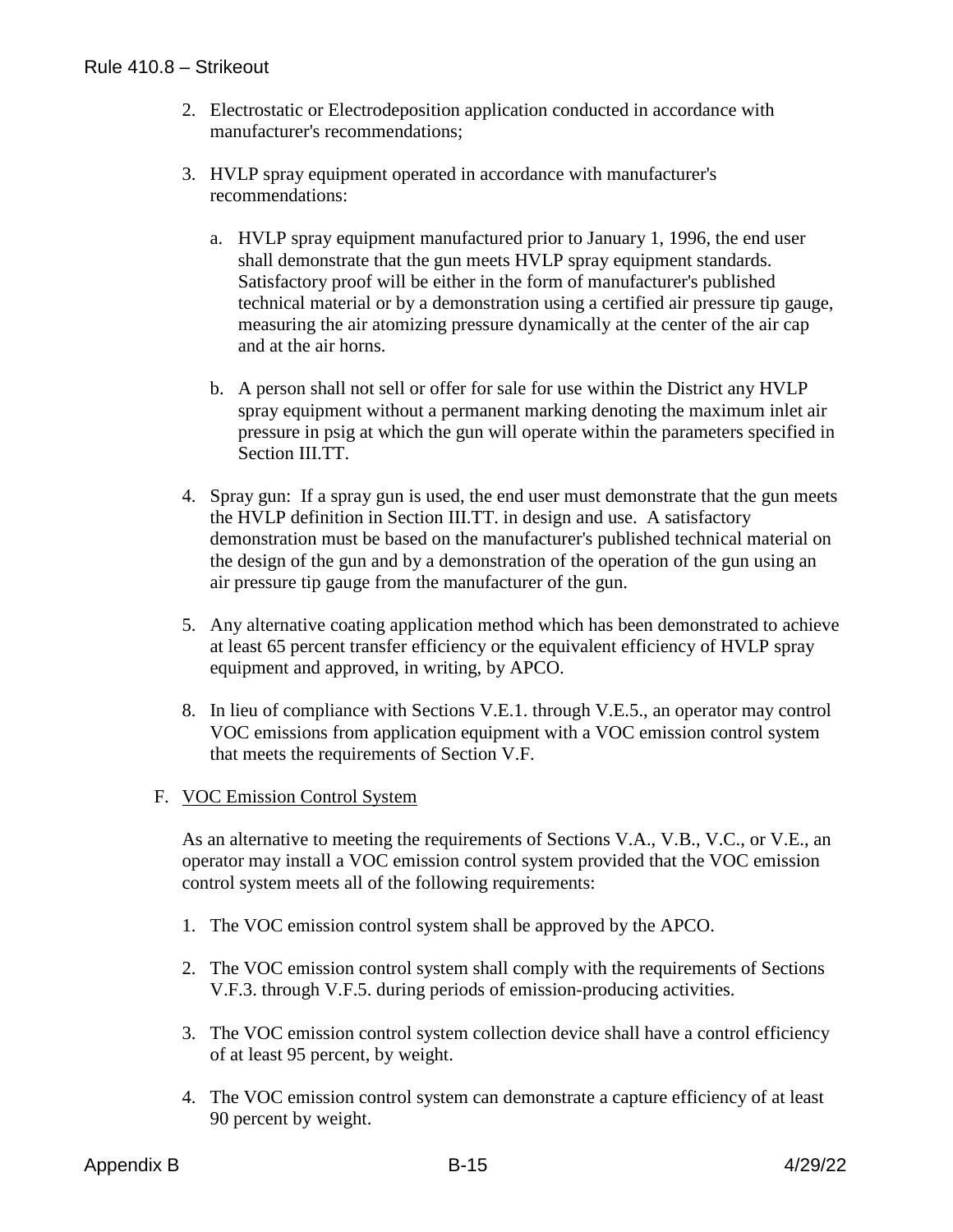2. Electrostatic or Electrodeposition application conducted in accordance with manufacturer's recommendations;

3. HVLP spray equipment operated in accordance with manufacturer's recommendations:

   a. HVLP spray equipment manufactured prior to January 1, 1996, the end user shall demonstrate that the gun meets HVLP spray equipment standards. Satisfactory proof will be either in the form of manufacturer's published technical material or by a demonstration using a certified air pressure tip gauge, measuring the air atomizing pressure dynamically at the center of the air cap and at the air horns.

   b. A person shall not sell or offer for sale for use within the District any HVLP spray equipment without a permanent marking denoting the maximum inlet air pressure in psig at which the gun will operate within the parameters specified in Section III.TT.

4. Spray gun: If a spray gun is used, the end user must demonstrate that the gun meets the HVLP definition in Section III.TT. in design and use. A satisfactory demonstration must be based on the manufacturer's published technical material on the design of the gun and by a demonstration of the operation of the gun using an air pressure tip gauge from the manufacturer of the gun.

5. Any alternative coating application method which has been demonstrated to achieve at least 65 percent transfer efficiency or the equivalent efficiency of HVLP spray equipment and approved, in writing, by APCO.

8. In lieu of compliance with Sections V.E.1. through V.E.5., an operator may control VOC emissions from application equipment with a VOC emission control system that meets the requirements of Section V.F.

F. VOC Emission Control System

As an alternative to meeting the requirements of Sections V.A., V.B., V.C., or V.E., an operator may install a VOC emission control system provided that the VOC emission control system meets all of the following requirements:

1. The VOC emission control system shall be approved by the APCO.

2. The VOC emission control system shall comply with the requirements of Sections V.F.3. through V.F.5. during periods of emission-producing activities.

3. The VOC emission control system collection device shall have a control efficiency of at least 95 percent, by weight.

4. The VOC emission control system can demonstrate a capture efficiency of at least 90 percent by weight.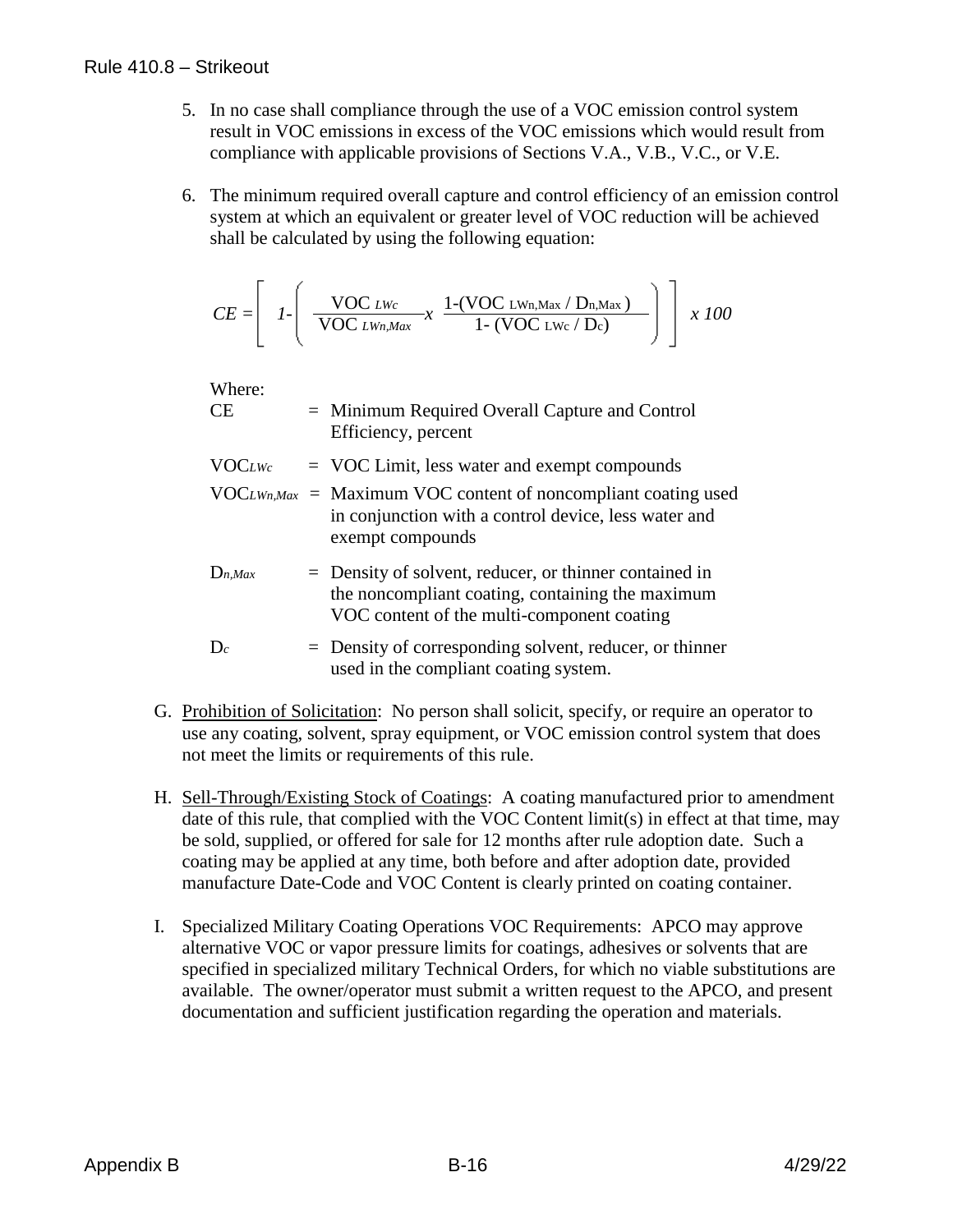5. In no case shall compliance through the use of a VOC emission control system result in VOC emissions in excess of the VOC emissions which would result from compliance with applicable provisions of Sections V.A., V.B., V.C., or V.E.

6. The minimum required overall capture and control efficiency of an emission control system at which an equivalent or greater level of VOC reduction will be achieved shall be calculated by using the following equation:

$$CE = \left[ 1 - \left( \frac{VOC_{LWc}}{VOC_{LWn,Max}} x \frac{1-(VOC_{LWn,Max} / D_{n,Max})}{1-(VOC_{LWc} / D_c)} \right) \right] x\ 100$$

Where:

| | | |
|---|---|---|
| CE | = | Minimum Required Overall Capture and Control Efficiency, percent |
| $VOC_{LWc}$ | = | VOC Limit, less water and exempt compounds |
| $VOC_{LWn,Max}$ | = | Maximum VOC content of noncompliant coating used in conjunction with a control device, less water and exempt compounds |
| $D_{n,Max}$ | = | Density of solvent, reducer, or thinner contained in the noncompliant coating, containing the maximum VOC content of the multi-component coating |
| $D_c$ | = | Density of corresponding solvent, reducer, or thinner used in the compliant coating system. |

G. Prohibition of Solicitation: No person shall solicit, specify, or require an operator to use any coating, solvent, spray equipment, or VOC emission control system that does not meet the limits or requirements of this rule.

H. Sell-Through/Existing Stock of Coatings: A coating manufactured prior to amendment date of this rule, that complied with the VOC Content limit(s) in effect at that time, may be sold, supplied, or offered for sale for 12 months after rule adoption date. Such a coating may be applied at any time, both before and after adoption date, provided manufacture Date-Code and VOC Content is clearly printed on coating container.

I. Specialized Military Coating Operations VOC Requirements: APCO may approve alternative VOC or vapor pressure limits for coatings, adhesives or solvents that are specified in specialized military Technical Orders, for which no viable substitutions are available. The owner/operator must submit a written request to the APCO, and present documentation and sufficient justification regarding the operation and materials.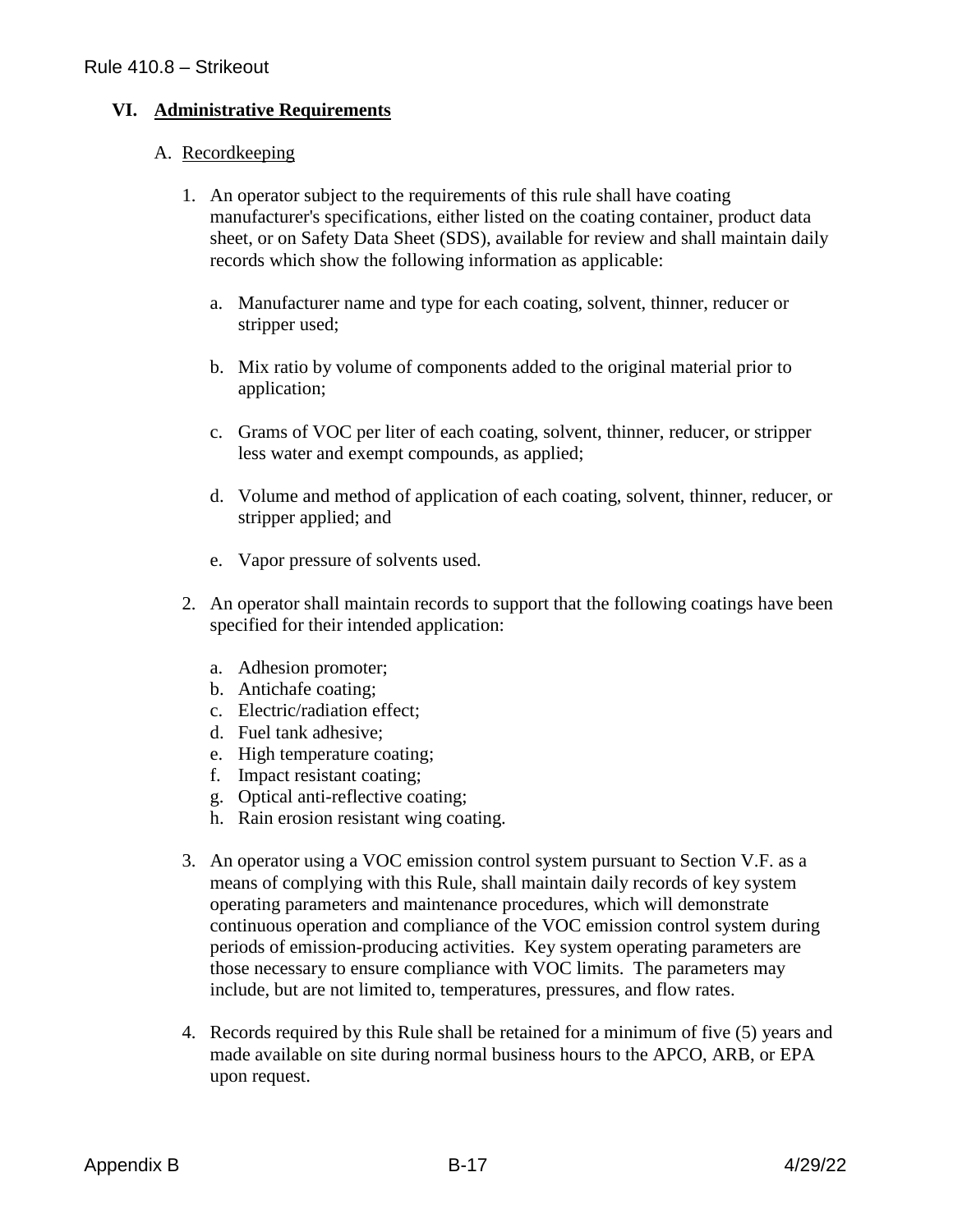## VI. Administrative Requirements

### A. Recordkeeping

1. An operator subject to the requirements of this rule shall have coating manufacturer's specifications, either listed on the coating container, product data sheet, or on Safety Data Sheet (SDS), available for review and shall maintain daily records which show the following information as applicable:

   a. Manufacturer name and type for each coating, solvent, thinner, reducer or stripper used;

   b. Mix ratio by volume of components added to the original material prior to application;

   c. Grams of VOC per liter of each coating, solvent, thinner, reducer, or stripper less water and exempt compounds, as applied;

   d. Volume and method of application of each coating, solvent, thinner, reducer, or stripper applied; and

   e. Vapor pressure of solvents used.

2. An operator shall maintain records to support that the following coatings have been specified for their intended application:

   a. Adhesion promoter;
   b. Antichafe coating;
   c. Electric/radiation effect;
   d. Fuel tank adhesive;
   e. High temperature coating;
   f. Impact resistant coating;
   g. Optical anti-reflective coating;
   h. Rain erosion resistant wing coating.

3. An operator using a VOC emission control system pursuant to Section V.F. as a means of complying with this Rule, shall maintain daily records of key system operating parameters and maintenance procedures, which will demonstrate continuous operation and compliance of the VOC emission control system during periods of emission-producing activities. Key system operating parameters are those necessary to ensure compliance with VOC limits. The parameters may include, but are not limited to, temperatures, pressures, and flow rates.

4. Records required by this Rule shall be retained for a minimum of five (5) years and made available on site during normal business hours to the APCO, ARB, or EPA upon request.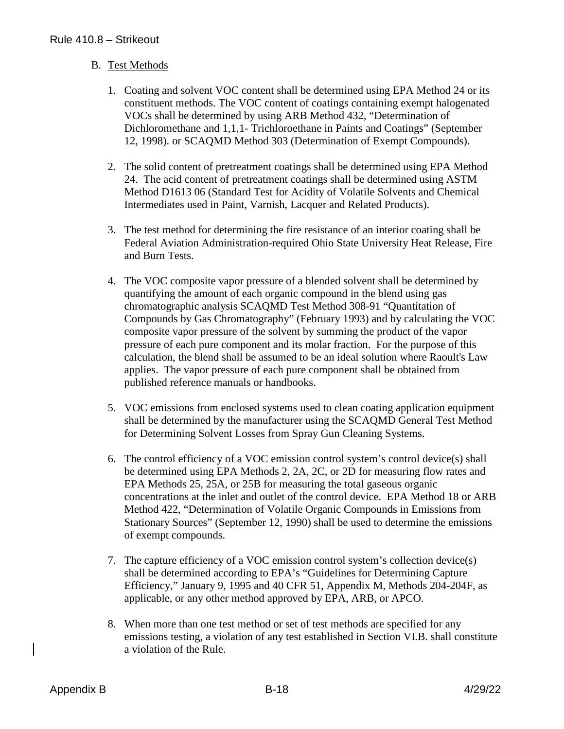## B. Test Methods

1. Coating and solvent VOC content shall be determined using EPA Method 24 or its constituent methods. The VOC content of coatings containing exempt halogenated VOCs shall be determined by using ARB Method 432, "Determination of Dichloromethane and 1,1,1- Trichloroethane in Paints and Coatings" (September 12, 1998). or SCAQMD Method 303 (Determination of Exempt Compounds).

2. The solid content of pretreatment coatings shall be determined using EPA Method 24. The acid content of pretreatment coatings shall be determined using ASTM Method D1613 06 (Standard Test for Acidity of Volatile Solvents and Chemical Intermediates used in Paint, Varnish, Lacquer and Related Products).

3. The test method for determining the fire resistance of an interior coating shall be Federal Aviation Administration-required Ohio State University Heat Release, Fire and Burn Tests.

4. The VOC composite vapor pressure of a blended solvent shall be determined by quantifying the amount of each organic compound in the blend using gas chromatographic analysis SCAQMD Test Method 308-91 "Quantitation of Compounds by Gas Chromatography" (February 1993) and by calculating the VOC composite vapor pressure of the solvent by summing the product of the vapor pressure of each pure component and its molar fraction. For the purpose of this calculation, the blend shall be assumed to be an ideal solution where Raoult's Law applies. The vapor pressure of each pure component shall be obtained from published reference manuals or handbooks.

5. VOC emissions from enclosed systems used to clean coating application equipment shall be determined by the manufacturer using the SCAQMD General Test Method for Determining Solvent Losses from Spray Gun Cleaning Systems.

6. The control efficiency of a VOC emission control system's control device(s) shall be determined using EPA Methods 2, 2A, 2C, or 2D for measuring flow rates and EPA Methods 25, 25A, or 25B for measuring the total gaseous organic concentrations at the inlet and outlet of the control device. EPA Method 18 or ARB Method 422, "Determination of Volatile Organic Compounds in Emissions from Stationary Sources" (September 12, 1990) shall be used to determine the emissions of exempt compounds.

7. The capture efficiency of a VOC emission control system's collection device(s) shall be determined according to EPA's "Guidelines for Determining Capture Efficiency," January 9, 1995 and 40 CFR 51, Appendix M, Methods 204-204F, as applicable, or any other method approved by EPA, ARB, or APCO.

8. When more than one test method or set of test methods are specified for any emissions testing, a violation of any test established in Section VI.B. shall constitute a violation of the Rule.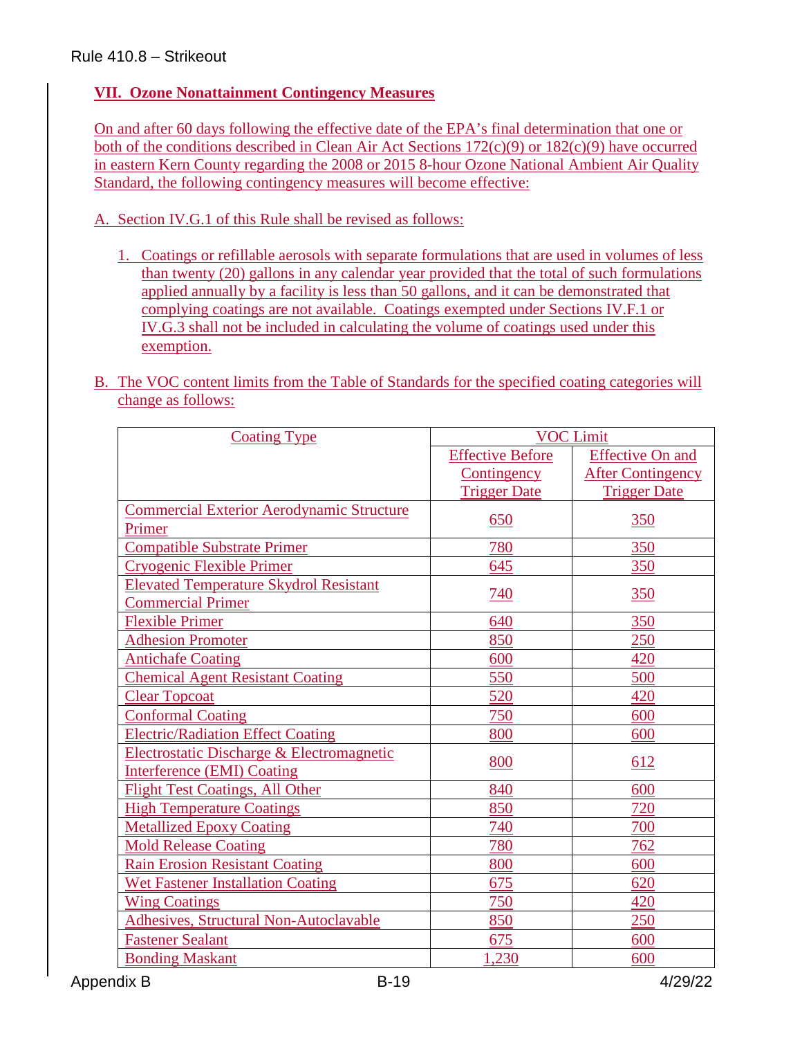## VII. Ozone Nonattainment Contingency Measures

On and after 60 days following the effective date of the EPA's final determination that one or both of the conditions described in Clean Air Act Sections 172(c)(9) or 182(c)(9) have occurred in eastern Kern County regarding the 2008 or 2015 8-hour Ozone National Ambient Air Quality Standard, the following contingency measures will become effective:

A. Section IV.G.1 of this Rule shall be revised as follows:

1. Coatings or refillable aerosols with separate formulations that are used in volumes of less than twenty (20) gallons in any calendar year provided that the total of such formulations applied annually by a facility is less than 50 gallons, and it can be demonstrated that complying coatings are not available. Coatings exempted under Sections IV.F.1 or IV.G.3 shall not be included in calculating the volume of coatings used under this exemption.

B. The VOC content limits from the Table of Standards for the specified coating categories will change as follows:

| Coating Type | VOC Limit | |
|---|---|---|
| | Effective Before Contingency Trigger Date | Effective On and After Contingency Trigger Date |
| Commercial Exterior Aerodynamic Structure Primer | 650 | 350 |
| Compatible Substrate Primer | 780 | 350 |
| Cryogenic Flexible Primer | 645 | 350 |
| Elevated Temperature Skydrol Resistant Commercial Primer | 740 | 350 |
| Flexible Primer | 640 | 350 |
| Adhesion Promoter | 850 | 250 |
| Antichafe Coating | 600 | 420 |
| Chemical Agent Resistant Coating | 550 | 500 |
| Clear Topcoat | 520 | 420 |
| Conformal Coating | 750 | 600 |
| Electric/Radiation Effect Coating | 800 | 600 |
| Electrostatic Discharge & Electromagnetic Interference (EMI) Coating | 800 | 612 |
| Flight Test Coatings, All Other | 840 | 600 |
| High Temperature Coatings | 850 | 720 |
| Metallized Epoxy Coating | 740 | 700 |
| Mold Release Coating | 780 | 762 |
| Rain Erosion Resistant Coating | 800 | 600 |
| Wet Fastener Installation Coating | 675 | 620 |
| Wing Coatings | 750 | 420 |
| Adhesives, Structural Non-Autoclavable | 850 | 250 |
| Fastener Sealant | 675 | 600 |
| Bonding Maskant | 1,230 | 600 |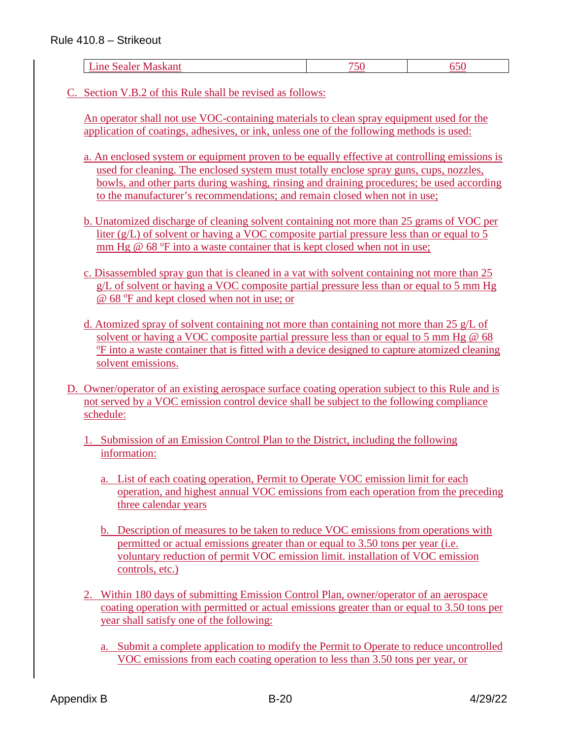| Line Sealer Maskant | 750 | 650 |
|---|---|---|

C. Section V.B.2 of this Rule shall be revised as follows:

An operator shall not use VOC-containing materials to clean spray equipment used for the application of coatings, adhesives, or ink, unless one of the following methods is used:

a. An enclosed system or equipment proven to be equally effective at controlling emissions is used for cleaning. The enclosed system must totally enclose spray guns, cups, nozzles, bowls, and other parts during washing, rinsing and draining procedures; be used according to the manufacturer's recommendations; and remain closed when not in use;

b. Unatomized discharge of cleaning solvent containing not more than 25 grams of VOC per liter (g/L) of solvent or having a VOC composite partial pressure less than or equal to 5 mm Hg @ 68 ºF into a waste container that is kept closed when not in use;

c. Disassembled spray gun that is cleaned in a vat with solvent containing not more than 25 g/L of solvent or having a VOC composite partial pressure less than or equal to 5 mm Hg @ 68 ºF and kept closed when not in use; or

d. Atomized spray of solvent containing not more than containing not more than 25 g/L of solvent or having a VOC composite partial pressure less than or equal to 5 mm Hg @ 68 ºF into a waste container that is fitted with a device designed to capture atomized cleaning solvent emissions.

D. Owner/operator of an existing aerospace surface coating operation subject to this Rule and is not served by a VOC emission control device shall be subject to the following compliance schedule:

1. Submission of an Emission Control Plan to the District, including the following information:

   a. List of each coating operation, Permit to Operate VOC emission limit for each operation, and highest annual VOC emissions from each operation from the preceding three calendar years

   b. Description of measures to be taken to reduce VOC emissions from operations with permitted or actual emissions greater than or equal to 3.50 tons per year (i.e. voluntary reduction of permit VOC emission limit. installation of VOC emission controls, etc.)

2. Within 180 days of submitting Emission Control Plan, owner/operator of an aerospace coating operation with permitted or actual emissions greater than or equal to 3.50 tons per year shall satisfy one of the following:

   a. Submit a complete application to modify the Permit to Operate to reduce uncontrolled VOC emissions from each coating operation to less than 3.50 tons per year, or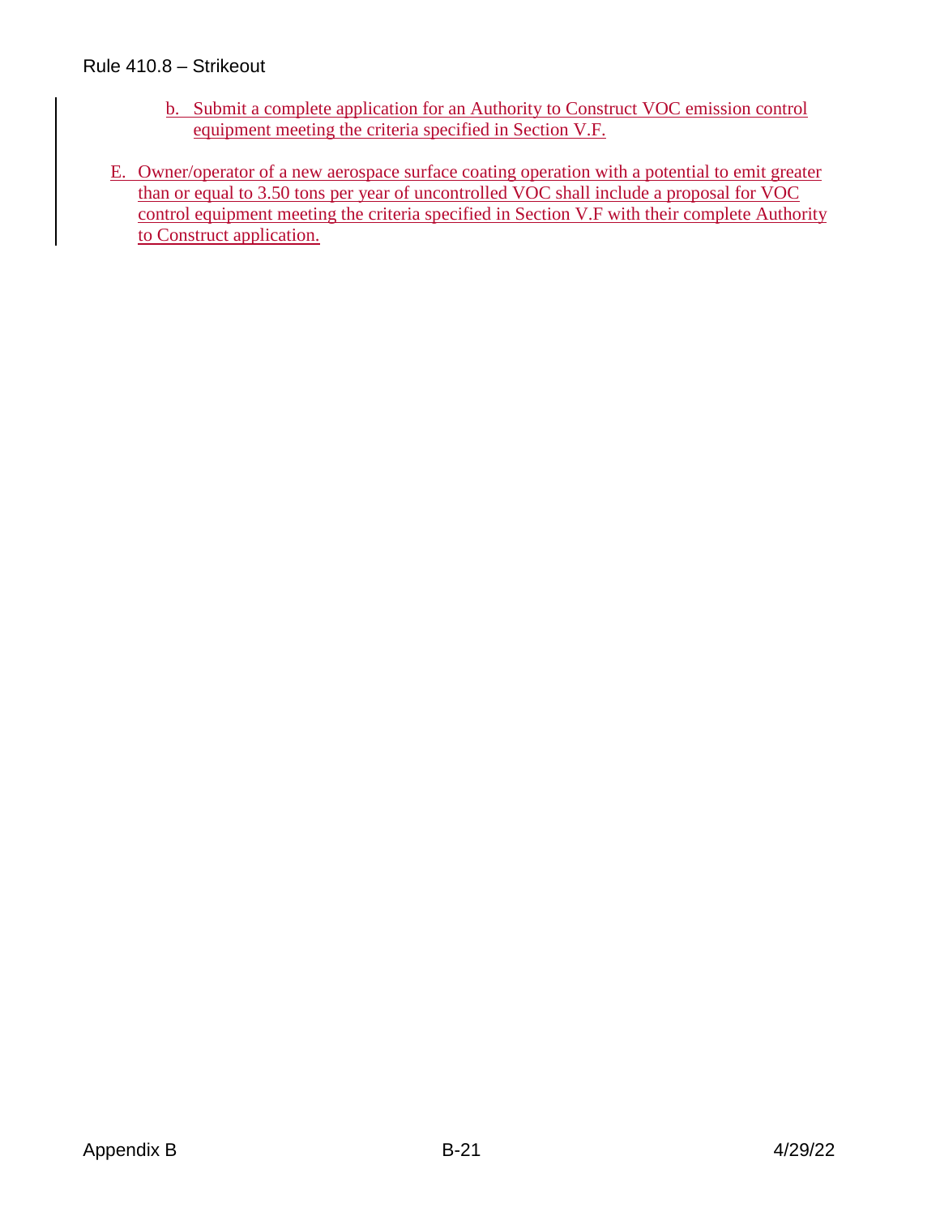b. Submit a complete application for an Authority to Construct VOC emission control equipment meeting the criteria specified in Section V.F.

E. Owner/operator of a new aerospace surface coating operation with a potential to emit greater than or equal to 3.50 tons per year of uncontrolled VOC shall include a proposal for VOC control equipment meeting the criteria specified in Section V.F with their complete Authority to Construct application.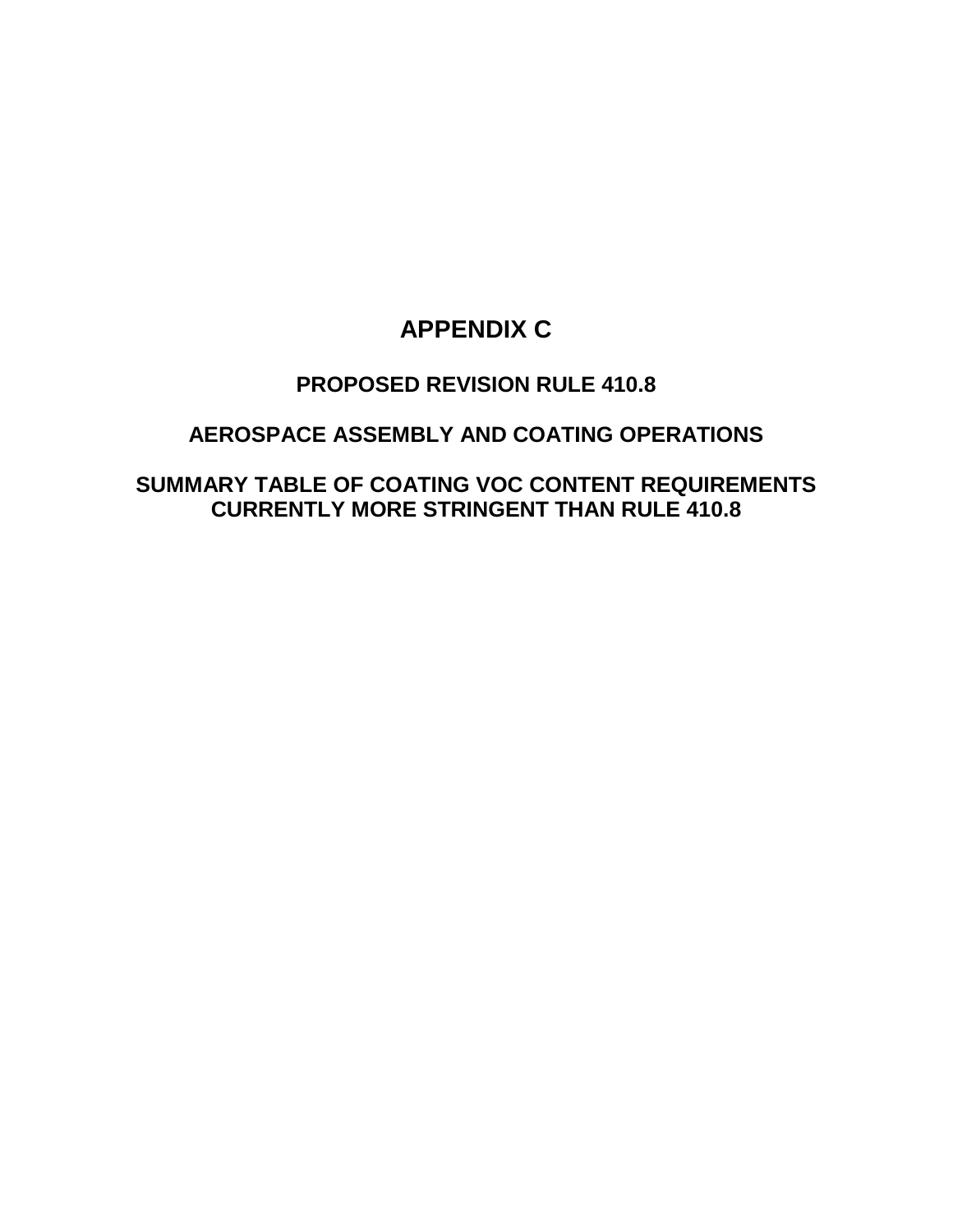# APPENDIX C

## PROPOSED REVISION RULE 410.8

## AEROSPACE ASSEMBLY AND COATING OPERATIONS

## SUMMARY TABLE OF COATING VOC CONTENT REQUIREMENTS CURRENTLY MORE STRINGENT THAN RULE 410.8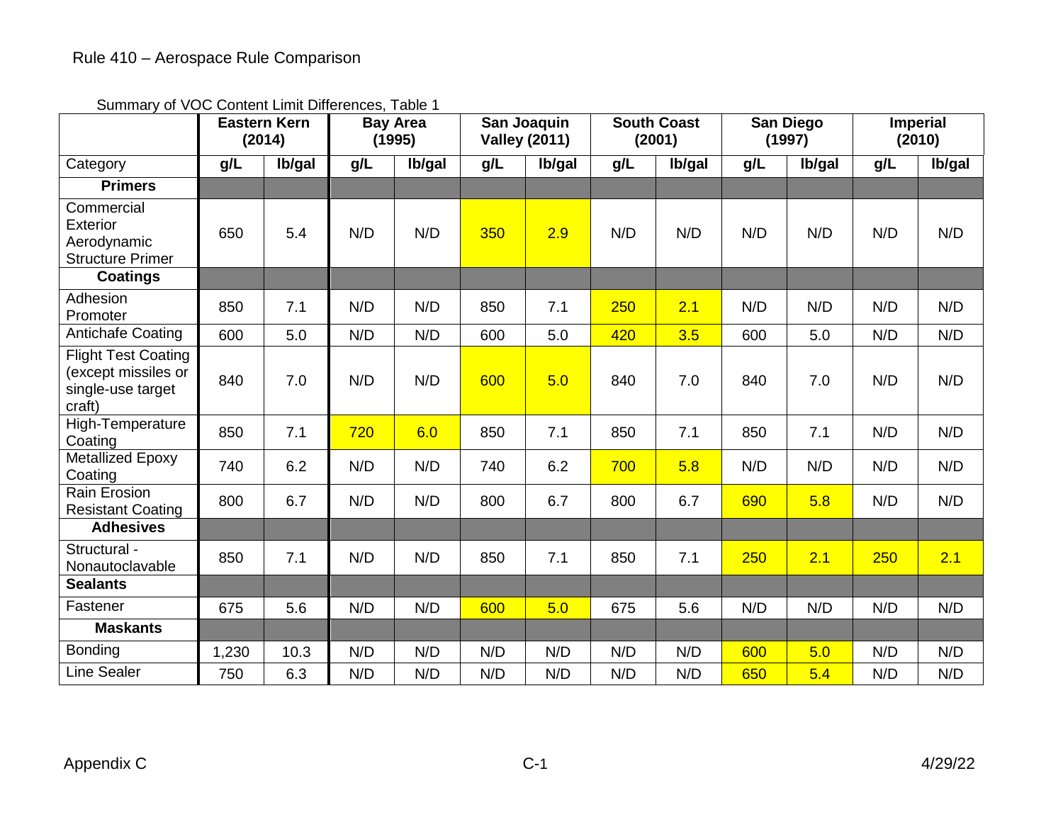Rule 410 – Aerospace Rule Comparison

Summary of VOC Content Limit Differences, Table 1

| | Eastern Kern (2014) | | Bay Area (1995) | | San Joaquin Valley (2011) | | South Coast (2001) | | San Diego (1997) | | Imperial (2010) | |
|---|---|---|---|---|---|---|---|---|---|---|---|---|
| Category | g/L | lb/gal | g/L | lb/gal | g/L | lb/gal | g/L | lb/gal | g/L | lb/gal | g/L | lb/gal |
| **Primers** | | | | | | | | | | | | |
| Commercial Exterior Aerodynamic Structure Primer | 650 | 5.4 | N/D | N/D | 350 | 2.9 | N/D | N/D | N/D | N/D | N/D | N/D |
| **Coatings** | | | | | | | | | | | | |
| Adhesion Promoter | 850 | 7.1 | N/D | N/D | 850 | 7.1 | 250 | 2.1 | N/D | N/D | N/D | N/D |
| Antichafe Coating | 600 | 5.0 | N/D | N/D | 600 | 5.0 | 420 | 3.5 | 600 | 5.0 | N/D | N/D |
| Flight Test Coating (except missiles or single-use target craft) | 840 | 7.0 | N/D | N/D | 600 | 5.0 | 840 | 7.0 | 840 | 7.0 | N/D | N/D |
| High-Temperature Coating | 850 | 7.1 | 720 | 6.0 | 850 | 7.1 | 850 | 7.1 | 850 | 7.1 | N/D | N/D |
| Metallized Epoxy Coating | 740 | 6.2 | N/D | N/D | 740 | 6.2 | 700 | 5.8 | N/D | N/D | N/D | N/D |
| Rain Erosion Resistant Coating | 800 | 6.7 | N/D | N/D | 800 | 6.7 | 800 | 6.7 | 690 | 5.8 | N/D | N/D |
| **Adhesives** | | | | | | | | | | | | |
| Structural - Nonautoclavable | 850 | 7.1 | N/D | N/D | 850 | 7.1 | 850 | 7.1 | 250 | 2.1 | 250 | 2.1 |
| **Sealants** | | | | | | | | | | | | |
| Fastener | 675 | 5.6 | N/D | N/D | 600 | 5.0 | 675 | 5.6 | N/D | N/D | N/D | N/D |
| **Maskants** | | | | | | | | | | | | |
| Bonding | 1,230 | 10.3 | N/D | N/D | N/D | N/D | N/D | N/D | 600 | 5.0 | N/D | N/D |
| Line Sealer | 750 | 6.3 | N/D | N/D | N/D | N/D | N/D | N/D | 650 | 5.4 | N/D | N/D |

Appendix C C-1 4/29/22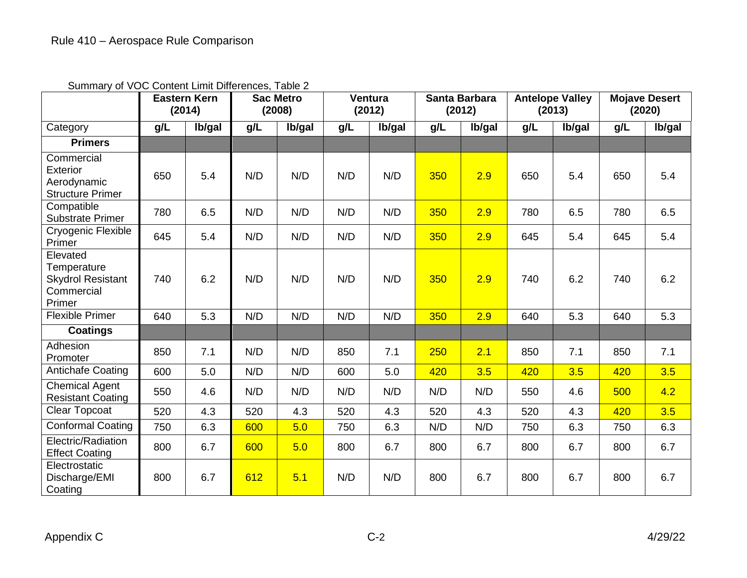# Rule 410 – Aerospace Rule Comparison

Summary of VOC Content Limit Differences, Table 2

| | Eastern Kern (2014) | | Sac Metro (2008) | | Ventura (2012) | | Santa Barbara (2012) | | Antelope Valley (2013) | | Mojave Desert (2020) | |
|---|---|---|---|---|---|---|---|---|---|---|---|---|
| Category | g/L | lb/gal | g/L | lb/gal | g/L | lb/gal | g/L | lb/gal | g/L | lb/gal | g/L | lb/gal |
| **Primers** | | | | | | | | | | | | |
| Commercial Exterior Aerodynamic Structure Primer | 650 | 5.4 | N/D | N/D | N/D | N/D | 350 | 2.9 | 650 | 5.4 | 650 | 5.4 |
| Compatible Substrate Primer | 780 | 6.5 | N/D | N/D | N/D | N/D | 350 | 2.9 | 780 | 6.5 | 780 | 6.5 |
| Cryogenic Flexible Primer | 645 | 5.4 | N/D | N/D | N/D | N/D | 350 | 2.9 | 645 | 5.4 | 645 | 5.4 |
| Elevated Temperature Skydrol Resistant Commercial Primer | 740 | 6.2 | N/D | N/D | N/D | N/D | 350 | 2.9 | 740 | 6.2 | 740 | 6.2 |
| Flexible Primer | 640 | 5.3 | N/D | N/D | N/D | N/D | 350 | 2.9 | 640 | 5.3 | 640 | 5.3 |
| **Coatings** | | | | | | | | | | | | |
| Adhesion Promoter | 850 | 7.1 | N/D | N/D | 850 | 7.1 | 250 | 2.1 | 850 | 7.1 | 850 | 7.1 |
| Antichafe Coating | 600 | 5.0 | N/D | N/D | 600 | 5.0 | 420 | 3.5 | 420 | 3.5 | 420 | 3.5 |
| Chemical Agent Resistant Coating | 550 | 4.6 | N/D | N/D | N/D | N/D | N/D | N/D | 550 | 4.6 | 500 | 4.2 |
| Clear Topcoat | 520 | 4.3 | 520 | 4.3 | 520 | 4.3 | 520 | 4.3 | 520 | 4.3 | 420 | 3.5 |
| Conformal Coating | 750 | 6.3 | 600 | 5.0 | 750 | 6.3 | N/D | N/D | 750 | 6.3 | 750 | 6.3 |
| Electric/Radiation Effect Coating | 800 | 6.7 | 600 | 5.0 | 800 | 6.7 | 800 | 6.7 | 800 | 6.7 | 800 | 6.7 |
| Electrostatic Discharge/EMI Coating | 800 | 6.7 | 612 | 5.1 | N/D | N/D | 800 | 6.7 | 800 | 6.7 | 800 | 6.7 |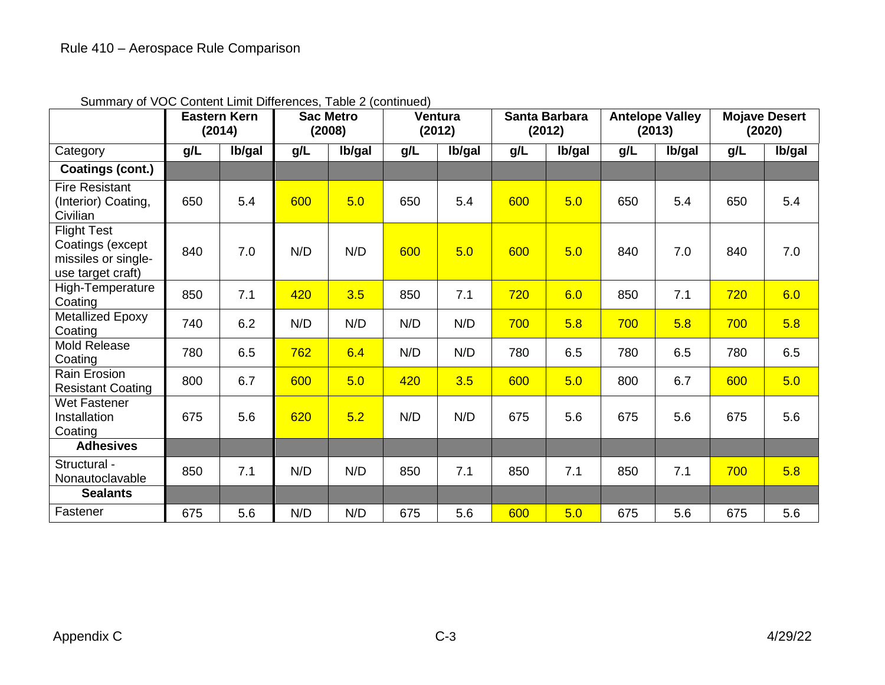Rule 410 – Aerospace Rule Comparison

Summary of VOC Content Limit Differences, Table 2 (continued)

| | Eastern Kern (2014) | | Sac Metro (2008) | | Ventura (2012) | | Santa Barbara (2012) | | Antelope Valley (2013) | | Mojave Desert (2020) | |
|---|---|---|---|---|---|---|---|---|---|---|---|---|
| Category | g/L | lb/gal | g/L | lb/gal | g/L | lb/gal | g/L | lb/gal | g/L | lb/gal | g/L | lb/gal |
| **Coatings (cont.)** | | | | | | | | | | | | |
| Fire Resistant (Interior) Coating, Civilian | 650 | 5.4 | 600 | 5.0 | 650 | 5.4 | 600 | 5.0 | 650 | 5.4 | 650 | 5.4 |
| Flight Test Coatings (except missiles or single-use target craft) | 840 | 7.0 | N/D | N/D | 600 | 5.0 | 600 | 5.0 | 840 | 7.0 | 840 | 7.0 |
| High-Temperature Coating | 850 | 7.1 | 420 | 3.5 | 850 | 7.1 | 720 | 6.0 | 850 | 7.1 | 720 | 6.0 |
| Metallized Epoxy Coating | 740 | 6.2 | N/D | N/D | N/D | N/D | 700 | 5.8 | 700 | 5.8 | 700 | 5.8 |
| Mold Release Coating | 780 | 6.5 | 762 | 6.4 | N/D | N/D | 780 | 6.5 | 780 | 6.5 | 780 | 6.5 |
| Rain Erosion Resistant Coating | 800 | 6.7 | 600 | 5.0 | 420 | 3.5 | 600 | 5.0 | 800 | 6.7 | 600 | 5.0 |
| Wet Fastener Installation Coating | 675 | 5.6 | 620 | 5.2 | N/D | N/D | 675 | 5.6 | 675 | 5.6 | 675 | 5.6 |
| **Adhesives** | | | | | | | | | | | | |
| Structural - Nonautoclavable | 850 | 7.1 | N/D | N/D | 850 | 7.1 | 850 | 7.1 | 850 | 7.1 | 700 | 5.8 |
| **Sealants** | | | | | | | | | | | | |
| Fastener | 675 | 5.6 | N/D | N/D | 675 | 5.6 | 600 | 5.0 | 675 | 5.6 | 675 | 5.6 |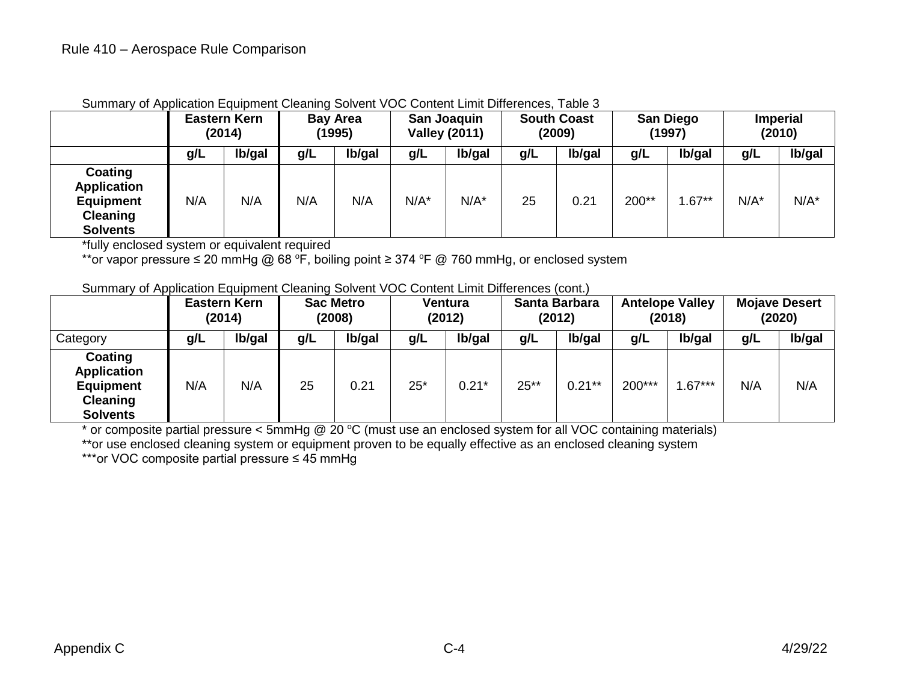Rule 410 – Aerospace Rule Comparison

Summary of Application Equipment Cleaning Solvent VOC Content Limit Differences, Table 3

| | Eastern Kern (2014) | | Bay Area (1995) | | San Joaquin Valley (2011) | | South Coast (2009) | | San Diego (1997) | | Imperial (2010) | |
|---|---|---|---|---|---|---|---|---|---|---|---|---|
| | g/L | lb/gal | g/L | lb/gal | g/L | lb/gal | g/L | lb/gal | g/L | lb/gal | g/L | lb/gal |
| **Coating Application Equipment Cleaning Solvents** | N/A | N/A | N/A | N/A | N/A* | N/A* | 25 | 0.21 | 200** | 1.67** | N/A* | N/A* |

*fully enclosed system or equivalent required

**or vapor pressure ≤ 20 mmHg @ 68 °F, boiling point ≥ 374 °F @ 760 mmHg, or enclosed system

Summary of Application Equipment Cleaning Solvent VOC Content Limit Differences (cont.)

| | Eastern Kern (2014) | | Sac Metro (2008) | | Ventura (2012) | | Santa Barbara (2012) | | Antelope Valley (2018) | | Mojave Desert (2020) | |
|---|---|---|---|---|---|---|---|---|---|---|---|---|
| Category | g/L | lb/gal | g/L | lb/gal | g/L | lb/gal | g/L | lb/gal | g/L | lb/gal | g/L | lb/gal |
| **Coating Application Equipment Cleaning Solvents** | N/A | N/A | 25 | 0.21 | 25* | 0.21* | 25** | 0.21** | 200*** | 1.67*** | N/A | N/A |

* or composite partial pressure < 5mmHg @ 20 °C (must use an enclosed system for all VOC containing materials)

**or use enclosed cleaning system or equipment proven to be equally effective as an enclosed cleaning system

***or VOC composite partial pressure ≤ 45 mmHg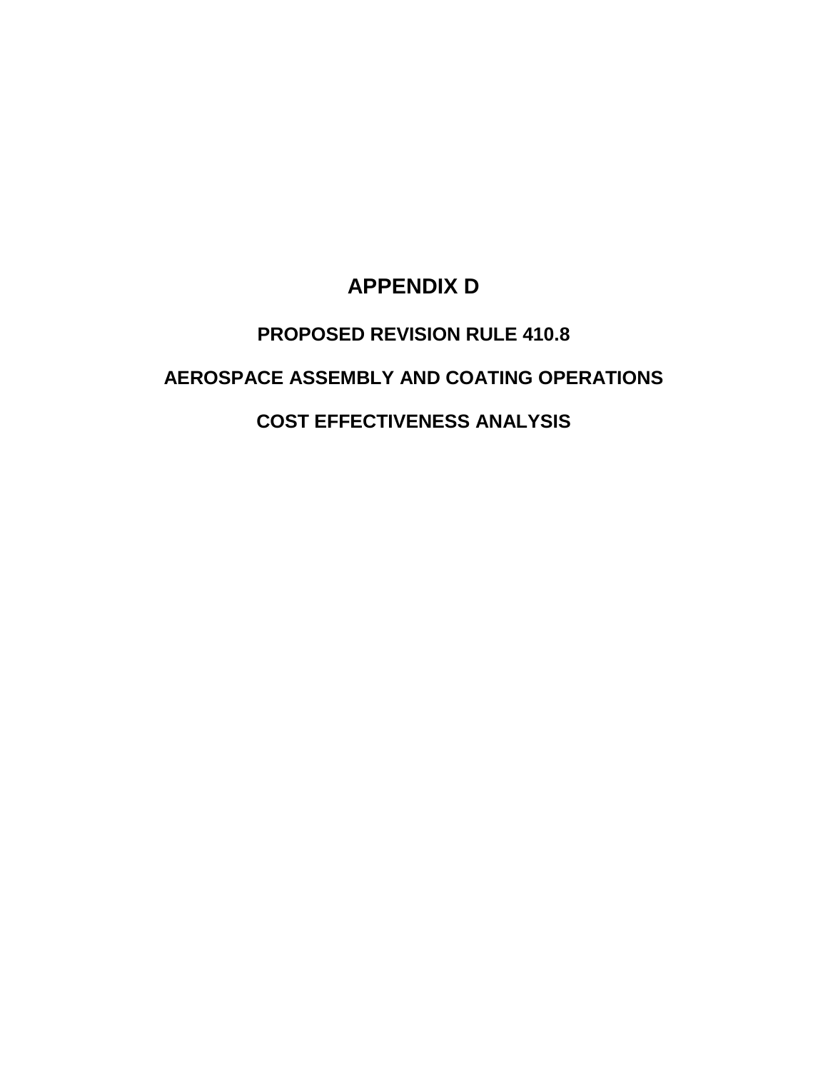# APPENDIX D

## PROPOSED REVISION RULE 410.8

## AEROSPACE ASSEMBLY AND COATING OPERATIONS

## COST EFFECTIVENESS ANALYSIS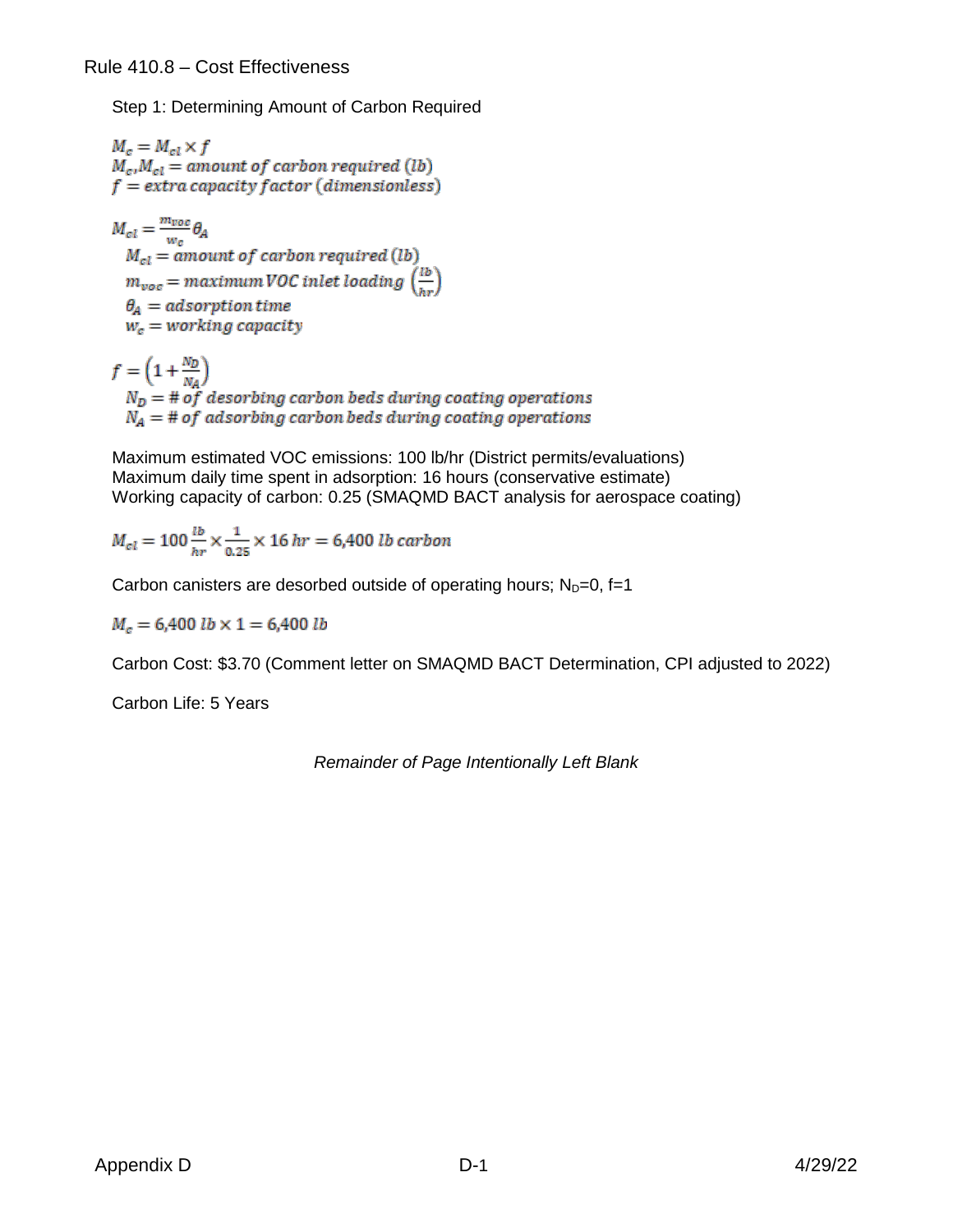Rule 410.8 – Cost Effectiveness

Step 1: Determining Amount of Carbon Required

$$M_c = M_{cl} \times f$$
$$M_c, M_{cl} = amount\ of\ carbon\ required\ (lb)$$
$$f = extra\ capacity\ factor\ (dimensionless)$$

$$M_{cl} = \frac{m_{voc}}{w_c}\theta_A$$
$$M_{cl} = amount\ of\ carbon\ required\ (lb)$$
$$m_{voc} = maximum\ VOC\ inlet\ loading\ \left(\frac{lb}{hr}\right)$$
$$\theta_A = adsorption\ time$$
$$w_c = working\ capacity$$

$$f = \left(1 + \frac{N_D}{N_A}\right)$$
$$N_D = \#\ of\ desorbing\ carbon\ beds\ during\ coating\ operations$$
$$N_A = \#\ of\ adsorbing\ carbon\ beds\ during\ coating\ operations$$

Maximum estimated VOC emissions: 100 lb/hr (District permits/evaluations)
Maximum daily time spent in adsorption: 16 hours (conservative estimate)
Working capacity of carbon: 0.25 (SMAQMD BACT analysis for aerospace coating)

$$M_{cl} = 100\frac{lb}{hr} \times \frac{1}{0.25} \times 16\ hr = 6{,}400\ lb\ carbon$$

Carbon canisters are desorbed outside of operating hours; $N_D$=0, f=1

$$M_c = 6{,}400\ lb \times 1 = 6{,}400\ lb$$

Carbon Cost: $3.70 (Comment letter on SMAQMD BACT Determination, CPI adjusted to 2022)

Carbon Life: 5 Years

*Remainder of Page Intentionally Left Blank*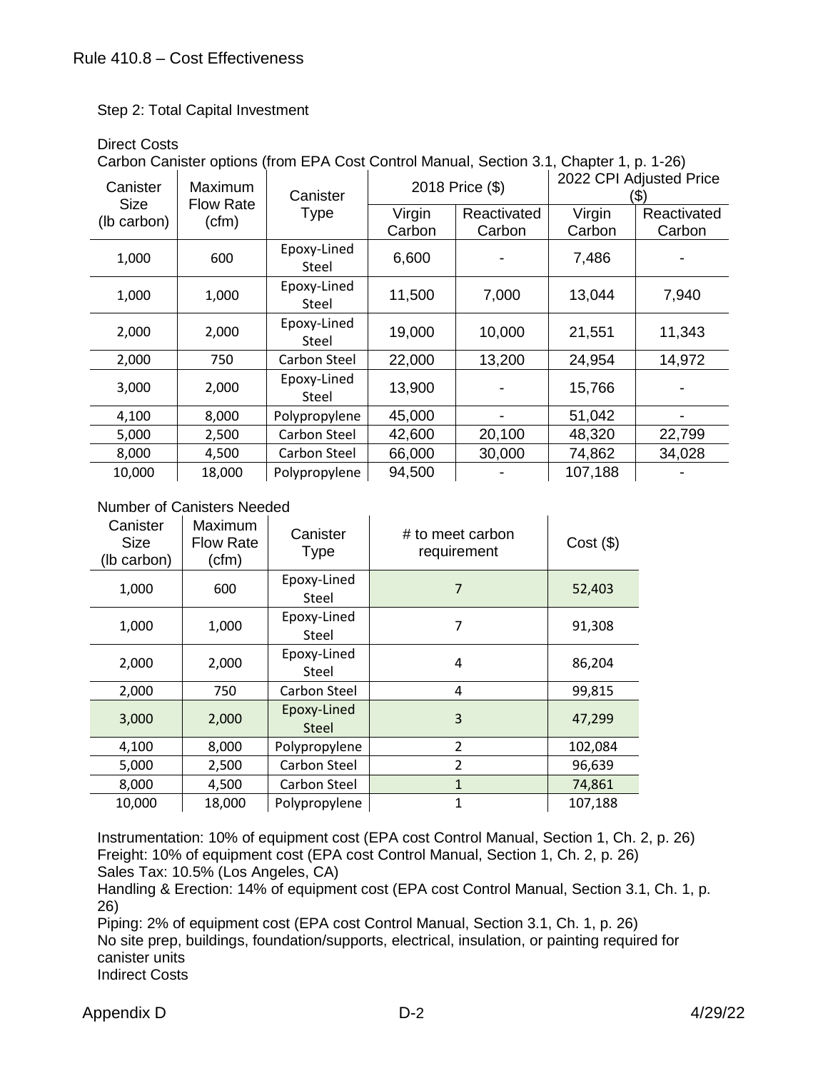Step 2: Total Capital Investment

Direct Costs

Carbon Canister options (from EPA Cost Control Manual, Section 3.1, Chapter 1, p. 1-26)

| Canister Size (lb carbon) | Maximum Flow Rate (cfm) | Canister Type | 2018 Price ($) | | 2022 CPI Adjusted Price ($) | |
|---|---|---|---|---|---|---|
| | | | Virgin Carbon | Reactivated Carbon | Virgin Carbon | Reactivated Carbon |
| 1,000 | 600 | Epoxy-Lined Steel | 6,600 | - | 7,486 | - |
| 1,000 | 1,000 | Epoxy-Lined Steel | 11,500 | 7,000 | 13,044 | 7,940 |
| 2,000 | 2,000 | Epoxy-Lined Steel | 19,000 | 10,000 | 21,551 | 11,343 |
| 2,000 | 750 | Carbon Steel | 22,000 | 13,200 | 24,954 | 14,972 |
| 3,000 | 2,000 | Epoxy-Lined Steel | 13,900 | - | 15,766 | - |
| 4,100 | 8,000 | Polypropylene | 45,000 | - | 51,042 | - |
| 5,000 | 2,500 | Carbon Steel | 42,600 | 20,100 | 48,320 | 22,799 |
| 8,000 | 4,500 | Carbon Steel | 66,000 | 30,000 | 74,862 | 34,028 |
| 10,000 | 18,000 | Polypropylene | 94,500 | - | 107,188 | - |

Number of Canisters Needed

| Canister Size (lb carbon) | Maximum Flow Rate (cfm) | Canister Type | # to meet carbon requirement | Cost ($) |
|---|---|---|---|---|
| 1,000 | 600 | Epoxy-Lined Steel | 7 | 52,403 |
| 1,000 | 1,000 | Epoxy-Lined Steel | 7 | 91,308 |
| 2,000 | 2,000 | Epoxy-Lined Steel | 4 | 86,204 |
| 2,000 | 750 | Carbon Steel | 4 | 99,815 |
| 3,000 | 2,000 | Epoxy-Lined Steel | 3 | 47,299 |
| 4,100 | 8,000 | Polypropylene | 2 | 102,084 |
| 5,000 | 2,500 | Carbon Steel | 2 | 96,639 |
| 8,000 | 4,500 | Carbon Steel | 1 | 74,861 |
| 10,000 | 18,000 | Polypropylene | 1 | 107,188 |

Instrumentation: 10% of equipment cost (EPA cost Control Manual, Section 1, Ch. 2, p. 26)
Freight: 10% of equipment cost (EPA cost Control Manual, Section 1, Ch. 2, p. 26)
Sales Tax: 10.5% (Los Angeles, CA)
Handling & Erection: 14% of equipment cost (EPA cost Control Manual, Section 3.1, Ch. 1, p. 26)
Piping: 2% of equipment cost (EPA cost Control Manual, Section 3.1, Ch. 1, p. 26)
No site prep, buildings, foundation/supports, electrical, insulation, or painting required for canister units
Indirect Costs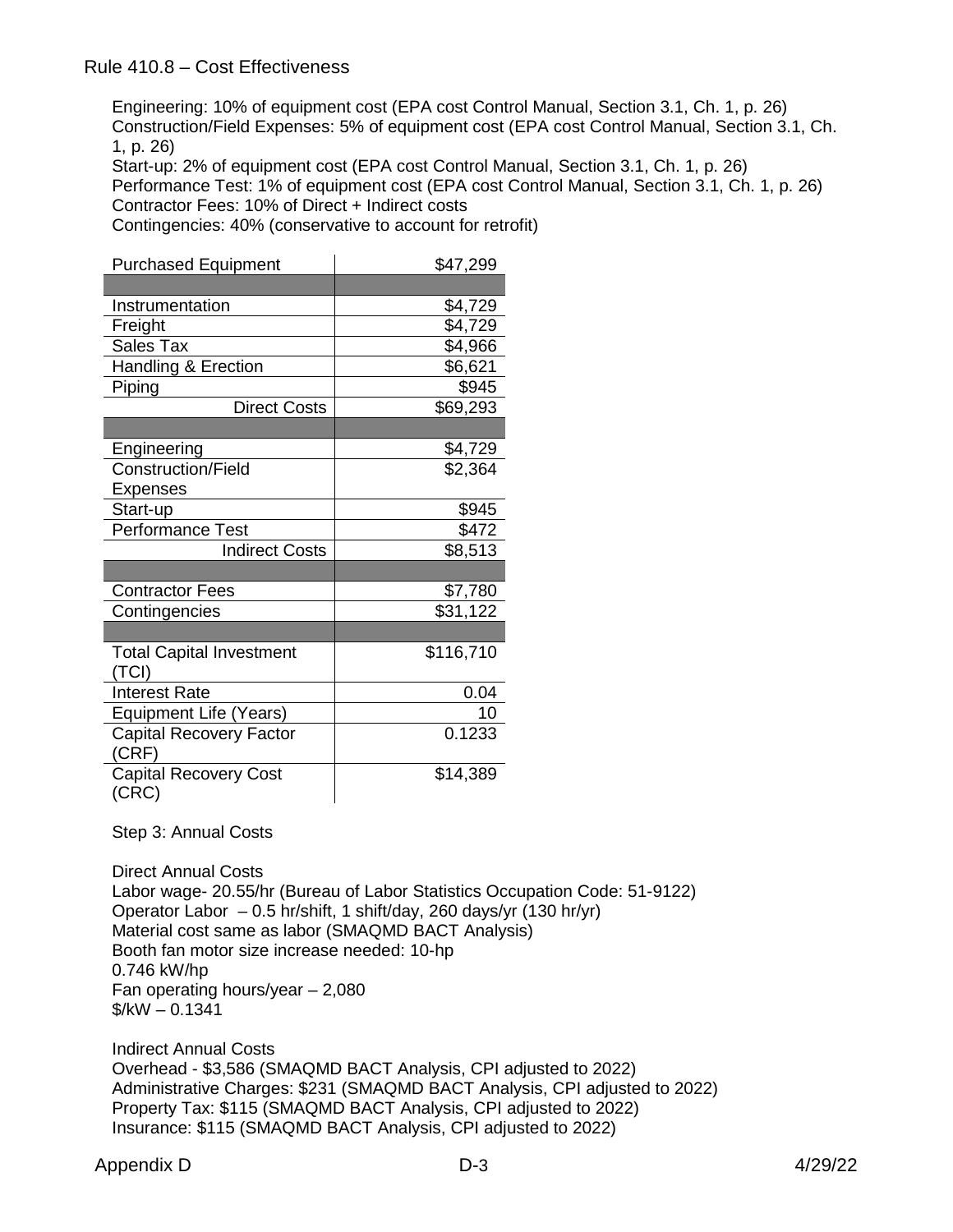Engineering: 10% of equipment cost (EPA cost Control Manual, Section 3.1, Ch. 1, p. 26)
Construction/Field Expenses: 5% of equipment cost (EPA cost Control Manual, Section 3.1, Ch. 1, p. 26)
Start-up: 2% of equipment cost (EPA cost Control Manual, Section 3.1, Ch. 1, p. 26)
Performance Test: 1% of equipment cost (EPA cost Control Manual, Section 3.1, Ch. 1, p. 26)
Contractor Fees: 10% of Direct + Indirect costs
Contingencies: 40% (conservative to account for retrofit)

| Purchased Equipment | $47,299 |
|---|---|
| | |
| Instrumentation | $4,729 |
| Freight | $4,729 |
| Sales Tax | $4,966 |
| Handling & Erection | $6,621 |
| Piping | $945 |
| Direct Costs | $69,293 |
| | |
| Engineering | $4,729 |
| Construction/Field Expenses | $2,364 |
| Start-up | $945 |
| Performance Test | $472 |
| Indirect Costs | $8,513 |
| | |
| Contractor Fees | $7,780 |
| Contingencies | $31,122 |
| | |
| Total Capital Investment (TCI) | $116,710 |
| Interest Rate | 0.04 |
| Equipment Life (Years) | 10 |
| Capital Recovery Factor (CRF) | 0.1233 |
| Capital Recovery Cost (CRC) | $14,389 |

Step 3: Annual Costs

Direct Annual Costs
Labor wage- 20.55/hr (Bureau of Labor Statistics Occupation Code: 51-9122)
Operator Labor – 0.5 hr/shift, 1 shift/day, 260 days/yr (130 hr/yr)
Material cost same as labor (SMAQMD BACT Analysis)
Booth fan motor size increase needed: 10-hp
0.746 kW/hp
Fan operating hours/year – 2,080
$/kW – 0.1341

Indirect Annual Costs
Overhead - $3,586 (SMAQMD BACT Analysis, CPI adjusted to 2022)
Administrative Charges: $231 (SMAQMD BACT Analysis, CPI adjusted to 2022)
Property Tax: $115 (SMAQMD BACT Analysis, CPI adjusted to 2022)
Insurance: $115 (SMAQMD BACT Analysis, CPI adjusted to 2022)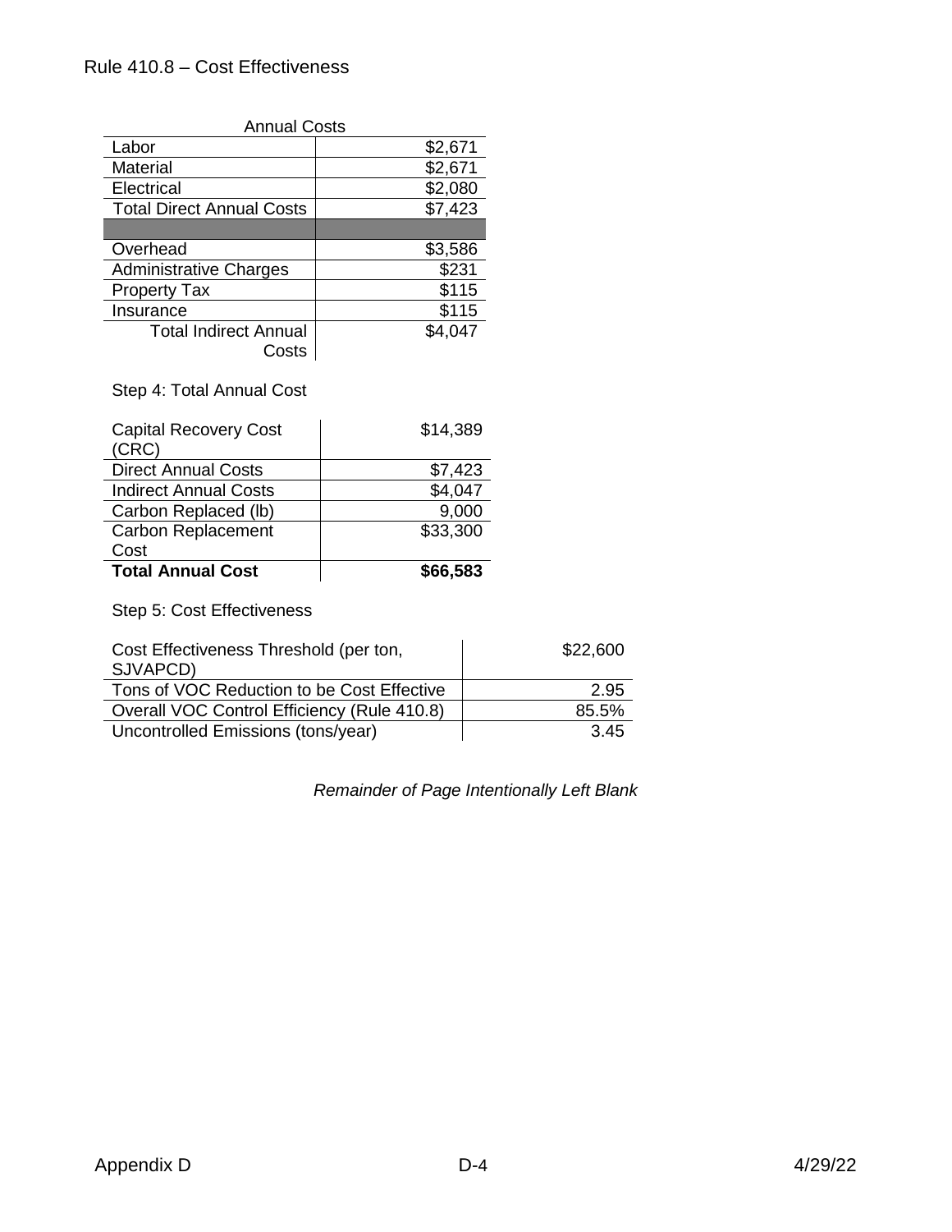Rule 410.8 – Cost Effectiveness

| Annual Costs | |
|---|---|
| Labor | $2,671 |
| Material | $2,671 |
| Electrical | $2,080 |
| Total Direct Annual Costs | $7,423 |
| | |
| Overhead | $3,586 |
| Administrative Charges | $231 |
| Property Tax | $115 |
| Insurance | $115 |
| Total Indirect Annual Costs | $4,047 |

Step 4: Total Annual Cost

| | |
|---|---|
| Capital Recovery Cost (CRC) | $14,389 |
| Direct Annual Costs | $7,423 |
| Indirect Annual Costs | $4,047 |
| Carbon Replaced (lb) | 9,000 |
| Carbon Replacement Cost | $33,300 |
| **Total Annual Cost** | **$66,583** |

Step 5: Cost Effectiveness

| | |
|---|---|
| Cost Effectiveness Threshold (per ton, SJVAPCD) | $22,600 |
| Tons of VOC Reduction to be Cost Effective | 2.95 |
| Overall VOC Control Efficiency (Rule 410.8) | 85.5% |
| Uncontrolled Emissions (tons/year) | 3.45 |

*Remainder of Page Intentionally Left Blank*